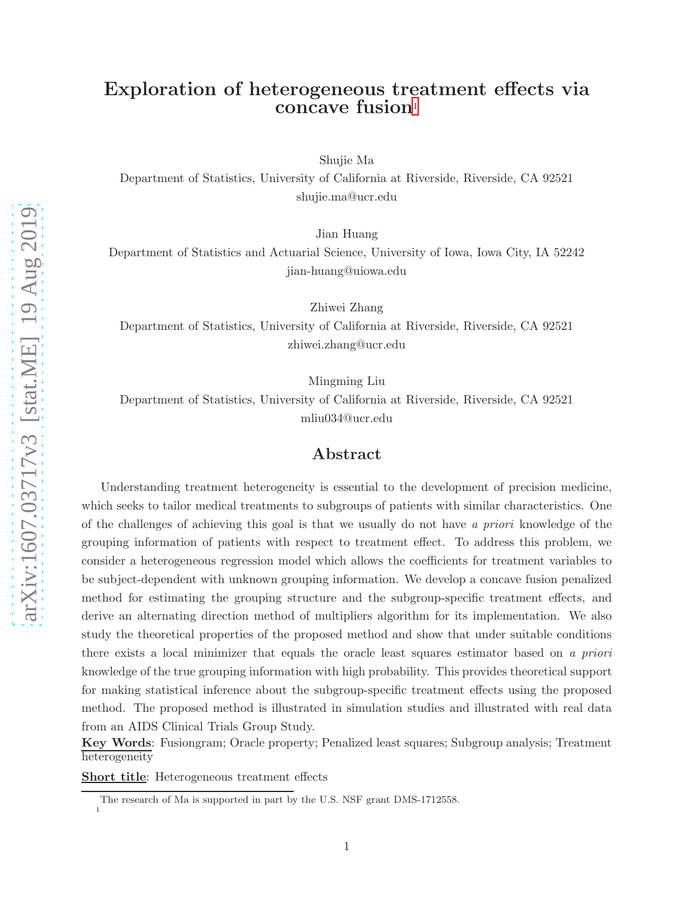# Exploration of heterogeneous treatment effects via concave fusion[1]

Shujie Ma

Department of Statistics, University of California at Riverside, Riverside, CA 92521

shujie.ma@ucr.edu

Jian Huang

Department of Statistics and Actuarial Science, University of Iowa, Iowa City, IA 52242

jian-huang@uiowa.edu

Zhiwei Zhang

Department of Statistics, University of California at Riverside, Riverside, CA 92521

zhiwei.zhang@ucr.edu

Mingming Liu

Department of Statistics, University of California at Riverside, Riverside, CA 92521

mliu034@ucr.edu

## Abstract

Understanding treatment heterogeneity is essential to the development of precision medicine, which seeks to tailor medical treatments to subgroups of patients with similar characteristics. One of the challenges of achieving this goal is that we usually do not have *a priori* knowledge of the grouping information of patients with respect to treatment effect. To address this problem, we consider a heterogeneous regression model which allows the coefficients for treatment variables to be subject-dependent with unknown grouping information. We develop a concave fusion penalized method for estimating the grouping structure and the subgroup-specific treatment effects, and derive an alternating direction method of multipliers algorithm for its implementation. We also study the theoretical properties of the proposed method and show that under suitable conditions there exists a local minimizer that equals the oracle least squares estimator based on *a priori* knowledge of the true grouping information with high probability. This provides theoretical support for making statistical inference about the subgroup-specific treatment effects using the proposed method. The proposed method is illustrated in simulation studies and illustrated with real data from an AIDS Clinical Trials Group Study.

**Key Words**: Fusiongram; Oracle property; Penalized least squares; Subgroup analysis; Treatment heterogeneity

**Short title**: Heterogeneous treatment effects

[1] The research of Ma is supported in part by the U.S. NSF grant DMS-1712558.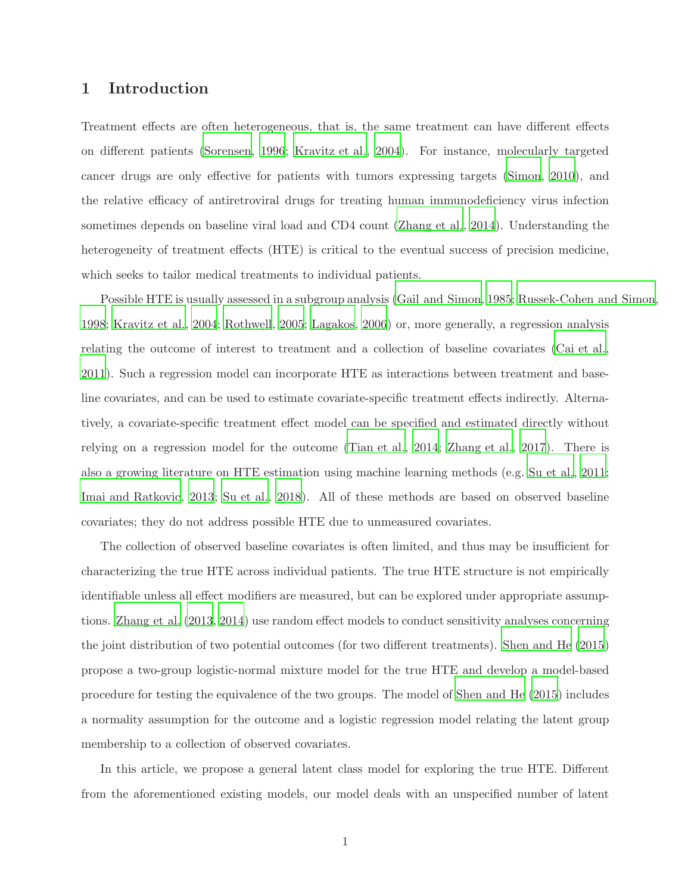# 1 Introduction

Treatment effects are often heterogeneous, that is, the same treatment can have different effects on different patients (Sorensen, 1996; Kravitz et al., 2004). For instance, molecularly targeted cancer drugs are only effective for patients with tumors expressing targets (Simon, 2010), and the relative efficacy of antiretroviral drugs for treating human immunodeficiency virus infection sometimes depends on baseline viral load and CD4 count (Zhang et al., 2014). Understanding the heterogeneity of treatment effects (HTE) is critical to the eventual success of precision medicine, which seeks to tailor medical treatments to individual patients.

Possible HTE is usually assessed in a subgroup analysis (Gail and Simon, 1985; Russek-Cohen and Simon, 1998; Kravitz et al., 2004; Rothwell, 2005; Lagakos, 2006) or, more generally, a regression analysis relating the outcome of interest to treatment and a collection of baseline covariates (Cai et al., 2011). Such a regression model can incorporate HTE as interactions between treatment and baseline covariates, and can be used to estimate covariate-specific treatment effects indirectly. Alternatively, a covariate-specific treatment effect model can be specified and estimated directly without relying on a regression model for the outcome (Tian et al., 2014; Zhang et al., 2017). There is also a growing literature on HTE estimation using machine learning methods (e.g. Su et al., 2011; Imai and Ratkovic, 2013; Su et al., 2018). All of these methods are based on observed baseline covariates; they do not address possible HTE due to unmeasured covariates.

The collection of observed baseline covariates is often limited, and thus may be insufficient for characterizing the true HTE across individual patients. The true HTE structure is not empirically identifiable unless all effect modifiers are measured, but can be explored under appropriate assumptions. Zhang et al. (2013, 2014) use random effect models to conduct sensitivity analyses concerning the joint distribution of two potential outcomes (for two different treatments). Shen and He (2015) propose a two-group logistic-normal mixture model for the true HTE and develop a model-based procedure for testing the equivalence of the two groups. The model of Shen and He (2015) includes a normality assumption for the outcome and a logistic regression model relating the latent group membership to a collection of observed covariates.

In this article, we propose a general latent class model for exploring the true HTE. Different from the aforementioned existing models, our model deals with an unspecified number of latent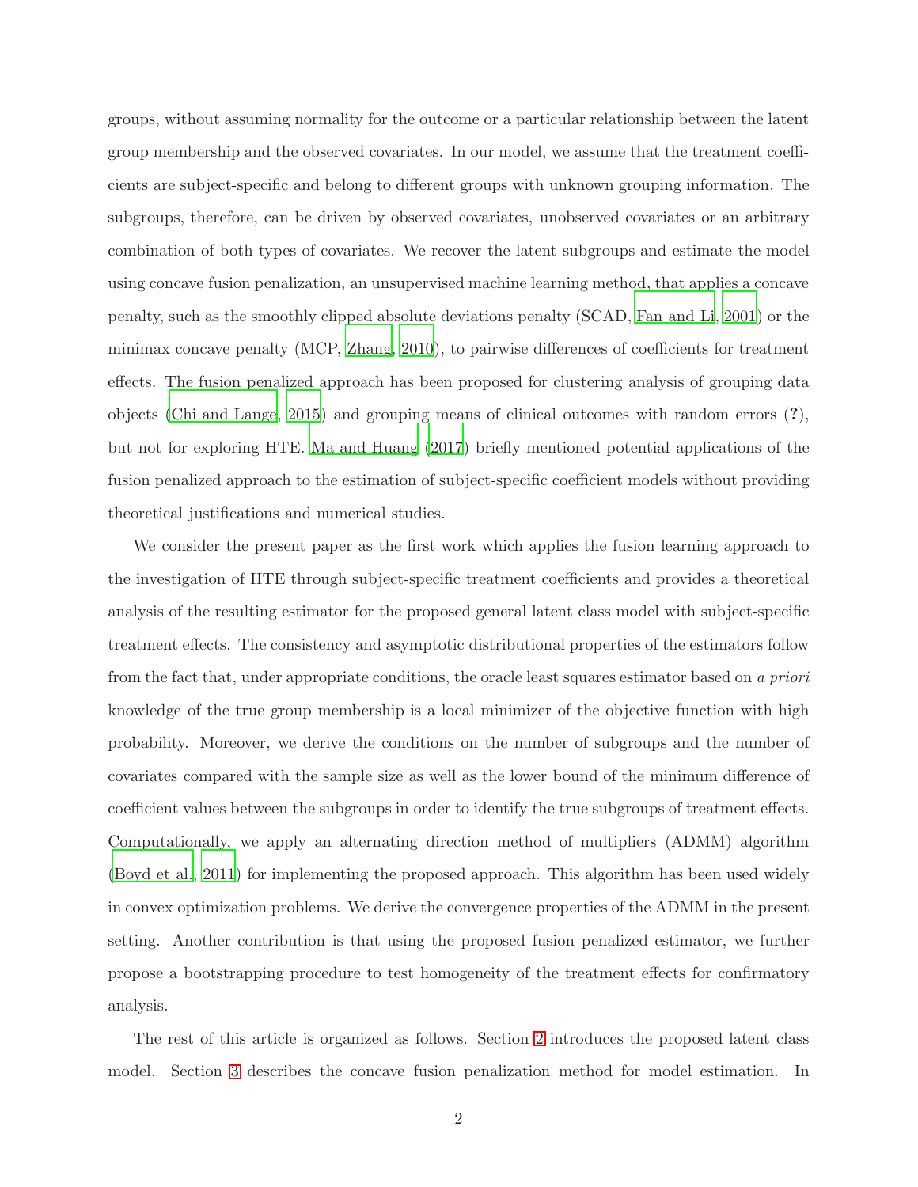groups, without assuming normality for the outcome or a particular relationship between the latent group membership and the observed covariates. In our model, we assume that the treatment coefficients are subject-specific and belong to different groups with unknown grouping information. The subgroups, therefore, can be driven by observed covariates, unobserved covariates or an arbitrary combination of both types of covariates. We recover the latent subgroups and estimate the model using concave fusion penalization, an unsupervised machine learning method, that applies a concave penalty, such as the smoothly clipped absolute deviations penalty (SCAD, Fan and Li, 2001) or the minimax concave penalty (MCP, Zhang, 2010), to pairwise differences of coefficients for treatment effects. The fusion penalized approach has been proposed for clustering analysis of grouping data objects (Chi and Lange, 2015) and grouping means of clinical outcomes with random errors (**?**), but not for exploring HTE. Ma and Huang (2017) briefly mentioned potential applications of the fusion penalized approach to the estimation of subject-specific coefficient models without providing theoretical justifications and numerical studies.

We consider the present paper as the first work which applies the fusion learning approach to the investigation of HTE through subject-specific treatment coefficients and provides a theoretical analysis of the resulting estimator for the proposed general latent class model with subject-specific treatment effects. The consistency and asymptotic distributional properties of the estimators follow from the fact that, under appropriate conditions, the oracle least squares estimator based on *a priori* knowledge of the true group membership is a local minimizer of the objective function with high probability. Moreover, we derive the conditions on the number of subgroups and the number of covariates compared with the sample size as well as the lower bound of the minimum difference of coefficient values between the subgroups in order to identify the true subgroups of treatment effects. Computationally, we apply an alternating direction method of multipliers (ADMM) algorithm (Boyd et al., 2011) for implementing the proposed approach. This algorithm has been used widely in convex optimization problems. We derive the convergence properties of the ADMM in the present setting. Another contribution is that using the proposed fusion penalized estimator, we further propose a bootstrapping procedure to test homogeneity of the treatment effects for confirmatory analysis.

The rest of this article is organized as follows. Section 2 introduces the proposed latent class model. Section 3 describes the concave fusion penalization method for model estimation. In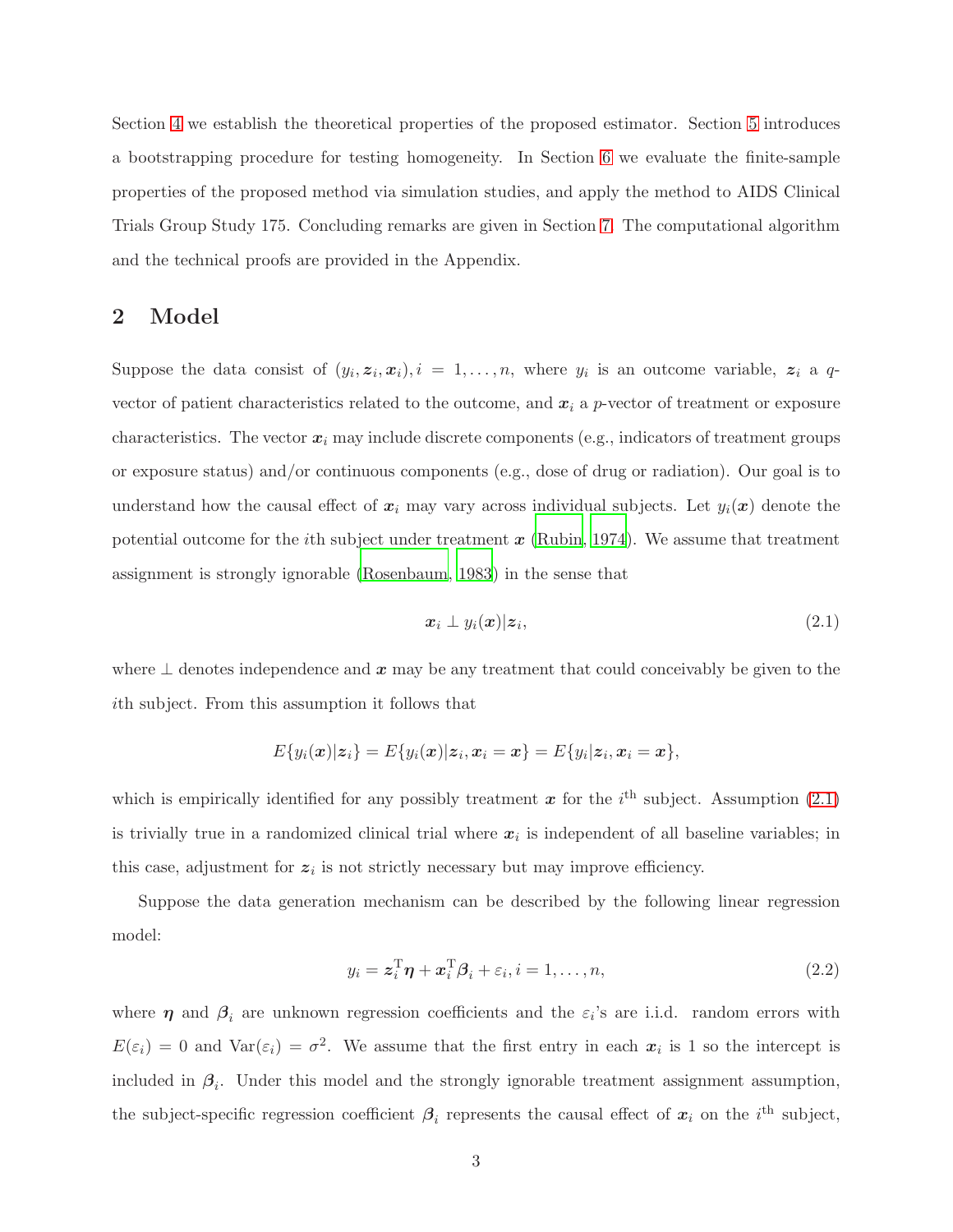Section 4 we establish the theoretical properties of the proposed estimator. Section 5 introduces a bootstrapping procedure for testing homogeneity. In Section 6 we evaluate the finite-sample properties of the proposed method via simulation studies, and apply the method to AIDS Clinical Trials Group Study 175. Concluding remarks are given in Section 7. The computational algorithm and the technical proofs are provided in the Appendix.

## 2 Model

Suppose the data consist of $(y_i, \boldsymbol{z}_i, \boldsymbol{x}_i), i = 1, \ldots, n$, where $y_i$ is an outcome variable, $\boldsymbol{z}_i$ a $q$-vector of patient characteristics related to the outcome, and $\boldsymbol{x}_i$ a $p$-vector of treatment or exposure characteristics. The vector $\boldsymbol{x}_i$ may include discrete components (e.g., indicators of treatment groups or exposure status) and/or continuous components (e.g., dose of drug or radiation). Our goal is to understand how the causal effect of $\boldsymbol{x}_i$ may vary across individual subjects. Let $y_i(\boldsymbol{x})$ denote the potential outcome for the $i$th subject under treatment $\boldsymbol{x}$ (Rubin, 1974). We assume that treatment assignment is strongly ignorable (Rosenbaum, 1983) in the sense that

$$\boldsymbol{x}_i \perp y_i(\boldsymbol{x}) | \boldsymbol{z}_i, \tag{2.1}$$

where $\perp$ denotes independence and $\boldsymbol{x}$ may be any treatment that could conceivably be given to the $i$th subject. From this assumption it follows that

$$E\{y_i(\boldsymbol{x})|\boldsymbol{z}_i\} = E\{y_i(\boldsymbol{x})|\boldsymbol{z}_i, \boldsymbol{x}_i = \boldsymbol{x}\} = E\{y_i|\boldsymbol{z}_i, \boldsymbol{x}_i = \boldsymbol{x}\},$$

which is empirically identified for any possibly treatment $\boldsymbol{x}$ for the $i^{\text{th}}$ subject. Assumption (2.1) is trivially true in a randomized clinical trial where $\boldsymbol{x}_i$ is independent of all baseline variables; in this case, adjustment for $\boldsymbol{z}_i$ is not strictly necessary but may improve efficiency.

Suppose the data generation mechanism can be described by the following linear regression model:

$$y_i = \boldsymbol{z}_i^{\mathrm{T}} \boldsymbol{\eta} + \boldsymbol{x}_i^{\mathrm{T}} \boldsymbol{\beta}_i + \varepsilon_i, i = 1, \ldots, n, \tag{2.2}$$

where $\boldsymbol{\eta}$ and $\boldsymbol{\beta}_i$ are unknown regression coefficients and the $\varepsilon_i$'s are i.i.d. random errors with $E(\varepsilon_i) = 0$ and $\mathrm{Var}(\varepsilon_i) = \sigma^2$. We assume that the first entry in each $\boldsymbol{x}_i$ is 1 so the intercept is included in $\boldsymbol{\beta}_i$. Under this model and the strongly ignorable treatment assignment assumption, the subject-specific regression coefficient $\boldsymbol{\beta}_i$ represents the causal effect of $\boldsymbol{x}_i$ on the $i^{\text{th}}$ subject,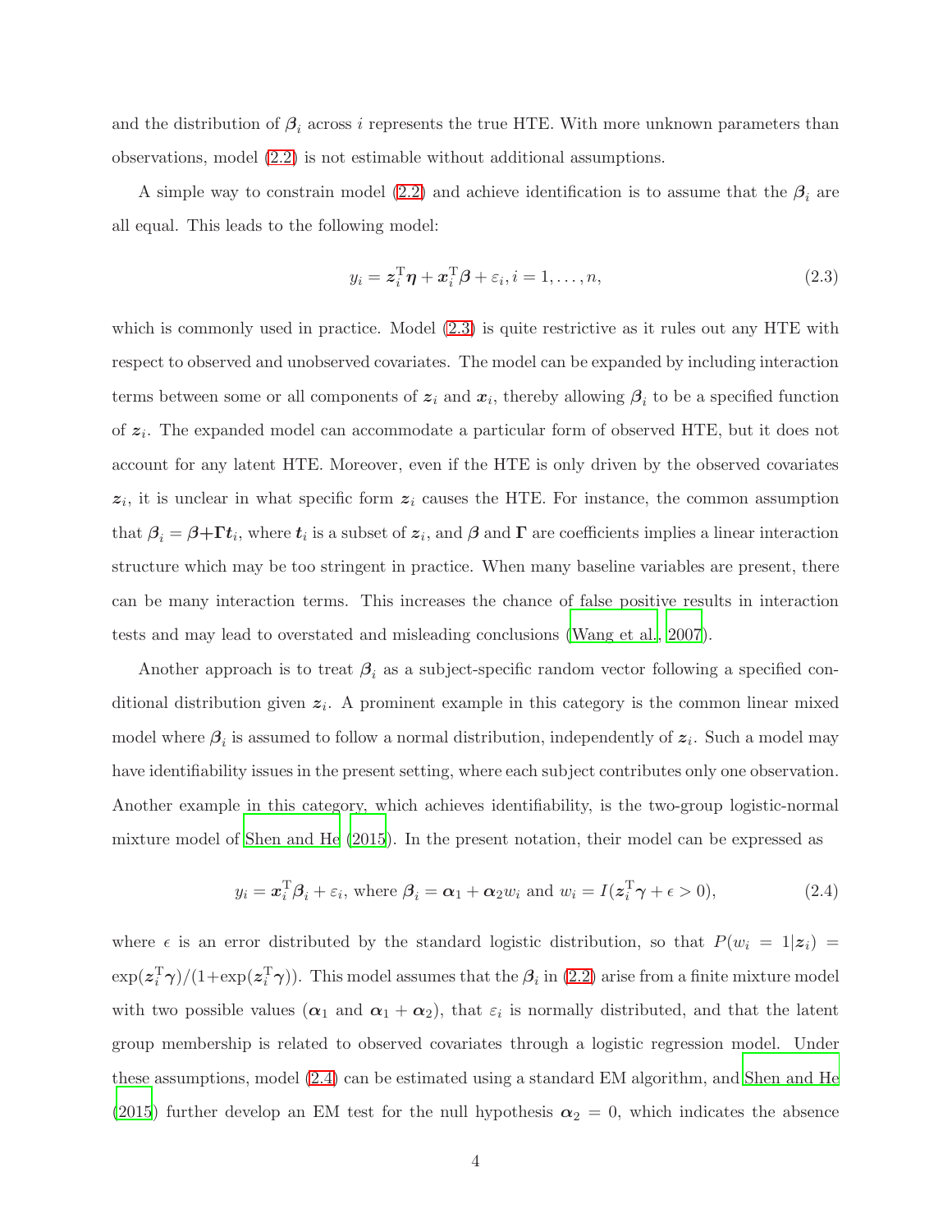and the distribution of $\boldsymbol{\beta}_i$ across $i$ represents the true HTE. With more unknown parameters than observations, model (2.2) is not estimable without additional assumptions.

A simple way to constrain model (2.2) and achieve identification is to assume that the $\boldsymbol{\beta}_i$ are all equal. This leads to the following model:

$$y_i = \boldsymbol{z}_i^{\mathrm{T}}\boldsymbol{\eta} + \boldsymbol{x}_i^{\mathrm{T}}\boldsymbol{\beta} + \varepsilon_i, i = 1, \ldots, n, \tag{2.3}$$

which is commonly used in practice. Model (2.3) is quite restrictive as it rules out any HTE with respect to observed and unobserved covariates. The model can be expanded by including interaction terms between some or all components of $\boldsymbol{z}_i$ and $\boldsymbol{x}_i$, thereby allowing $\boldsymbol{\beta}_i$ to be a specified function of $\boldsymbol{z}_i$. The expanded model can accommodate a particular form of observed HTE, but it does not account for any latent HTE. Moreover, even if the HTE is only driven by the observed covariates $\boldsymbol{z}_i$, it is unclear in what specific form $\boldsymbol{z}_i$ causes the HTE. For instance, the common assumption that $\boldsymbol{\beta}_i = \boldsymbol{\beta} + \boldsymbol{\Gamma}\boldsymbol{t}_i$, where $\boldsymbol{t}_i$ is a subset of $\boldsymbol{z}_i$, and $\boldsymbol{\beta}$ and $\boldsymbol{\Gamma}$ are coefficients implies a linear interaction structure which may be too stringent in practice. When many baseline variables are present, there can be many interaction terms. This increases the chance of false positive results in interaction tests and may lead to overstated and misleading conclusions (Wang et al., 2007).

Another approach is to treat $\boldsymbol{\beta}_i$ as a subject-specific random vector following a specified conditional distribution given $\boldsymbol{z}_i$. A prominent example in this category is the common linear mixed model where $\boldsymbol{\beta}_i$ is assumed to follow a normal distribution, independently of $\boldsymbol{z}_i$. Such a model may have identifiability issues in the present setting, where each subject contributes only one observation. Another example in this category, which achieves identifiability, is the two-group logistic-normal mixture model of Shen and He (2015). In the present notation, their model can be expressed as

$$y_i = \boldsymbol{x}_i^{\mathrm{T}}\boldsymbol{\beta}_i + \varepsilon_i, \text{ where } \boldsymbol{\beta}_i = \boldsymbol{\alpha}_1 + \boldsymbol{\alpha}_2 w_i \text{ and } w_i = I(\boldsymbol{z}_i^{\mathrm{T}}\boldsymbol{\gamma} + \epsilon > 0), \tag{2.4}$$

where $\epsilon$ is an error distributed by the standard logistic distribution, so that $P(w_i = 1|\boldsymbol{z}_i) = \exp(\boldsymbol{z}_i^{\mathrm{T}}\boldsymbol{\gamma})/(1+\exp(\boldsymbol{z}_i^{\mathrm{T}}\boldsymbol{\gamma}))$. This model assumes that the $\boldsymbol{\beta}_i$ in (2.2) arise from a finite mixture model with two possible values ($\boldsymbol{\alpha}_1$ and $\boldsymbol{\alpha}_1 + \boldsymbol{\alpha}_2$), that $\varepsilon_i$ is normally distributed, and that the latent group membership is related to observed covariates through a logistic regression model. Under these assumptions, model (2.4) can be estimated using a standard EM algorithm, and Shen and He (2015) further develop an EM test for the null hypothesis $\boldsymbol{\alpha}_2 = 0$, which indicates the absence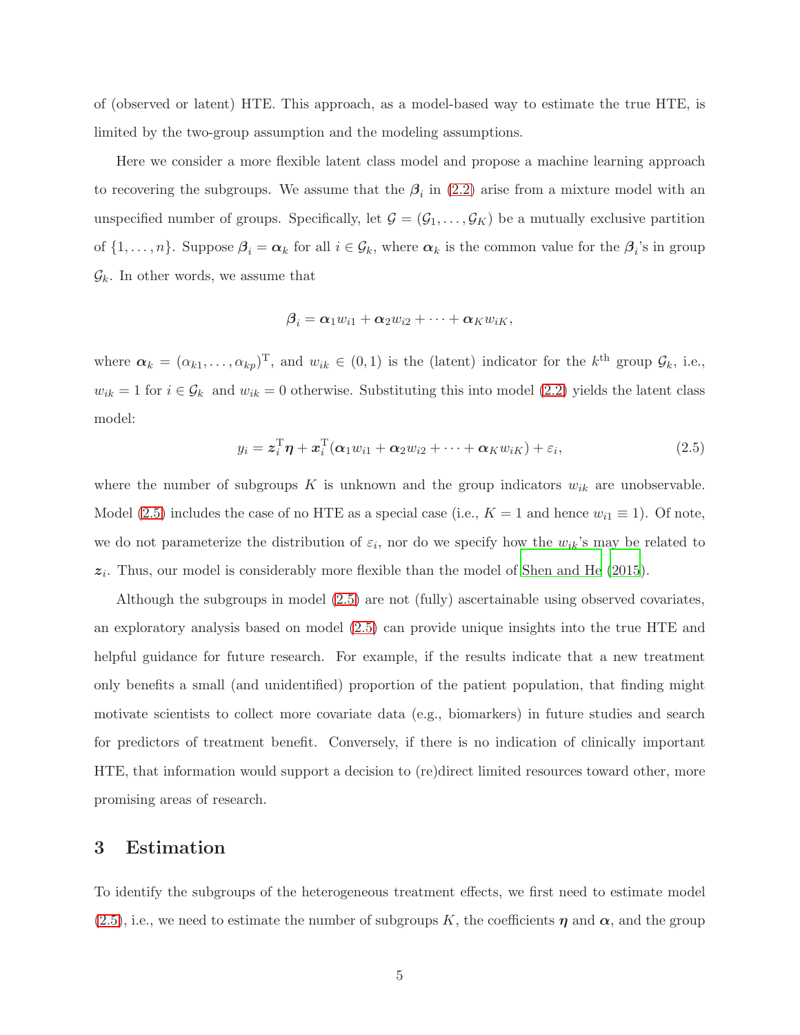of (observed or latent) HTE. This approach, as a model-based way to estimate the true HTE, is limited by the two-group assumption and the modeling assumptions.

Here we consider a more flexible latent class model and propose a machine learning approach to recovering the subgroups. We assume that the $\boldsymbol{\beta}_i$ in (2.2) arise from a mixture model with an unspecified number of groups. Specifically, let $\mathcal{G} = (\mathcal{G}_1, \ldots, \mathcal{G}_K)$ be a mutually exclusive partition of $\{1, \ldots, n\}$. Suppose $\boldsymbol{\beta}_i = \boldsymbol{\alpha}_k$ for all $i \in \mathcal{G}_k$, where $\boldsymbol{\alpha}_k$ is the common value for the $\boldsymbol{\beta}_i$'s in group $\mathcal{G}_k$. In other words, we assume that

$$\boldsymbol{\beta}_i = \boldsymbol{\alpha}_1 w_{i1} + \boldsymbol{\alpha}_2 w_{i2} + \cdots + \boldsymbol{\alpha}_K w_{iK},$$

where $\boldsymbol{\alpha}_k = (\alpha_{k1}, \ldots, \alpha_{kp})^{\mathrm{T}}$, and $w_{ik} \in (0, 1)$ is the (latent) indicator for the $k^{\text{th}}$ group $\mathcal{G}_k$, i.e., $w_{ik} = 1$ for $i \in \mathcal{G}_k$ and $w_{ik} = 0$ otherwise. Substituting this into model (2.2) yields the latent class model:

$$y_i = \boldsymbol{z}_i^{\mathrm{T}} \boldsymbol{\eta} + \boldsymbol{x}_i^{\mathrm{T}} (\boldsymbol{\alpha}_1 w_{i1} + \boldsymbol{\alpha}_2 w_{i2} + \cdots + \boldsymbol{\alpha}_K w_{iK}) + \varepsilon_i, \tag{2.5}$$

where the number of subgroups $K$ is unknown and the group indicators $w_{ik}$ are unobservable. Model (2.5) includes the case of no HTE as a special case (i.e., $K = 1$ and hence $w_{i1} \equiv 1$). Of note, we do not parameterize the distribution of $\varepsilon_i$, nor do we specify how the $w_{ik}$'s may be related to $\boldsymbol{z}_i$. Thus, our model is considerably more flexible than the model of Shen and He (2015).

Although the subgroups in model (2.5) are not (fully) ascertainable using observed covariates, an exploratory analysis based on model (2.5) can provide unique insights into the true HTE and helpful guidance for future research. For example, if the results indicate that a new treatment only benefits a small (and unidentified) proportion of the patient population, that finding might motivate scientists to collect more covariate data (e.g., biomarkers) in future studies and search for predictors of treatment benefit. Conversely, if there is no indication of clinically important HTE, that information would support a decision to (re)direct limited resources toward other, more promising areas of research.

# 3 Estimation

To identify the subgroups of the heterogeneous treatment effects, we first need to estimate model (2.5), i.e., we need to estimate the number of subgroups $K$, the coefficients $\boldsymbol{\eta}$ and $\boldsymbol{\alpha}$, and the group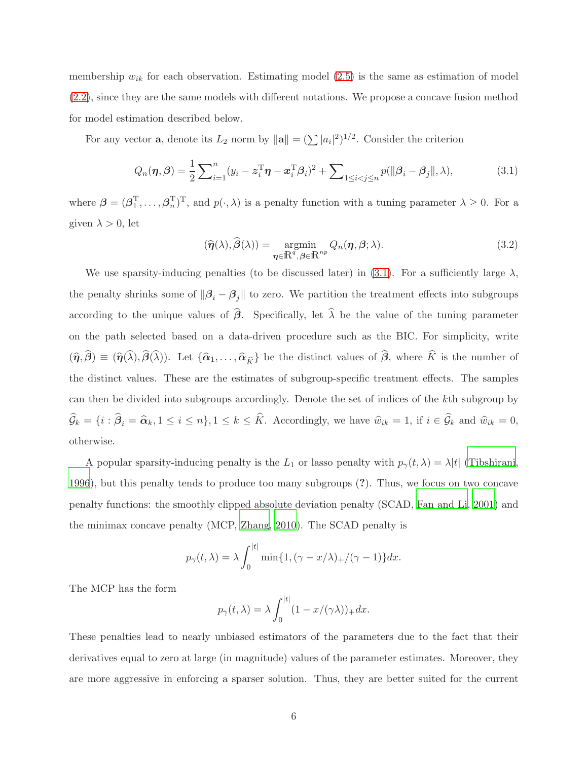membership $w_{ik}$ for each observation. Estimating model (2.5) is the same as estimation of model (2.2), since they are the same models with different notations. We propose a concave fusion method for model estimation described below.

For any vector $\mathbf{a}$, denote its $L_2$ norm by $\|\mathbf{a}\| = (\sum |a_i|^2)^{1/2}$. Consider the criterion

$$Q_n(\boldsymbol{\eta}, \boldsymbol{\beta}) = \frac{1}{2}\sum\nolimits_{i=1}^{n}(y_i - \boldsymbol{z}_i^{\mathrm{T}}\boldsymbol{\eta} - \boldsymbol{x}_i^{\mathrm{T}}\boldsymbol{\beta}_i)^2 + \sum\nolimits_{1\leq i<j\leq n} p(\|\boldsymbol{\beta}_i - \boldsymbol{\beta}_j\|, \lambda), \tag{3.1}$$

where $\boldsymbol{\beta} = (\boldsymbol{\beta}_1^{\mathrm{T}}, \ldots, \boldsymbol{\beta}_n^{\mathrm{T}})^{\mathrm{T}}$, and $p(\cdot, \lambda)$ is a penalty function with a tuning parameter $\lambda \geq 0$. For a given $\lambda > 0$, let

$$(\widehat{\boldsymbol{\eta}}(\lambda), \widehat{\boldsymbol{\beta}}(\lambda)) = \underset{\boldsymbol{\eta}\in\mathbb{R}^q, \boldsymbol{\beta}\in\mathbb{R}^{np}}{\operatorname{argmin}}\, Q_n(\boldsymbol{\eta}, \boldsymbol{\beta}; \lambda). \tag{3.2}$$

We use sparsity-inducing penalties (to be discussed later) in (3.1). For a sufficiently large $\lambda$, the penalty shrinks some of $\|\boldsymbol{\beta}_i - \boldsymbol{\beta}_j\|$ to zero. We partition the treatment effects into subgroups according to the unique values of $\widehat{\boldsymbol{\beta}}$. Specifically, let $\widehat{\lambda}$ be the value of the tuning parameter on the path selected based on a data-driven procedure such as the BIC. For simplicity, write $(\widehat{\boldsymbol{\eta}}, \widehat{\boldsymbol{\beta}}) \equiv (\widehat{\boldsymbol{\eta}}(\widehat{\lambda}), \widehat{\boldsymbol{\beta}}(\widehat{\lambda}))$. Let $\{\widehat{\boldsymbol{\alpha}}_1, \ldots, \widehat{\boldsymbol{\alpha}}_{\widehat{K}}\}$ be the distinct values of $\widehat{\boldsymbol{\beta}}$, where $\widehat{K}$ is the number of the distinct values. These are the estimates of subgroup-specific treatment effects. The samples can then be divided into subgroups accordingly. Denote the set of indices of the $k$th subgroup by $\widehat{\mathcal{G}}_k = \{i : \widehat{\boldsymbol{\beta}}_i = \widehat{\boldsymbol{\alpha}}_k, 1 \leq i \leq n\}, 1 \leq k \leq \widehat{K}$. Accordingly, we have $\widehat{w}_{ik} = 1$, if $i \in \widehat{\mathcal{G}}_k$ and $\widehat{w}_{ik} = 0$, otherwise.

A popular sparsity-inducing penalty is the $L_1$ or lasso penalty with $p_\gamma(t, \lambda) = \lambda|t|$ (Tibshirani, 1996), but this penalty tends to produce too many subgroups (**?**). Thus, we focus on two concave penalty functions: the smoothly clipped absolute deviation penalty (SCAD, Fan and Li, 2001) and the minimax concave penalty (MCP, Zhang, 2010). The SCAD penalty is

$$p_\gamma(t, \lambda) = \lambda \int_0^{|t|} \min\{1, (\gamma - x/\lambda)_+/(\gamma - 1)\}dx.$$

The MCP has the form

$$p_\gamma(t, \lambda) = \lambda \int_0^{|t|} (1 - x/(\gamma\lambda))_+ dx.$$

These penalties lead to nearly unbiased estimators of the parameters due to the fact that their derivatives equal to zero at large (in magnitude) values of the parameter estimates. Moreover, they are more aggressive in enforcing a sparser solution. Thus, they are better suited for the current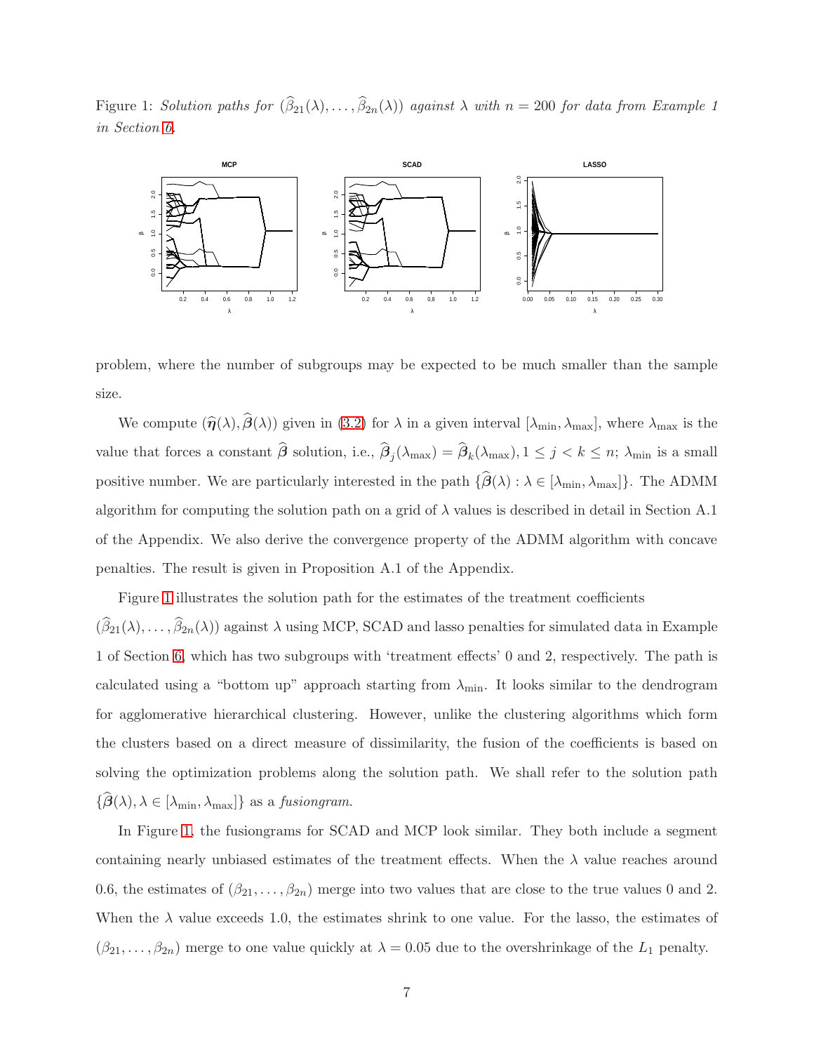Figure 1: *Solution paths for* $(\widehat{\beta}_{21}(\lambda), \ldots, \widehat{\beta}_{2n}(\lambda))$ *against* $\lambda$ *with* $n = 200$ *for data from Example 1 in Section 6.*

problem, where the number of subgroups may be expected to be much smaller than the sample size.

We compute $(\widehat{\boldsymbol{\eta}}(\lambda), \widehat{\boldsymbol{\beta}}(\lambda))$ given in (3.2) for $\lambda$ in a given interval $[\lambda_{\min}, \lambda_{\max}]$, where $\lambda_{\max}$ is the value that forces a constant $\widehat{\boldsymbol{\beta}}$ solution, i.e., $\widehat{\boldsymbol{\beta}}_j(\lambda_{\max}) = \widehat{\boldsymbol{\beta}}_k(\lambda_{\max}), 1 \leq j < k \leq n$; $\lambda_{\min}$ is a small positive number. We are particularly interested in the path $\{\widehat{\boldsymbol{\beta}}(\lambda) : \lambda \in [\lambda_{\min}, \lambda_{\max}]\}$. The ADMM algorithm for computing the solution path on a grid of $\lambda$ values is described in detail in Section A.1 of the Appendix. We also derive the convergence property of the ADMM algorithm with concave penalties. The result is given in Proposition A.1 of the Appendix.

Figure 1 illustrates the solution path for the estimates of the treatment coefficients $(\widehat{\beta}_{21}(\lambda), \ldots, \widehat{\beta}_{2n}(\lambda))$ against $\lambda$ using MCP, SCAD and lasso penalties for simulated data in Example 1 of Section 6, which has two subgroups with 'treatment effects' 0 and 2, respectively. The path is calculated using a "bottom up" approach starting from $\lambda_{\min}$. It looks similar to the dendrogram for agglomerative hierarchical clustering. However, unlike the clustering algorithms which form the clusters based on a direct measure of dissimilarity, the fusion of the coefficients is based on solving the optimization problems along the solution path. We shall refer to the solution path $\{\widehat{\boldsymbol{\beta}}(\lambda), \lambda \in [\lambda_{\min}, \lambda_{\max}]\}$ as a *fusiongram*.

In Figure 1, the fusiongrams for SCAD and MCP look similar. They both include a segment containing nearly unbiased estimates of the treatment effects. When the $\lambda$ value reaches around 0.6, the estimates of $(\beta_{21}, \ldots, \beta_{2n})$ merge into two values that are close to the true values 0 and 2. When the $\lambda$ value exceeds 1.0, the estimates shrink to one value. For the lasso, the estimates of $(\beta_{21}, \ldots, \beta_{2n})$ merge to one value quickly at $\lambda = 0.05$ due to the overshrinkage of the $L_1$ penalty.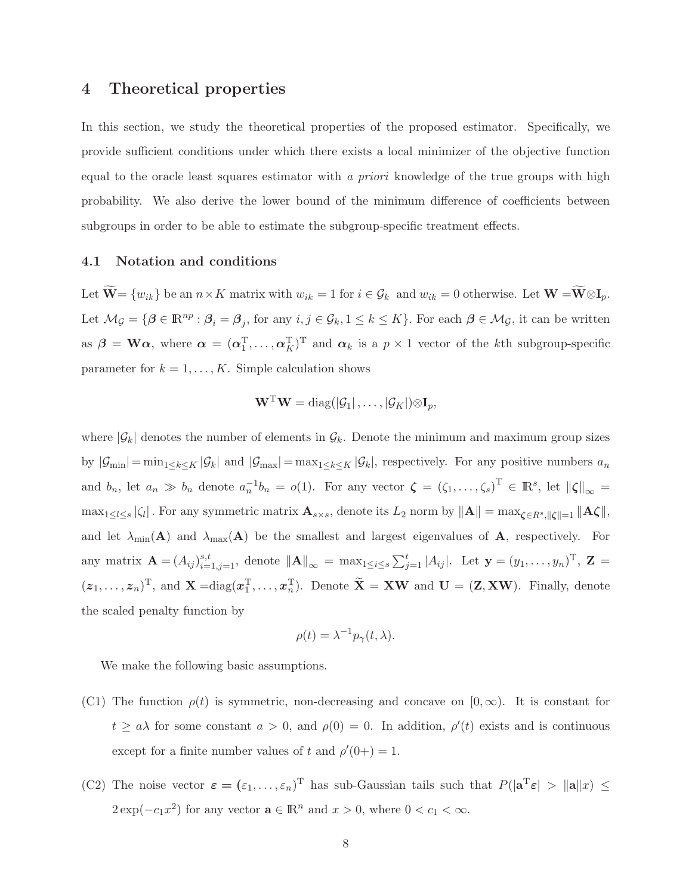## 4 Theoretical properties

In this section, we study the theoretical properties of the proposed estimator. Specifically, we provide sufficient conditions under which there exists a local minimizer of the objective function equal to the oracle least squares estimator with *a priori* knowledge of the true groups with high probability. We also derive the lower bound of the minimum difference of coefficients between subgroups in order to be able to estimate the subgroup-specific treatment effects.

### 4.1 Notation and conditions

Let $\widetilde{\mathbf{W}}= \{w_{ik}\}$ be an $n \times K$ matrix with $w_{ik} = 1$ for $i \in \mathcal{G}_k$ and $w_{ik} = 0$ otherwise. Let $\mathbf{W} = \widetilde{\mathbf{W}} \otimes \mathbf{I}_p$. Let $\mathcal{M}_{\mathcal{G}} = \{\boldsymbol{\beta} \in \mathbb{R}^{np} : \boldsymbol{\beta}_i = \boldsymbol{\beta}_j$, for any $i, j \in \mathcal{G}_k, 1 \leq k \leq K\}$. For each $\boldsymbol{\beta} \in \mathcal{M}_{\mathcal{G}}$, it can be written as $\boldsymbol{\beta} = \mathbf{W}\boldsymbol{\alpha}$, where $\boldsymbol{\alpha} = (\boldsymbol{\alpha}_1^{\mathrm{T}}, \ldots, \boldsymbol{\alpha}_K^{\mathrm{T}})^{\mathrm{T}}$ and $\boldsymbol{\alpha}_k$ is a $p \times 1$ vector of the $k$th subgroup-specific parameter for $k = 1, \ldots, K$. Simple calculation shows

$$\mathbf{W}^{\mathrm{T}}\mathbf{W} = \mathrm{diag}(|\mathcal{G}_1|, \ldots, |\mathcal{G}_K|) \otimes \mathbf{I}_p,$$

where $|\mathcal{G}_k|$ denotes the number of elements in $\mathcal{G}_k$. Denote the minimum and maximum group sizes by $|\mathcal{G}_{\min}| = \min_{1 \leq k \leq K} |\mathcal{G}_k|$ and $|\mathcal{G}_{\max}| = \max_{1 \leq k \leq K} |\mathcal{G}_k|$, respectively. For any positive numbers $a_n$ and $b_n$, let $a_n \gg b_n$ denote $a_n^{-1} b_n = o(1)$. For any vector $\boldsymbol{\zeta} = (\zeta_1, \ldots, \zeta_s)^{\mathrm{T}} \in \mathbb{R}^s$, let $\|\boldsymbol{\zeta}\|_\infty = \max_{1 \leq l \leq s} |\zeta_l|$. For any symmetric matrix $\mathbf{A}_{s \times s}$, denote its $L_2$ norm by $\|\mathbf{A}\| = \max_{\boldsymbol{\zeta} \in R^s, \|\boldsymbol{\zeta}\|=1} \|\mathbf{A}\boldsymbol{\zeta}\|$, and let $\lambda_{\min}(\mathbf{A})$ and $\lambda_{\max}(\mathbf{A})$ be the smallest and largest eigenvalues of $\mathbf{A}$, respectively. For any matrix $\mathbf{A} = (A_{ij})_{i=1,j=1}^{s,t}$, denote $\|\mathbf{A}\|_\infty = \max_{1 \leq i \leq s} \sum_{j=1}^{t} |A_{ij}|$. Let $\mathbf{y} = (y_1, \ldots, y_n)^{\mathrm{T}}$, $\mathbf{Z} = (\boldsymbol{z}_1, \ldots, \boldsymbol{z}_n)^{\mathrm{T}}$, and $\mathbf{X} = \mathrm{diag}(\boldsymbol{x}_1^{\mathrm{T}}, \ldots, \boldsymbol{x}_n^{\mathrm{T}})$. Denote $\widetilde{\mathbf{X}} = \mathbf{X}\mathbf{W}$ and $\mathbf{U} = (\mathbf{Z}, \mathbf{X}\mathbf{W})$. Finally, denote the scaled penalty function by

$$\rho(t) = \lambda^{-1} p_\gamma(t, \lambda).$$

We make the following basic assumptions.

- (C1) The function $\rho(t)$ is symmetric, non-decreasing and concave on $[0, \infty)$. It is constant for $t \geq a\lambda$ for some constant $a > 0$, and $\rho(0) = 0$. In addition, $\rho'(t)$ exists and is continuous except for a finite number values of $t$ and $\rho'(0+) = 1$.
- (C2) The noise vector $\boldsymbol{\varepsilon} = (\varepsilon_1, \ldots, \varepsilon_n)^{\mathrm{T}}$ has sub-Gaussian tails such that $P(|\mathbf{a}^{\mathrm{T}}\boldsymbol{\varepsilon}| > \|\mathbf{a}\|x) \leq 2\exp(-c_1 x^2)$ for any vector $\mathbf{a} \in \mathbb{R}^n$ and $x > 0$, where $0 < c_1 < \infty$.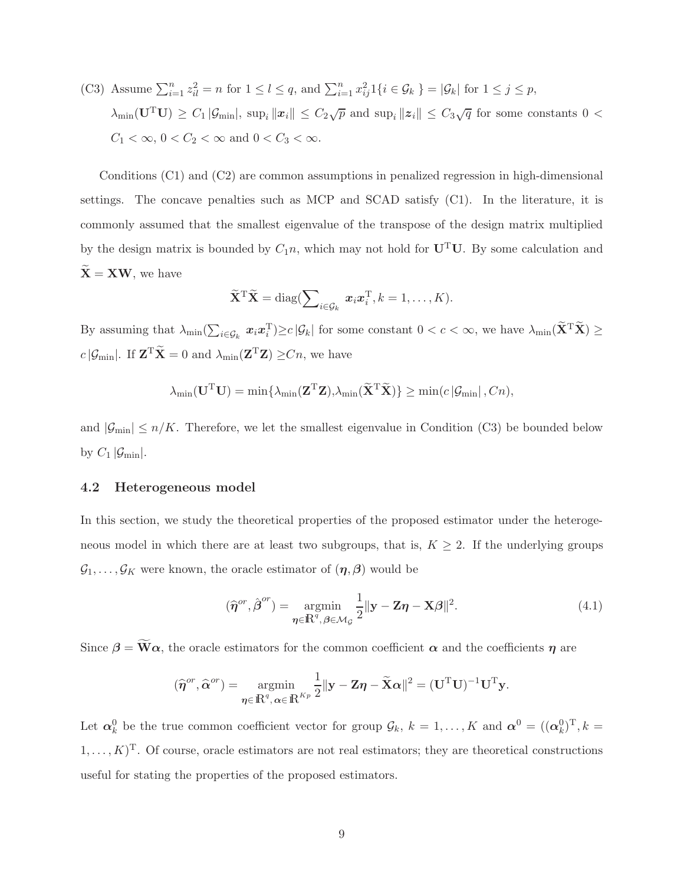(C3) Assume $\sum_{i=1}^n z_{il}^2 = n$ for $1 \le l \le q$, and $\sum_{i=1}^n x_{ij}^2 1\{i \in \mathcal{G}_k\} = |\mathcal{G}_k|$ for $1 \le j \le p$, $\lambda_{\min}(\mathbf{U}^{\mathrm{T}}\mathbf{U}) \ge C_1 |\mathcal{G}_{\min}|$, $\sup_i \|\boldsymbol{x}_i\| \le C_2\sqrt{p}$ and $\sup_i \|\boldsymbol{z}_i\| \le C_3\sqrt{q}$ for some constants $0 < C_1 < \infty$, $0 < C_2 < \infty$ and $0 < C_3 < \infty$.

Conditions (C1) and (C2) are common assumptions in penalized regression in high-dimensional settings. The concave penalties such as MCP and SCAD satisfy (C1). In the literature, it is commonly assumed that the smallest eigenvalue of the transpose of the design matrix multiplied by the design matrix is bounded by $C_1 n$, which may not hold for $\mathbf{U}^{\mathrm{T}}\mathbf{U}$. By some calculation and $\widetilde{\mathbf{X}} = \mathbf{X}\mathbf{W}$, we have

$$\widetilde{\mathbf{X}}^{\mathrm{T}}\widetilde{\mathbf{X}} = \mathrm{diag}(\sum\nolimits_{i\in\mathcal{G}_k} \boldsymbol{x}_i\boldsymbol{x}_i^{\mathrm{T}}, k = 1, \ldots, K).$$

By assuming that $\lambda_{\min}(\sum_{i\in\mathcal{G}_k} \boldsymbol{x}_i\boldsymbol{x}_i^{\mathrm{T}}) \ge c\,|\mathcal{G}_k|$ for some constant $0 < c < \infty$, we have $\lambda_{\min}(\widetilde{\mathbf{X}}^{\mathrm{T}}\widetilde{\mathbf{X}}) \ge c\,|\mathcal{G}_{\min}|$. If $\mathbf{Z}^{\mathrm{T}}\widetilde{\mathbf{X}} = 0$ and $\lambda_{\min}(\mathbf{Z}^{\mathrm{T}}\mathbf{Z}) \ge Cn$, we have

$$\lambda_{\min}(\mathbf{U}^{\mathrm{T}}\mathbf{U}) = \min\{\lambda_{\min}(\mathbf{Z}^{\mathrm{T}}\mathbf{Z}), \lambda_{\min}(\widetilde{\mathbf{X}}^{\mathrm{T}}\widetilde{\mathbf{X}})\} \ge \min(c\,|\mathcal{G}_{\min}|\,, Cn),$$

and $|\mathcal{G}_{\min}| \le n/K$. Therefore, we let the smallest eigenvalue in Condition (C3) be bounded below by $C_1\,|\mathcal{G}_{\min}|$.

## 4.2 Heterogeneous model

In this section, we study the theoretical properties of the proposed estimator under the heterogeneous model in which there are at least two subgroups, that is, $K \ge 2$. If the underlying groups $\mathcal{G}_1, \ldots, \mathcal{G}_K$ were known, the oracle estimator of $(\boldsymbol{\eta}, \boldsymbol{\beta})$ would be

$$(\widehat{\boldsymbol{\eta}}^{or}, \hat{\boldsymbol{\beta}}^{or}) = \underset{\boldsymbol{\eta}\in\mathbb{R}^q,\, \boldsymbol{\beta}\in\mathcal{M}_{\mathcal{G}}}{\operatorname{argmin}} \frac{1}{2}\|\mathbf{y} - \mathbf{Z}\boldsymbol{\eta} - \mathbf{X}\boldsymbol{\beta}\|^2. \tag{4.1}$$

Since $\boldsymbol{\beta} = \widetilde{\mathbf{W}}\boldsymbol{\alpha}$, the oracle estimators for the common coefficient $\boldsymbol{\alpha}$ and the coefficients $\boldsymbol{\eta}$ are

$$(\widehat{\boldsymbol{\eta}}^{or}, \widehat{\boldsymbol{\alpha}}^{or}) = \underset{\boldsymbol{\eta}\in\mathbb{R}^q,\, \boldsymbol{\alpha}\in\mathbb{R}^{Kp}}{\operatorname{argmin}} \frac{1}{2}\|\mathbf{y} - \mathbf{Z}\boldsymbol{\eta} - \widetilde{\mathbf{X}}\boldsymbol{\alpha}\|^2 = (\mathbf{U}^{\mathrm{T}}\mathbf{U})^{-1}\mathbf{U}^{\mathrm{T}}\mathbf{y}.$$

Let $\boldsymbol{\alpha}_k^0$ be the true common coefficient vector for group $\mathcal{G}_k$, $k = 1, \ldots, K$ and $\boldsymbol{\alpha}^0 = ((\boldsymbol{\alpha}_k^0)^{\mathrm{T}}, k = 1, \ldots, K)^{\mathrm{T}}$. Of course, oracle estimators are not real estimators; they are theoretical constructions useful for stating the properties of the proposed estimators.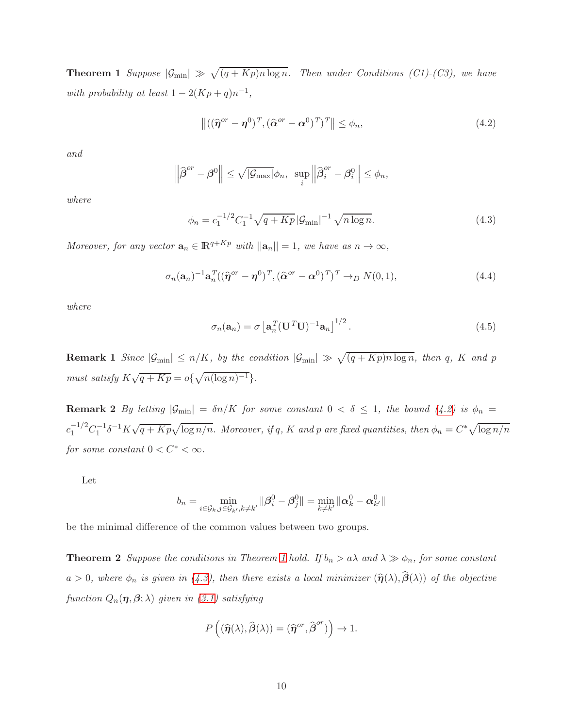**Theorem 1** *Suppose $|\mathcal{G}_{\min}| \gg \sqrt{(q+Kp)n\log n}$. Then under Conditions (C1)-(C3), we have with probability at least $1-2(Kp+q)n^{-1}$,*

$$\left\|((\widehat{\boldsymbol{\eta}}^{or}-\boldsymbol{\eta}^0)^T,(\widehat{\boldsymbol{\alpha}}^{or}-\boldsymbol{\alpha}^0)^T)^T\right\| \leq \phi_n, \tag{4.2}$$

*and*

$$\left\|\widehat{\boldsymbol{\beta}}^{or}-\boldsymbol{\beta}^0\right\| \leq \sqrt{|\mathcal{G}_{\max}|}\phi_n, \ \ \sup_i \left\|\widehat{\boldsymbol{\beta}}_i^{or}-\boldsymbol{\beta}_i^0\right\| \leq \phi_n,$$

*where*

$$\phi_n = c_1^{-1/2}C_1^{-1}\sqrt{q+Kp}\,|\mathcal{G}_{\min}|^{-1}\sqrt{n\log n}. \tag{4.3}$$

*Moreover, for any vector $\mathbf{a}_n \in \mathbb{R}^{q+Kp}$ with $||\mathbf{a}_n||=1$, we have as $n\to\infty$,*

$$\sigma_n(\mathbf{a}_n)^{-1}\mathbf{a}_n^T((\widehat{\boldsymbol{\eta}}^{or}-\boldsymbol{\eta}^0)^T,(\widehat{\boldsymbol{\alpha}}^{or}-\boldsymbol{\alpha}^0)^T)^T \to_D N(0,1), \tag{4.4}$$

*where*

$$\sigma_n(\mathbf{a}_n) = \sigma\left[\mathbf{a}_n^T(\mathbf{U}^T\mathbf{U})^{-1}\mathbf{a}_n\right]^{1/2}. \tag{4.5}$$

**Remark 1** *Since $|\mathcal{G}_{\min}| \leq n/K$, by the condition $|\mathcal{G}_{\min}| \gg \sqrt{(q+Kp)n\log n}$, then $q$, $K$ and $p$ must satisfy $K\sqrt{q+Kp} = o\{\sqrt{n(\log n)^{-1}}\}$.*

**Remark 2** *By letting $|\mathcal{G}_{\min}| = \delta n/K$ for some constant $0<\delta\leq 1$, the bound (4.2) is $\phi_n = c_1^{-1/2}C_1^{-1}\delta^{-1}K\sqrt{q+Kp}\sqrt{\log n/n}$. Moreover, if $q$, $K$ and $p$ are fixed quantities, then $\phi_n = C^*\sqrt{\log n/n}$ for some constant $0<C^*<\infty$.*

Let

$$b_n = \min_{i\in\mathcal{G}_k, j\in\mathcal{G}_{k'}, k\neq k'} \|\boldsymbol{\beta}_i^0-\boldsymbol{\beta}_j^0\| = \min_{k\neq k'}\|\boldsymbol{\alpha}_k^0-\boldsymbol{\alpha}_{k'}^0\|$$

be the minimal difference of the common values between two groups.

**Theorem 2** *Suppose the conditions in Theorem 1 hold. If $b_n > a\lambda$ and $\lambda \gg \phi_n$, for some constant $a>0$, where $\phi_n$ is given in (4.3), then there exists a local minimizer $(\widehat{\boldsymbol{\eta}}(\lambda),\widehat{\boldsymbol{\beta}}(\lambda))$ of the objective function $Q_n(\boldsymbol{\eta},\boldsymbol{\beta};\lambda)$ given in (3.1) satisfying*

$$P\left((\widehat{\boldsymbol{\eta}}(\lambda),\widehat{\boldsymbol{\beta}}(\lambda)) = (\widehat{\boldsymbol{\eta}}^{or},\widehat{\boldsymbol{\beta}}^{or})\right) \to 1.$$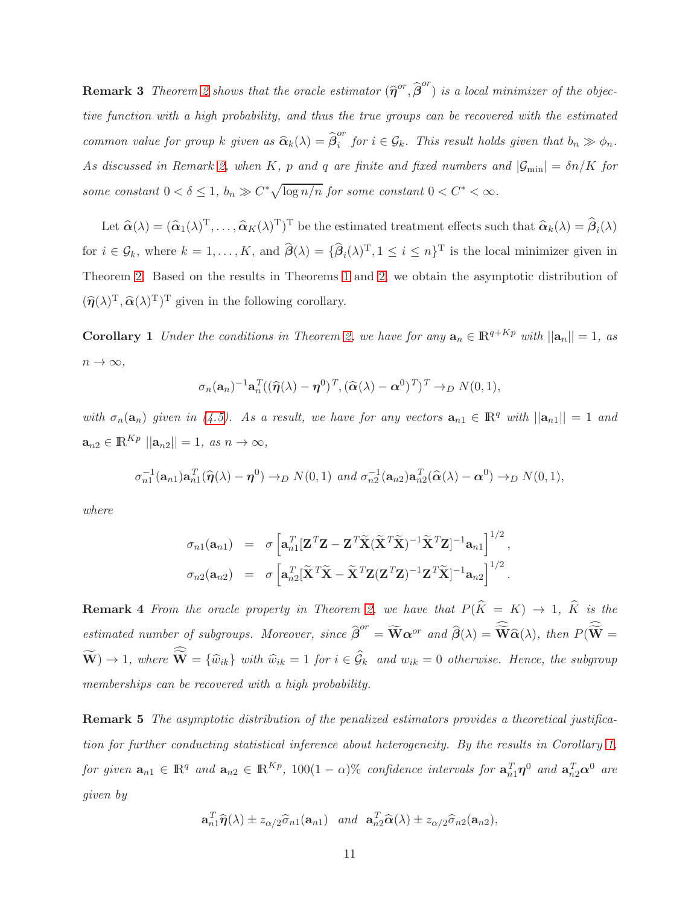**Remark 3** *Theorem 2 shows that the oracle estimator $(\widehat{\boldsymbol{\eta}}^{or}, \widehat{\boldsymbol{\beta}}^{or})$ is a local minimizer of the objective function with a high probability, and thus the true groups can be recovered with the estimated common value for group $k$ given as $\widehat{\boldsymbol{\alpha}}_k(\lambda) = \widehat{\boldsymbol{\beta}}_i^{or}$ for $i \in \mathcal{G}_k$. This result holds given that $b_n \gg \phi_n$. As discussed in Remark 2, when $K$, $p$ and $q$ are finite and fixed numbers and $|\mathcal{G}_{\min}| = \delta n/K$ for some constant $0 < \delta \leq 1$, $b_n \gg C^* \sqrt{\log n/n}$ for some constant $0 < C^* < \infty$.*

Let $\widehat{\boldsymbol{\alpha}}(\lambda) = (\widehat{\boldsymbol{\alpha}}_1(\lambda)^{\mathrm{T}}, \ldots, \widehat{\boldsymbol{\alpha}}_K(\lambda)^{\mathrm{T}})^{\mathrm{T}}$ be the estimated treatment effects such that $\widehat{\boldsymbol{\alpha}}_k(\lambda) = \widehat{\boldsymbol{\beta}}_i(\lambda)$ for $i \in \mathcal{G}_k$, where $k = 1, \ldots, K$, and $\widehat{\boldsymbol{\beta}}(\lambda) = \{\widehat{\boldsymbol{\beta}}_i(\lambda)^{\mathrm{T}}, 1 \leq i \leq n\}^{\mathrm{T}}$ is the local minimizer given in Theorem 2. Based on the results in Theorems 1 and 2, we obtain the asymptotic distribution of $(\widehat{\boldsymbol{\eta}}(\lambda)^{\mathrm{T}}, \widehat{\boldsymbol{\alpha}}(\lambda)^{\mathrm{T}})^{\mathrm{T}}$ given in the following corollary.

**Corollary 1** *Under the conditions in Theorem 2, we have for any $\mathbf{a}_n \in \mathbb{R}^{q+Kp}$ with $||\mathbf{a}_n|| = 1$, as $n \to \infty$,*

$$\sigma_n(\mathbf{a}_n)^{-1}\mathbf{a}_n^T((\widehat{\boldsymbol{\eta}}(\lambda) - \boldsymbol{\eta}^0)^T, (\widehat{\boldsymbol{\alpha}}(\lambda) - \boldsymbol{\alpha}^0)^T)^T \to_D N(0, 1),$$

*with $\sigma_n(\mathbf{a}_n)$ given in (4.5). As a result, we have for any vectors $\mathbf{a}_{n1} \in \mathbb{R}^q$ with $||\mathbf{a}_{n1}|| = 1$ and $\mathbf{a}_{n2} \in \mathbb{R}^{Kp}$ $||\mathbf{a}_{n2}|| = 1$, as $n \to \infty$,*

$$\sigma_{n1}^{-1}(\mathbf{a}_{n1})\mathbf{a}_{n1}^T(\widehat{\boldsymbol{\eta}}(\lambda) - \boldsymbol{\eta}^0) \to_D N(0, 1) \text{ and } \sigma_{n2}^{-1}(\mathbf{a}_{n2})\mathbf{a}_{n2}^T(\widehat{\boldsymbol{\alpha}}(\lambda) - \boldsymbol{\alpha}^0) \to_D N(0, 1),$$

*where*

$$\begin{aligned}
\sigma_{n1}(\mathbf{a}_{n1}) &= \sigma\left[\mathbf{a}_{n1}^T[\mathbf{Z}^T\mathbf{Z} - \mathbf{Z}^T\widetilde{\mathbf{X}}(\widetilde{\mathbf{X}}^T\widetilde{\mathbf{X}})^{-1}\widetilde{\mathbf{X}}^T\mathbf{Z}]^{-1}\mathbf{a}_{n1}\right]^{1/2}, \\
\sigma_{n2}(\mathbf{a}_{n2}) &= \sigma\left[\mathbf{a}_{n2}^T[\widetilde{\mathbf{X}}^T\widetilde{\mathbf{X}} - \widetilde{\mathbf{X}}^T\mathbf{Z}(\mathbf{Z}^T\mathbf{Z})^{-1}\mathbf{Z}^T\widetilde{\mathbf{X}}]^{-1}\mathbf{a}_{n2}\right]^{1/2}.
\end{aligned}$$

**Remark 4** *From the oracle property in Theorem 2, we have that $P(\widehat{K} = K) \to 1$, $\widehat{K}$ is the estimated number of subgroups. Moreover, since $\widehat{\boldsymbol{\beta}}^{or} = \widetilde{\mathbf{W}}\boldsymbol{\alpha}^{or}$ and $\widehat{\boldsymbol{\beta}}(\lambda) = \widehat{\widetilde{\mathbf{W}}}\widehat{\boldsymbol{\alpha}}(\lambda)$, then $P(\widehat{\widetilde{\mathbf{W}}} = \widetilde{\mathbf{W}}) \to 1$, where $\widehat{\widetilde{\mathbf{W}}} = \{\widehat{w}_{ik}\}$ with $\widehat{w}_{ik} = 1$ for $i \in \widehat{\mathcal{G}}_k$ and $w_{ik} = 0$ otherwise. Hence, the subgroup memberships can be recovered with a high probability.*

**Remark 5** *The asymptotic distribution of the penalized estimators provides a theoretical justification for further conducting statistical inference about heterogeneity. By the results in Corollary 1, for given $\mathbf{a}_{n1} \in \mathbb{R}^q$ and $\mathbf{a}_{n2} \in \mathbb{R}^{Kp}$, $100(1-\alpha)\%$ confidence intervals for $\mathbf{a}_{n1}^T\boldsymbol{\eta}^0$ and $\mathbf{a}_{n2}^T\boldsymbol{\alpha}^0$ are given by*

$$\mathbf{a}_{n1}^T\widehat{\boldsymbol{\eta}}(\lambda) \pm z_{\alpha/2}\widehat{\sigma}_{n1}(\mathbf{a}_{n1}) \quad \text{and} \quad \mathbf{a}_{n2}^T\widehat{\boldsymbol{\alpha}}(\lambda) \pm z_{\alpha/2}\widehat{\sigma}_{n2}(\mathbf{a}_{n2}),$$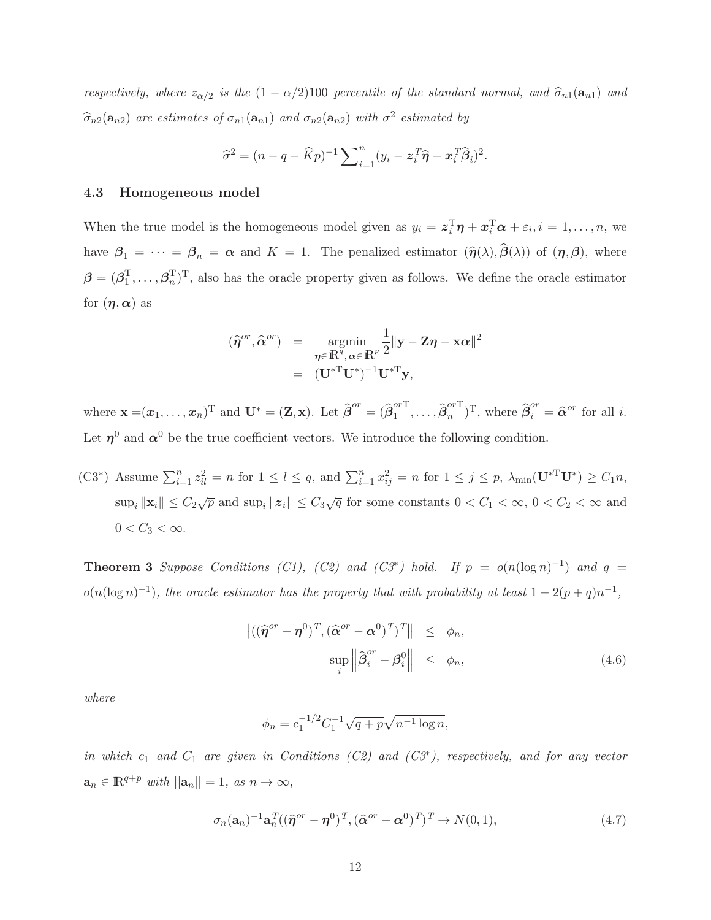*respectively, where $z_{\alpha/2}$ is the $(1-\alpha/2)100$ percentile of the standard normal, and $\widehat{\sigma}_{n1}(\mathbf{a}_{n1})$ and $\widehat{\sigma}_{n2}(\mathbf{a}_{n2})$ are estimates of $\sigma_{n1}(\mathbf{a}_{n1})$ and $\sigma_{n2}(\mathbf{a}_{n2})$ with $\sigma^2$ estimated by*

$$\widehat{\sigma}^2 = (n - q - \widehat{K}p)^{-1} \sum\nolimits_{i=1}^{n} (y_i - \boldsymbol{z}_i^T \widehat{\boldsymbol{\eta}} - \boldsymbol{x}_i^T \widehat{\boldsymbol{\beta}}_i)^2.$$

### 4.3 Homogeneous model

When the true model is the homogeneous model given as $y_i = \boldsymbol{z}_i^{\mathrm{T}} \boldsymbol{\eta} + \boldsymbol{x}_i^{\mathrm{T}} \boldsymbol{\alpha} + \varepsilon_i, i = 1, \ldots, n$, we have $\boldsymbol{\beta}_1 = \cdots = \boldsymbol{\beta}_n = \boldsymbol{\alpha}$ and $K = 1$. The penalized estimator $(\widehat{\boldsymbol{\eta}}(\lambda), \widehat{\boldsymbol{\beta}}(\lambda))$ of $(\boldsymbol{\eta}, \boldsymbol{\beta})$, where $\boldsymbol{\beta} = (\boldsymbol{\beta}_1^{\mathrm{T}}, \ldots, \boldsymbol{\beta}_n^{\mathrm{T}})^{\mathrm{T}}$, also has the oracle property given as follows. We define the oracle estimator for $(\boldsymbol{\eta}, \boldsymbol{\alpha})$ as

$$\begin{aligned}
(\widehat{\boldsymbol{\eta}}^{or}, \widehat{\boldsymbol{\alpha}}^{or}) &= \underset{\boldsymbol{\eta} \in \mathbb{R}^q, \boldsymbol{\alpha} \in \mathbb{R}^p}{\operatorname{argmin}} \frac{1}{2} \|\mathbf{y} - \mathbf{Z}\boldsymbol{\eta} - \mathbf{x}\boldsymbol{\alpha}\|^2 \\
&= (\mathbf{U}^{*\mathrm{T}} \mathbf{U}^*)^{-1} \mathbf{U}^{*\mathrm{T}} \mathbf{y},
\end{aligned}$$

where $\mathbf{x} = (\boldsymbol{x}_1, \ldots, \boldsymbol{x}_n)^{\mathrm{T}}$ and $\mathbf{U}^* = (\mathbf{Z}, \mathbf{x})$. Let $\widehat{\boldsymbol{\beta}}^{or} = (\widehat{\boldsymbol{\beta}}_1^{or\mathrm{T}}, \ldots, \widehat{\boldsymbol{\beta}}_n^{or\mathrm{T}})^{\mathrm{T}}$, where $\widehat{\boldsymbol{\beta}}_i^{or} = \widehat{\boldsymbol{\alpha}}^{or}$ for all $i$. Let $\boldsymbol{\eta}^0$ and $\boldsymbol{\alpha}^0$ be the true coefficient vectors. We introduce the following condition.

(C3*) Assume $\sum_{i=1}^n z_{il}^2 = n$ for $1 \le l \le q$, and $\sum_{i=1}^n x_{ij}^2 = n$ for $1 \le j \le p$, $\lambda_{\min}(\mathbf{U}^{*\mathrm{T}} \mathbf{U}^*) \ge C_1 n$, $\sup_i \|\mathbf{x}_i\| \le C_2 \sqrt{p}$ and $\sup_i \|\boldsymbol{z}_i\| \le C_3 \sqrt{q}$ for some constants $0 < C_1 < \infty$, $0 < C_2 < \infty$ and $0 < C_3 < \infty$.

**Theorem 3** *Suppose Conditions (C1), (C2) and (C3\*) hold. If $p = o(n(\log n)^{-1})$ and $q = o(n(\log n)^{-1})$, the oracle estimator has the property that with probability at least $1 - 2(p+q)n^{-1}$,*

$$\begin{aligned}
\left\|((\widehat{\boldsymbol{\eta}}^{or} - \boldsymbol{\eta}^0)^T, (\widehat{\boldsymbol{\alpha}}^{or} - \boldsymbol{\alpha}^0)^T)^T\right\| &\le \phi_n, \\
\sup_i \left\|\widehat{\boldsymbol{\beta}}_i^{or} - \boldsymbol{\beta}_i^0\right\| &\le \phi_n, \qquad (4.6)
\end{aligned}$$

*where*

$$\phi_n = c_1^{-1/2} C_1^{-1} \sqrt{q+p} \sqrt{n^{-1} \log n},$$

*in which $c_1$ and $C_1$ are given in Conditions (C2) and (C3\*), respectively, and for any vector $\mathbf{a}_n \in \mathbb{R}^{q+p}$ with $||\mathbf{a}_n|| = 1$, as $n \to \infty$,*

$$\sigma_n(\mathbf{a}_n)^{-1} \mathbf{a}_n^T ((\widehat{\boldsymbol{\eta}}^{or} - \boldsymbol{\eta}^0)^T, (\widehat{\boldsymbol{\alpha}}^{or} - \boldsymbol{\alpha}^0)^T)^T \to N(0, 1), \qquad (4.7)$$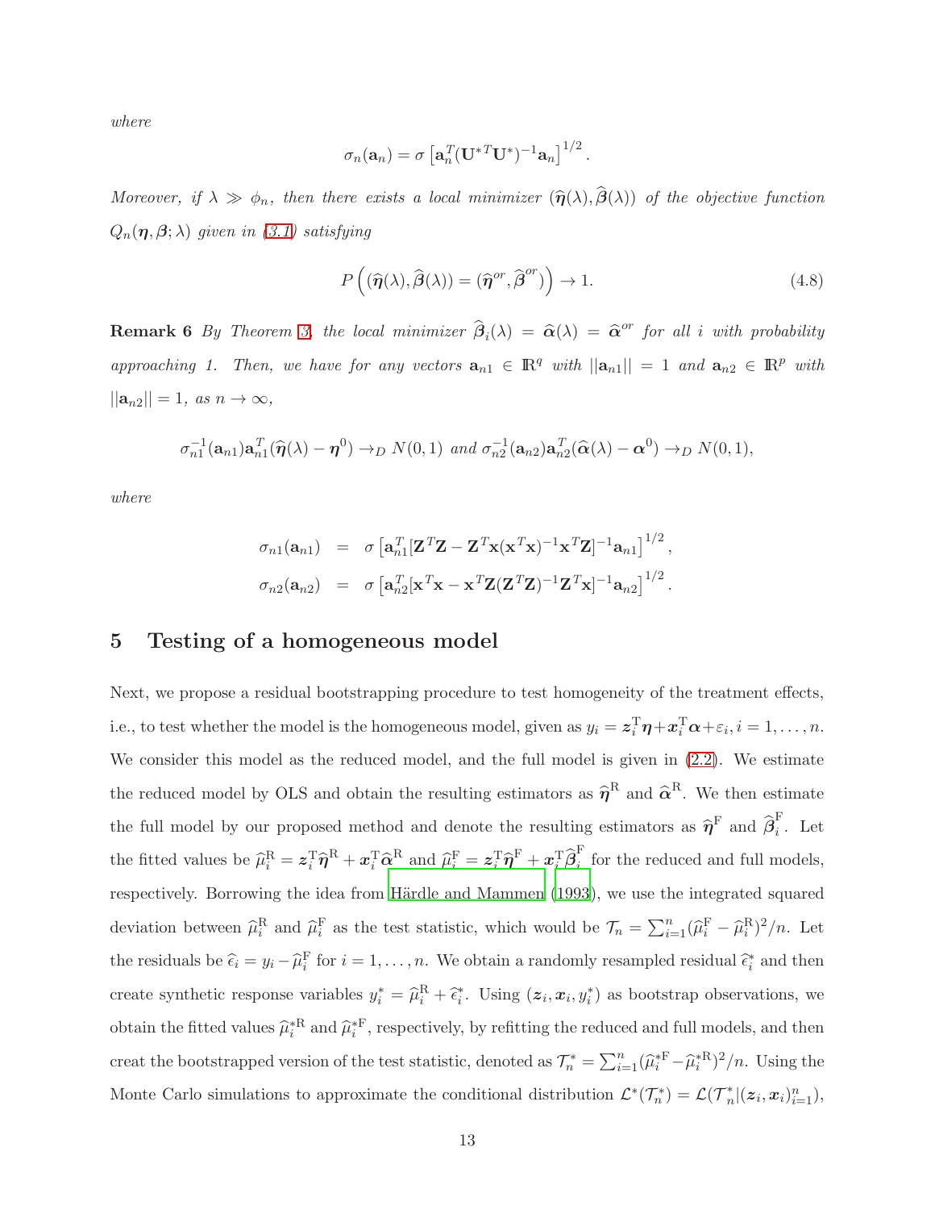*where*

$$\sigma_n(\mathbf{a}_n) = \sigma \left[\mathbf{a}_n^T(\mathbf{U}^{*T}\mathbf{U}^*)^{-1}\mathbf{a}_n\right]^{1/2}.$$

*Moreover, if $\lambda \gg \phi_n$, then there exists a local minimizer $(\widehat{\boldsymbol{\eta}}(\lambda), \widehat{\boldsymbol{\beta}}(\lambda))$ of the objective function $Q_n(\boldsymbol{\eta}, \boldsymbol{\beta}; \lambda)$ given in (3.1) satisfying*

$$P\left((\widehat{\boldsymbol{\eta}}(\lambda), \widehat{\boldsymbol{\beta}}(\lambda)) = (\widehat{\boldsymbol{\eta}}^{or}, \widehat{\boldsymbol{\beta}}^{or})\right) \to 1. \tag{4.8}$$

**Remark 6** *By Theorem 3, the local minimizer $\widehat{\boldsymbol{\beta}}_i(\lambda) = \widehat{\boldsymbol{\alpha}}(\lambda) = \widehat{\boldsymbol{\alpha}}^{or}$ for all $i$ with probability approaching 1. Then, we have for any vectors $\mathbf{a}_{n1} \in \mathbb{R}^q$ with $||\mathbf{a}_{n1}|| = 1$ and $\mathbf{a}_{n2} \in \mathbb{R}^p$ with $||\mathbf{a}_{n2}|| = 1$, as $n \to \infty$,*

$$\sigma_{n1}^{-1}(\mathbf{a}_{n1})\mathbf{a}_{n1}^T(\widehat{\boldsymbol{\eta}}(\lambda) - \boldsymbol{\eta}^0) \to_D N(0,1) \text{ and } \sigma_{n2}^{-1}(\mathbf{a}_{n2})\mathbf{a}_{n2}^T(\widehat{\boldsymbol{\alpha}}(\lambda) - \boldsymbol{\alpha}^0) \to_D N(0,1),$$

*where*

$$\begin{aligned}
\sigma_{n1}(\mathbf{a}_{n1}) &= \sigma \left[\mathbf{a}_{n1}^T[\mathbf{Z}^T\mathbf{Z} - \mathbf{Z}^T\mathbf{x}(\mathbf{x}^T\mathbf{x})^{-1}\mathbf{x}^T\mathbf{Z}]^{-1}\mathbf{a}_{n1}\right]^{1/2}, \\
\sigma_{n2}(\mathbf{a}_{n2}) &= \sigma \left[\mathbf{a}_{n2}^T[\mathbf{x}^T\mathbf{x} - \mathbf{x}^T\mathbf{Z}(\mathbf{Z}^T\mathbf{Z})^{-1}\mathbf{Z}^T\mathbf{x}]^{-1}\mathbf{a}_{n2}\right]^{1/2}.
\end{aligned}$$

## 5 Testing of a homogeneous model

Next, we propose a residual bootstrapping procedure to test homogeneity of the treatment effects, i.e., to test whether the model is the homogeneous model, given as $y_i = \boldsymbol{z}_i^{\mathrm{T}}\boldsymbol{\eta} + \boldsymbol{x}_i^{\mathrm{T}}\boldsymbol{\alpha} + \varepsilon_i, i = 1, \ldots, n$. We consider this model as the reduced model, and the full model is given in (2.2). We estimate the reduced model by OLS and obtain the resulting estimators as $\widehat{\boldsymbol{\eta}}^{\mathrm{R}}$ and $\widehat{\boldsymbol{\alpha}}^{\mathrm{R}}$. We then estimate the full model by our proposed method and denote the resulting estimators as $\widehat{\boldsymbol{\eta}}^{\mathrm{F}}$ and $\widehat{\boldsymbol{\beta}}_i^{\mathrm{F}}$. Let the fitted values be $\widehat{\mu}_i^{\mathrm{R}} = \boldsymbol{z}_i^{\mathrm{T}}\widehat{\boldsymbol{\eta}}^{\mathrm{R}} + \boldsymbol{x}_i^{\mathrm{T}}\widehat{\boldsymbol{\alpha}}^{\mathrm{R}}$ and $\widehat{\mu}_i^{\mathrm{F}} = \boldsymbol{z}_i^{\mathrm{T}}\widehat{\boldsymbol{\eta}}^{\mathrm{F}} + \boldsymbol{x}_i^{\mathrm{T}}\widehat{\boldsymbol{\beta}}_i^{\mathrm{F}}$ for the reduced and full models, respectively. Borrowing the idea from Härdle and Mammen (1993), we use the integrated squared deviation between $\widehat{\mu}_i^{\mathrm{R}}$ and $\widehat{\mu}_i^{\mathrm{F}}$ as the test statistic, which would be $\mathcal{T}_n = \sum_{i=1}^n(\widehat{\mu}_i^{\mathrm{F}} - \widehat{\mu}_i^{\mathrm{R}})^2/n$. Let the residuals be $\widehat{\epsilon}_i = y_i - \widehat{\mu}_i^{\mathrm{F}}$ for $i = 1, \ldots, n$. We obtain a randomly resampled residual $\widehat{\epsilon}_i^*$ and then create synthetic response variables $y_i^* = \widehat{\mu}_i^{\mathrm{R}} + \widehat{\epsilon}_i^*$. Using $(\boldsymbol{z}_i, \boldsymbol{x}_i, y_i^*)$ as bootstrap observations, we obtain the fitted values $\widehat{\mu}_i^{*\mathrm{R}}$ and $\widehat{\mu}_i^{*\mathrm{F}}$, respectively, by refitting the reduced and full models, and then creat the bootstrapped version of the test statistic, denoted as $\mathcal{T}_n^* = \sum_{i=1}^n(\widehat{\mu}_i^{*\mathrm{F}} - \widehat{\mu}_i^{*\mathrm{R}})^2/n$. Using the Monte Carlo simulations to approximate the conditional distribution $\mathcal{L}^*(\mathcal{T}_n^*) = \mathcal{L}(\mathcal{T}_n^*|(\boldsymbol{z}_i, \boldsymbol{x}_i)_{i=1}^n)$,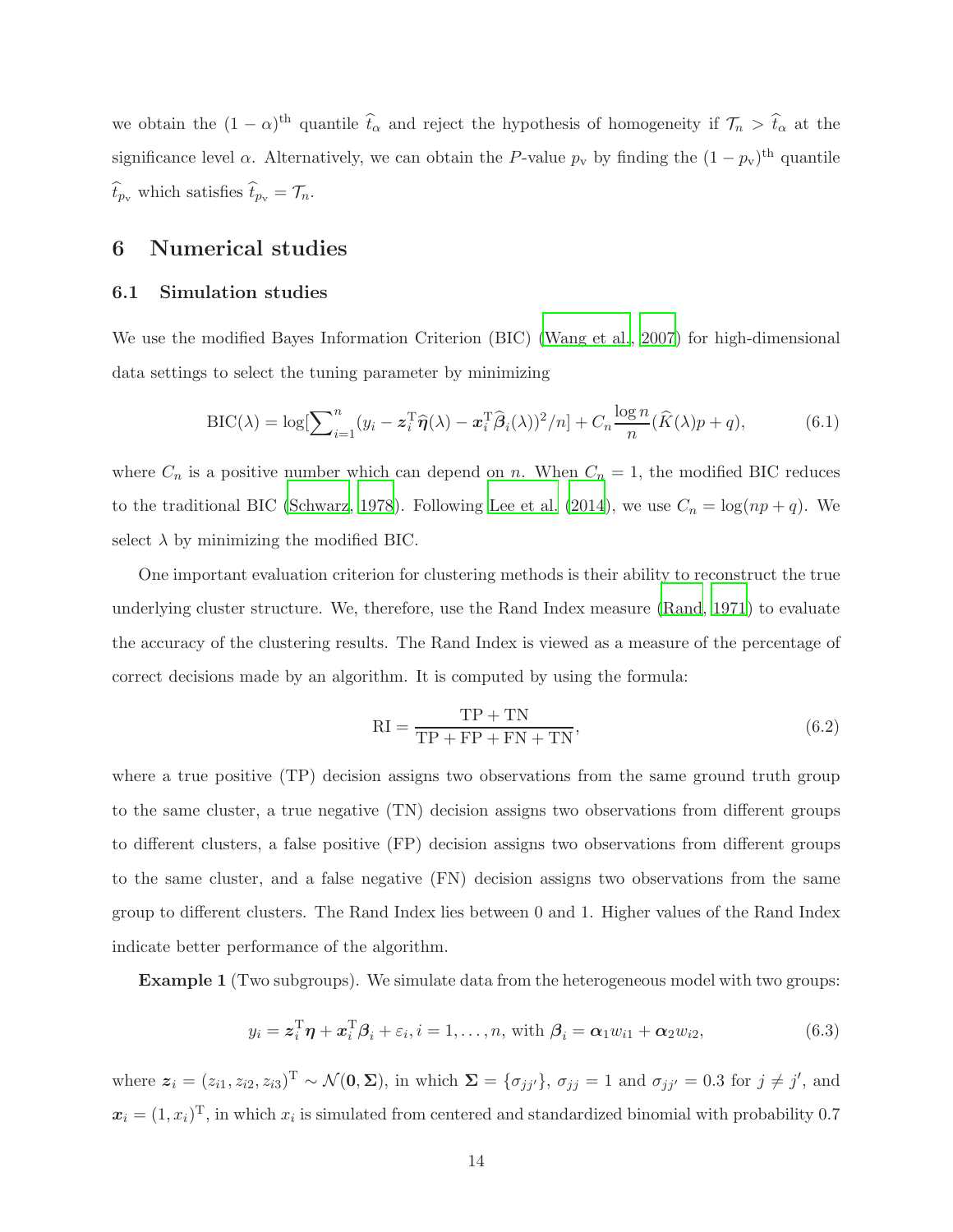we obtain the $(1-\alpha)^{\text{th}}$ quantile $\widehat{t}_\alpha$ and reject the hypothesis of homogeneity if $\mathcal{T}_n > \widehat{t}_\alpha$ at the significance level $\alpha$. Alternatively, we can obtain the $P$-value $p_{\text{v}}$ by finding the $(1-p_{\text{v}})^{\text{th}}$ quantile $\widehat{t}_{p_{\text{v}}}$ which satisfies $\widehat{t}_{p_{\text{v}}} = \mathcal{T}_n$.

# 6 Numerical studies

## 6.1 Simulation studies

We use the modified Bayes Information Criterion (BIC) (Wang et al., 2007) for high-dimensional data settings to select the tuning parameter by minimizing

$$\text{BIC}(\lambda) = \log[\textstyle\sum_{i=1}^{n}(y_i - \boldsymbol{z}_i^{\text{T}}\widehat{\boldsymbol{\eta}}(\lambda) - \boldsymbol{x}_i^{\text{T}}\widehat{\boldsymbol{\beta}}_i(\lambda))^2/n] + C_n \frac{\log n}{n}(\widehat{K}(\lambda)p + q), \tag{6.1}$$

where $C_n$ is a positive number which can depend on $n$. When $C_n = 1$, the modified BIC reduces to the traditional BIC (Schwarz, 1978). Following Lee et al. (2014), we use $C_n = \log(np+q)$. We select $\lambda$ by minimizing the modified BIC.

One important evaluation criterion for clustering methods is their ability to reconstruct the true underlying cluster structure. We, therefore, use the Rand Index measure (Rand, 1971) to evaluate the accuracy of the clustering results. The Rand Index is viewed as a measure of the percentage of correct decisions made by an algorithm. It is computed by using the formula:

$$\text{RI} = \frac{\text{TP} + \text{TN}}{\text{TP} + \text{FP} + \text{FN} + \text{TN}}, \tag{6.2}$$

where a true positive (TP) decision assigns two observations from the same ground truth group to the same cluster, a true negative (TN) decision assigns two observations from different groups to different clusters, a false positive (FP) decision assigns two observations from different groups to the same cluster, and a false negative (FN) decision assigns two observations from the same group to different clusters. The Rand Index lies between 0 and 1. Higher values of the Rand Index indicate better performance of the algorithm.

**Example 1** (Two subgroups). We simulate data from the heterogeneous model with two groups:

$$y_i = \boldsymbol{z}_i^{\text{T}}\boldsymbol{\eta} + \boldsymbol{x}_i^{\text{T}}\boldsymbol{\beta}_i + \varepsilon_i, i = 1, \ldots, n, \text{ with } \boldsymbol{\beta}_i = \boldsymbol{\alpha}_1 w_{i1} + \boldsymbol{\alpha}_2 w_{i2}, \tag{6.3}$$

where $\boldsymbol{z}_i = (z_{i1}, z_{i2}, z_{i3})^{\text{T}} \sim \mathcal{N}(\boldsymbol{0}, \boldsymbol{\Sigma})$, in which $\boldsymbol{\Sigma} = \{\sigma_{jj'}\}$, $\sigma_{jj} = 1$ and $\sigma_{jj'} = 0.3$ for $j \neq j'$, and $\boldsymbol{x}_i = (1, x_i)^{\text{T}}$, in which $x_i$ is simulated from centered and standardized binomial with probability 0.7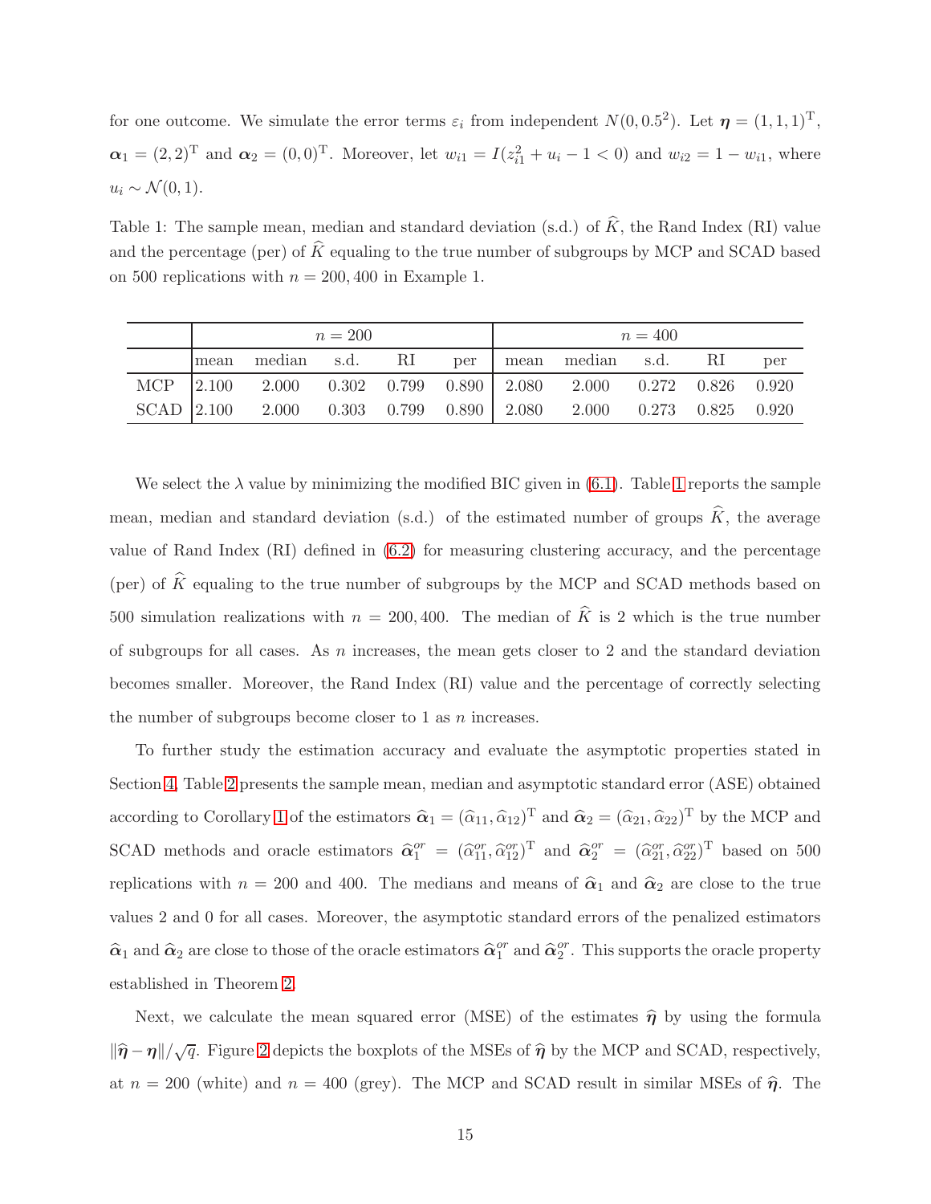for one outcome. We simulate the error terms $\varepsilon_i$ from independent $N(0, 0.5^2)$. Let $\boldsymbol{\eta} = (1, 1, 1)^{\mathrm{T}}$, $\boldsymbol{\alpha}_1 = (2, 2)^{\mathrm{T}}$ and $\boldsymbol{\alpha}_2 = (0, 0)^{\mathrm{T}}$. Moreover, let $w_{i1} = I(z_{i1}^2 + u_i - 1 < 0)$ and $w_{i2} = 1 - w_{i1}$, where $u_i \sim \mathcal{N}(0, 1)$.

Table 1: The sample mean, median and standard deviation (s.d.) of $\widehat{K}$, the Rand Index (RI) value and the percentage (per) of $\widehat{K}$ equaling to the true number of subgroups by MCP and SCAD based on 500 replications with $n = 200, 400$ in Example 1.

| | $n = 200$ | | | | | $n = 400$ | | | | |
|---|---|---|---|---|---|---|---|---|---|---|
| | mean | median | s.d. | RI | per | mean | median | s.d. | RI | per |
| MCP | 2.100 | 2.000 | 0.302 | 0.799 | 0.890 | 2.080 | 2.000 | 0.272 | 0.826 | 0.920 |
| SCAD | 2.100 | 2.000 | 0.303 | 0.799 | 0.890 | 2.080 | 2.000 | 0.273 | 0.825 | 0.920 |

We select the $\lambda$ value by minimizing the modified BIC given in (6.1). Table 1 reports the sample mean, median and standard deviation (s.d.) of the estimated number of groups $\widehat{K}$, the average value of Rand Index (RI) defined in (6.2) for measuring clustering accuracy, and the percentage (per) of $\widehat{K}$ equaling to the true number of subgroups by the MCP and SCAD methods based on 500 simulation realizations with $n = 200, 400$. The median of $\widehat{K}$ is 2 which is the true number of subgroups for all cases. As $n$ increases, the mean gets closer to 2 and the standard deviation becomes smaller. Moreover, the Rand Index (RI) value and the percentage of correctly selecting the number of subgroups become closer to 1 as $n$ increases.

To further study the estimation accuracy and evaluate the asymptotic properties stated in Section 4, Table 2 presents the sample mean, median and asymptotic standard error (ASE) obtained according to Corollary 1 of the estimators $\widehat{\boldsymbol{\alpha}}_1 = (\widehat{\alpha}_{11}, \widehat{\alpha}_{12})^{\mathrm{T}}$ and $\widehat{\boldsymbol{\alpha}}_2 = (\widehat{\alpha}_{21}, \widehat{\alpha}_{22})^{\mathrm{T}}$ by the MCP and SCAD methods and oracle estimators $\widehat{\boldsymbol{\alpha}}_1^{or} = (\widehat{\alpha}_{11}^{or}, \widehat{\alpha}_{12}^{or})^{\mathrm{T}}$ and $\widehat{\boldsymbol{\alpha}}_2^{or} = (\widehat{\alpha}_{21}^{or}, \widehat{\alpha}_{22}^{or})^{\mathrm{T}}$ based on 500 replications with $n = 200$ and 400. The medians and means of $\widehat{\boldsymbol{\alpha}}_1$ and $\widehat{\boldsymbol{\alpha}}_2$ are close to the true values 2 and 0 for all cases. Moreover, the asymptotic standard errors of the penalized estimators $\widehat{\boldsymbol{\alpha}}_1$ and $\widehat{\boldsymbol{\alpha}}_2$ are close to those of the oracle estimators $\widehat{\boldsymbol{\alpha}}_1^{or}$ and $\widehat{\boldsymbol{\alpha}}_2^{or}$. This supports the oracle property established in Theorem 2.

Next, we calculate the mean squared error (MSE) of the estimates $\widehat{\boldsymbol{\eta}}$ by using the formula $\|\widehat{\boldsymbol{\eta}} - \boldsymbol{\eta}\|/\sqrt{q}$. Figure 2 depicts the boxplots of the MSEs of $\widehat{\boldsymbol{\eta}}$ by the MCP and SCAD, respectively, at $n = 200$ (white) and $n = 400$ (grey). The MCP and SCAD result in similar MSEs of $\widehat{\boldsymbol{\eta}}$. The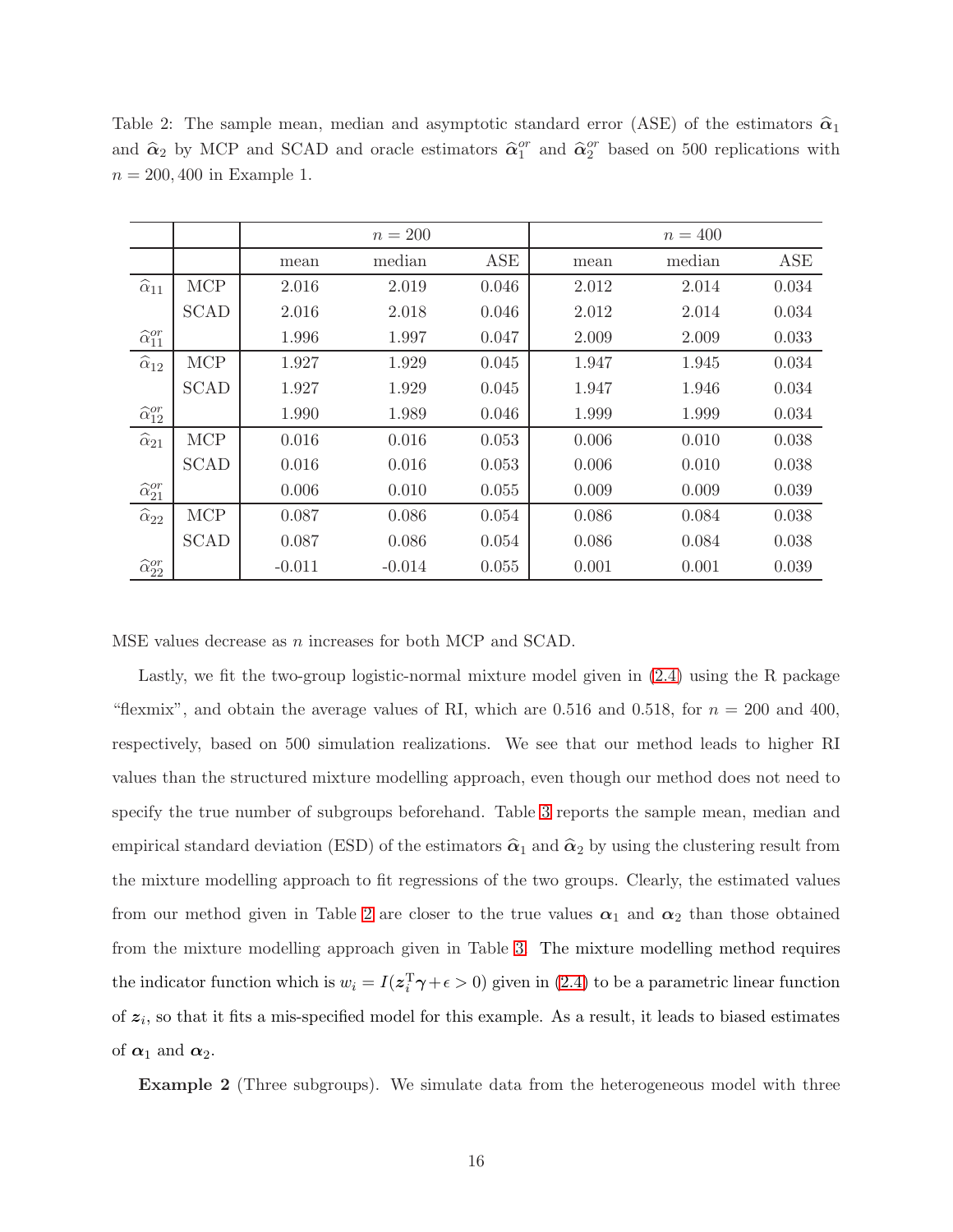Table 2: The sample mean, median and asymptotic standard error (ASE) of the estimators $\widehat{\boldsymbol{\alpha}}_1$ and $\widehat{\boldsymbol{\alpha}}_2$ by MCP and SCAD and oracle estimators $\widehat{\boldsymbol{\alpha}}_1^{or}$ and $\widehat{\boldsymbol{\alpha}}_2^{or}$ based on 500 replications with $n = 200, 400$ in Example 1.

| | | $n = 200$ | | | $n = 400$ | | |
|---|---|---|---|---|---|---|---|
| | | mean | median | ASE | mean | median | ASE |
| $\widehat{\alpha}_{11}$ | MCP | 2.016 | 2.019 | 0.046 | 2.012 | 2.014 | 0.034 |
| | SCAD | 2.016 | 2.018 | 0.046 | 2.012 | 2.014 | 0.034 |
| $\widehat{\alpha}_{11}^{or}$ | | 1.996 | 1.997 | 0.047 | 2.009 | 2.009 | 0.033 |
| $\widehat{\alpha}_{12}$ | MCP | 1.927 | 1.929 | 0.045 | 1.947 | 1.945 | 0.034 |
| | SCAD | 1.927 | 1.929 | 0.045 | 1.947 | 1.946 | 0.034 |
| $\widehat{\alpha}_{12}^{or}$ | | 1.990 | 1.989 | 0.046 | 1.999 | 1.999 | 0.034 |
| $\widehat{\alpha}_{21}$ | MCP | 0.016 | 0.016 | 0.053 | 0.006 | 0.010 | 0.038 |
| | SCAD | 0.016 | 0.016 | 0.053 | 0.006 | 0.010 | 0.038 |
| $\widehat{\alpha}_{21}^{or}$ | | 0.006 | 0.010 | 0.055 | 0.009 | 0.009 | 0.039 |
| $\widehat{\alpha}_{22}$ | MCP | 0.087 | 0.086 | 0.054 | 0.086 | 0.084 | 0.038 |
| | SCAD | 0.087 | 0.086 | 0.054 | 0.086 | 0.084 | 0.038 |
| $\widehat{\alpha}_{22}^{or}$ | | -0.011 | -0.014 | 0.055 | 0.001 | 0.001 | 0.039 |

MSE values decrease as $n$ increases for both MCP and SCAD.

Lastly, we fit the two-group logistic-normal mixture model given in (2.4) using the R package "flexmix", and obtain the average values of RI, which are 0.516 and 0.518, for $n = 200$ and 400, respectively, based on 500 simulation realizations. We see that our method leads to higher RI values than the structured mixture modelling approach, even though our method does not need to specify the true number of subgroups beforehand. Table 3 reports the sample mean, median and empirical standard deviation (ESD) of the estimators $\widehat{\boldsymbol{\alpha}}_1$ and $\widehat{\boldsymbol{\alpha}}_2$ by using the clustering result from the mixture modelling approach to fit regressions of the two groups. Clearly, the estimated values from our method given in Table 2 are closer to the true values $\boldsymbol{\alpha}_1$ and $\boldsymbol{\alpha}_2$ than those obtained from the mixture modelling approach given in Table 3. The mixture modelling method requires the indicator function which is $w_i = I(\boldsymbol{z}_i^{\mathrm{T}}\boldsymbol{\gamma} + \epsilon > 0)$ given in (2.4) to be a parametric linear function of $\boldsymbol{z}_i$, so that it fits a mis-specified model for this example. As a result, it leads to biased estimates of $\boldsymbol{\alpha}_1$ and $\boldsymbol{\alpha}_2$.

**Example 2** (Three subgroups). We simulate data from the heterogeneous model with three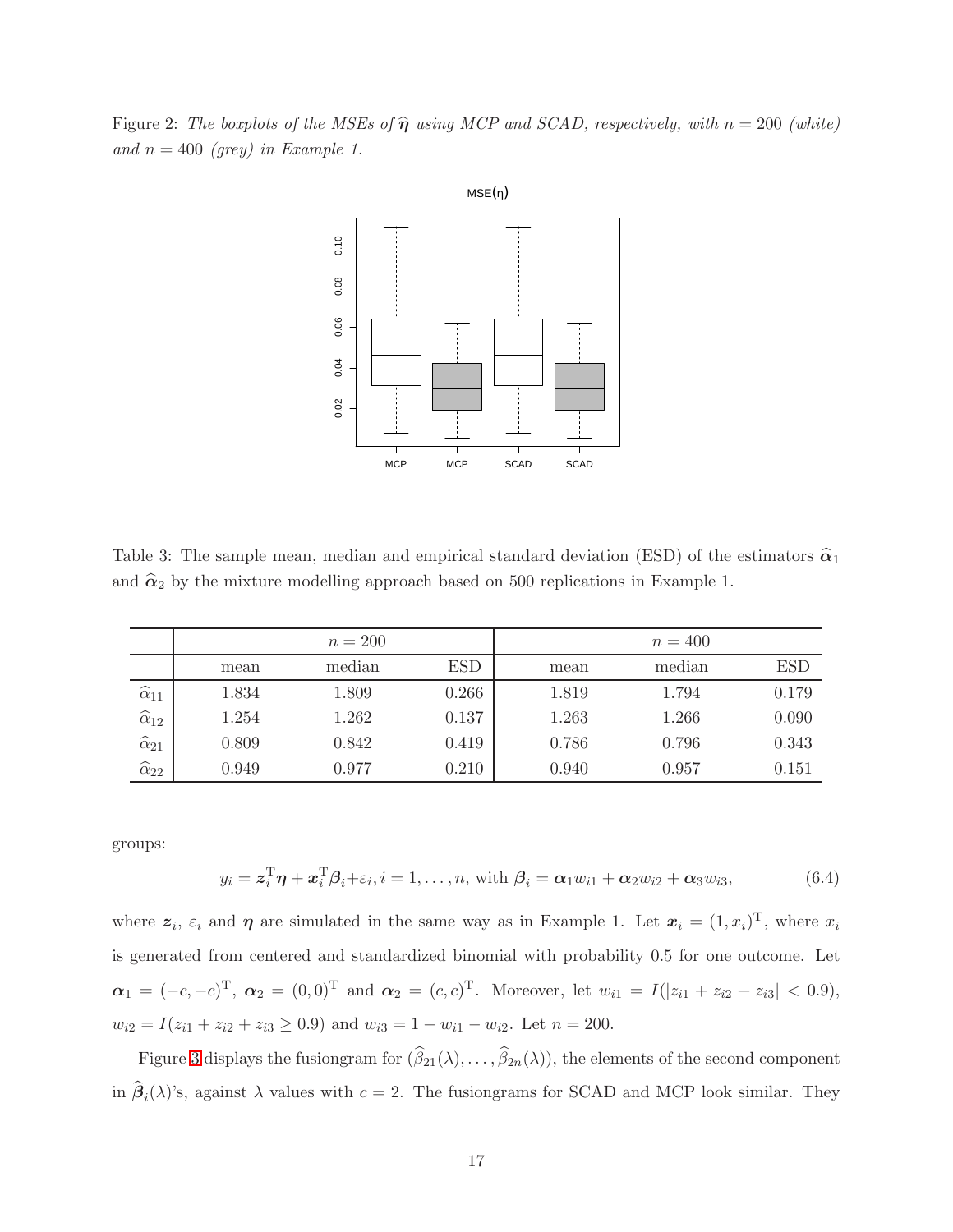Figure 2: *The boxplots of the MSEs of $\widehat{\boldsymbol{\eta}}$ using MCP and SCAD, respectively, with $n = 200$ (white) and $n = 400$ (grey) in Example 1.*

Table 3: The sample mean, median and empirical standard deviation (ESD) of the estimators $\widehat{\boldsymbol{\alpha}}_1$ and $\widehat{\boldsymbol{\alpha}}_2$ by the mixture modelling approach based on 500 replications in Example 1.

| | $n = 200$ | | | $n = 400$ | | |
|---|---|---|---|---|---|---|
| | mean | median | ESD | mean | median | ESD |
| $\widehat{\alpha}_{11}$ | 1.834 | 1.809 | 0.266 | 1.819 | 1.794 | 0.179 |
| $\widehat{\alpha}_{12}$ | 1.254 | 1.262 | 0.137 | 1.263 | 1.266 | 0.090 |
| $\widehat{\alpha}_{21}$ | 0.809 | 0.842 | 0.419 | 0.786 | 0.796 | 0.343 |
| $\widehat{\alpha}_{22}$ | 0.949 | 0.977 | 0.210 | 0.940 | 0.957 | 0.151 |

groups:

$$y_i = \boldsymbol{z}_i^{\mathrm{T}}\boldsymbol{\eta} + \boldsymbol{x}_i^{\mathrm{T}}\boldsymbol{\beta}_i + \varepsilon_i, i = 1, \ldots, n, \text{ with } \boldsymbol{\beta}_i = \boldsymbol{\alpha}_1 w_{i1} + \boldsymbol{\alpha}_2 w_{i2} + \boldsymbol{\alpha}_3 w_{i3}, \tag{6.4}$$

where $\boldsymbol{z}_i$, $\varepsilon_i$ and $\boldsymbol{\eta}$ are simulated in the same way as in Example 1. Let $\boldsymbol{x}_i = (1, x_i)^{\mathrm{T}}$, where $x_i$ is generated from centered and standardized binomial with probability 0.5 for one outcome. Let $\boldsymbol{\alpha}_1 = (-c, -c)^{\mathrm{T}}$, $\boldsymbol{\alpha}_2 = (0, 0)^{\mathrm{T}}$ and $\boldsymbol{\alpha}_2 = (c, c)^{\mathrm{T}}$. Moreover, let $w_{i1} = I(|z_{i1} + z_{i2} + z_{i3}| < 0.9)$, $w_{i2} = I(z_{i1} + z_{i2} + z_{i3} \geq 0.9)$ and $w_{i3} = 1 - w_{i1} - w_{i2}$. Let $n = 200$.

Figure 3 displays the fusiongram for $(\widehat{\beta}_{21}(\lambda), \ldots, \widehat{\beta}_{2n}(\lambda))$, the elements of the second component in $\widehat{\boldsymbol{\beta}}_i(\lambda)$'s, against $\lambda$ values with $c = 2$. The fusiongrams for SCAD and MCP look similar. They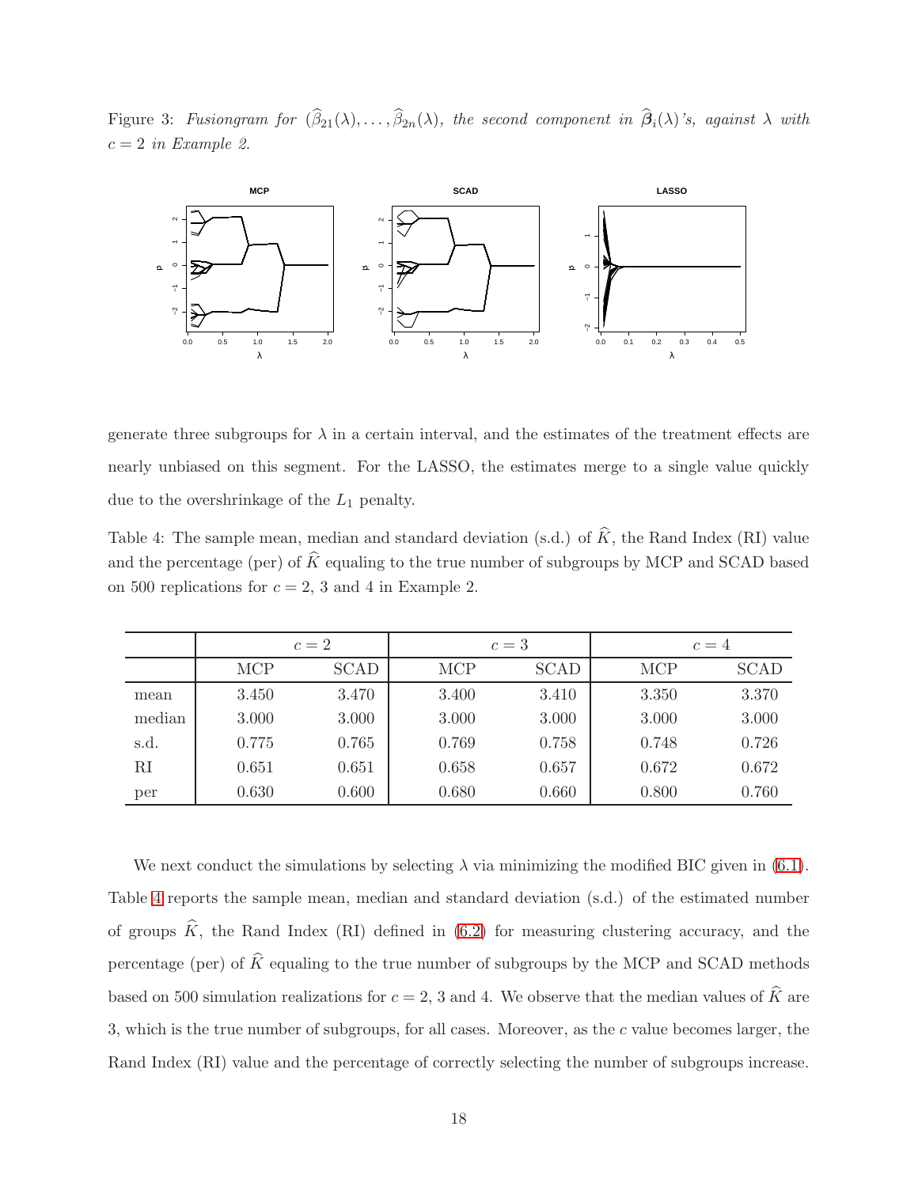Figure 3: *Fusiongram for* $(\widehat{\beta}_{21}(\lambda), \ldots, \widehat{\beta}_{2n}(\lambda))$, *the second component in* $\widehat{\boldsymbol{\beta}}_i(\lambda)$*'s, against* $\lambda$ *with* $c = 2$ *in Example 2.*

generate three subgroups for $\lambda$ in a certain interval, and the estimates of the treatment effects are nearly unbiased on this segment. For the LASSO, the estimates merge to a single value quickly due to the overshrinkage of the $L_1$ penalty.

Table 4: The sample mean, median and standard deviation (s.d.) of $\widehat{K}$, the Rand Index (RI) value and the percentage (per) of $\widehat{K}$ equaling to the true number of subgroups by MCP and SCAD based on 500 replications for $c = 2$, 3 and 4 in Example 2.

| | $c = 2$ | | $c = 3$ | | $c = 4$ | |
|---|---|---|---|---|---|---|
| | MCP | SCAD | MCP | SCAD | MCP | SCAD |
| mean | 3.450 | 3.470 | 3.400 | 3.410 | 3.350 | 3.370 |
| median | 3.000 | 3.000 | 3.000 | 3.000 | 3.000 | 3.000 |
| s.d. | 0.775 | 0.765 | 0.769 | 0.758 | 0.748 | 0.726 |
| RI | 0.651 | 0.651 | 0.658 | 0.657 | 0.672 | 0.672 |
| per | 0.630 | 0.600 | 0.680 | 0.660 | 0.800 | 0.760 |

We next conduct the simulations by selecting $\lambda$ via minimizing the modified BIC given in (6.1). Table 4 reports the sample mean, median and standard deviation (s.d.) of the estimated number of groups $\widehat{K}$, the Rand Index (RI) defined in (6.2) for measuring clustering accuracy, and the percentage (per) of $\widehat{K}$ equaling to the true number of subgroups by the MCP and SCAD methods based on 500 simulation realizations for $c = 2$, 3 and 4. We observe that the median values of $\widehat{K}$ are 3, which is the true number of subgroups, for all cases. Moreover, as the $c$ value becomes larger, the Rand Index (RI) value and the percentage of correctly selecting the number of subgroups increase.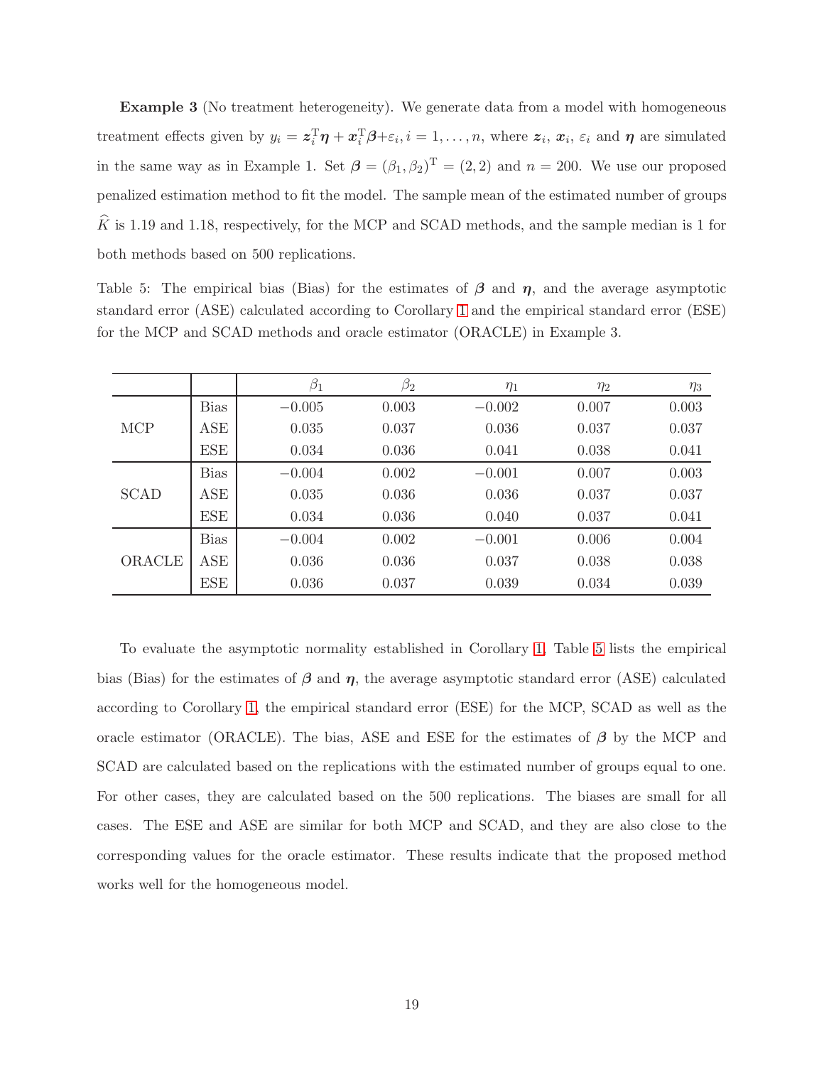**Example 3** (No treatment heterogeneity). We generate data from a model with homogeneous treatment effects given by $y_i = \boldsymbol{z}_i^{\mathrm{T}}\boldsymbol{\eta} + \boldsymbol{x}_i^{\mathrm{T}}\boldsymbol{\beta} + \varepsilon_i, i = 1, \ldots, n$, where $\boldsymbol{z}_i$, $\boldsymbol{x}_i$, $\varepsilon_i$ and $\boldsymbol{\eta}$ are simulated in the same way as in Example 1. Set $\boldsymbol{\beta} = (\beta_1, \beta_2)^{\mathrm{T}} = (2, 2)$ and $n = 200$. We use our proposed penalized estimation method to fit the model. The sample mean of the estimated number of groups $\widehat{K}$ is 1.19 and 1.18, respectively, for the MCP and SCAD methods, and the sample median is 1 for both methods based on 500 replications.

Table 5: The empirical bias (Bias) for the estimates of $\boldsymbol{\beta}$ and $\boldsymbol{\eta}$, and the average asymptotic standard error (ASE) calculated according to Corollary 1 and the empirical standard error (ESE) for the MCP and SCAD methods and oracle estimator (ORACLE) in Example 3.

| | | $\beta_1$ | $\beta_2$ | $\eta_1$ | $\eta_2$ | $\eta_3$ |
|---|---|---|---|---|---|---|
| MCP | Bias | $-0.005$ | 0.003 | $-0.002$ | 0.007 | 0.003 |
| | ASE | 0.035 | 0.037 | 0.036 | 0.037 | 0.037 |
| | ESE | 0.034 | 0.036 | 0.041 | 0.038 | 0.041 |
| SCAD | Bias | $-0.004$ | 0.002 | $-0.001$ | 0.007 | 0.003 |
| | ASE | 0.035 | 0.036 | 0.036 | 0.037 | 0.037 |
| | ESE | 0.034 | 0.036 | 0.040 | 0.037 | 0.041 |
| ORACLE | Bias | $-0.004$ | 0.002 | $-0.001$ | 0.006 | 0.004 |
| | ASE | 0.036 | 0.036 | 0.037 | 0.038 | 0.038 |
| | ESE | 0.036 | 0.037 | 0.039 | 0.034 | 0.039 |

To evaluate the asymptotic normality established in Corollary 1, Table 5 lists the empirical bias (Bias) for the estimates of $\boldsymbol{\beta}$ and $\boldsymbol{\eta}$, the average asymptotic standard error (ASE) calculated according to Corollary 1, the empirical standard error (ESE) for the MCP, SCAD as well as the oracle estimator (ORACLE). The bias, ASE and ESE for the estimates of $\boldsymbol{\beta}$ by the MCP and SCAD are calculated based on the replications with the estimated number of groups equal to one. For other cases, they are calculated based on the 500 replications. The biases are small for all cases. The ESE and ASE are similar for both MCP and SCAD, and they are also close to the corresponding values for the oracle estimator. These results indicate that the proposed method works well for the homogeneous model.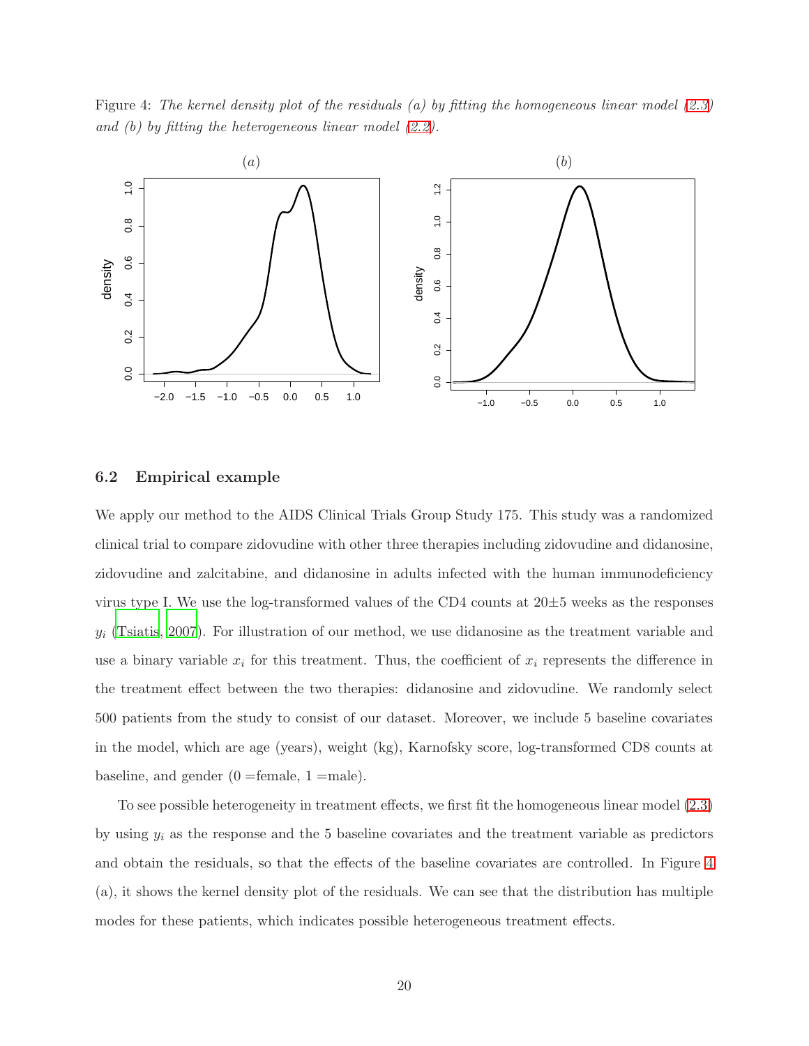Figure 4: *The kernel density plot of the residuals (a) by fitting the homogeneous linear model (2.3) and (b) by fitting the heterogeneous linear model (2.2).*

### 6.2 Empirical example

We apply our method to the AIDS Clinical Trials Group Study 175. This study was a randomized clinical trial to compare zidovudine with other three therapies including zidovudine and didanosine, zidovudine and zalcitabine, and didanosine in adults infected with the human immunodeficiency virus type I. We use the log-transformed values of the CD4 counts at $20 \pm 5$ weeks as the responses $y_i$ (Tsiatis, 2007). For illustration of our method, we use didanosine as the treatment variable and use a binary variable $x_i$ for this treatment. Thus, the coefficient of $x_i$ represents the difference in the treatment effect between the two therapies: didanosine and zidovudine. We randomly select 500 patients from the study to consist of our dataset. Moreover, we include 5 baseline covariates in the model, which are age (years), weight (kg), Karnofsky score, log-transformed CD8 counts at baseline, and gender (0 =female, 1 =male).

To see possible heterogeneity in treatment effects, we first fit the homogeneous linear model (2.3) by using $y_i$ as the response and the 5 baseline covariates and the treatment variable as predictors and obtain the residuals, so that the effects of the baseline covariates are controlled. In Figure 4 (a), it shows the kernel density plot of the residuals. We can see that the distribution has multiple modes for these patients, which indicates possible heterogeneous treatment effects.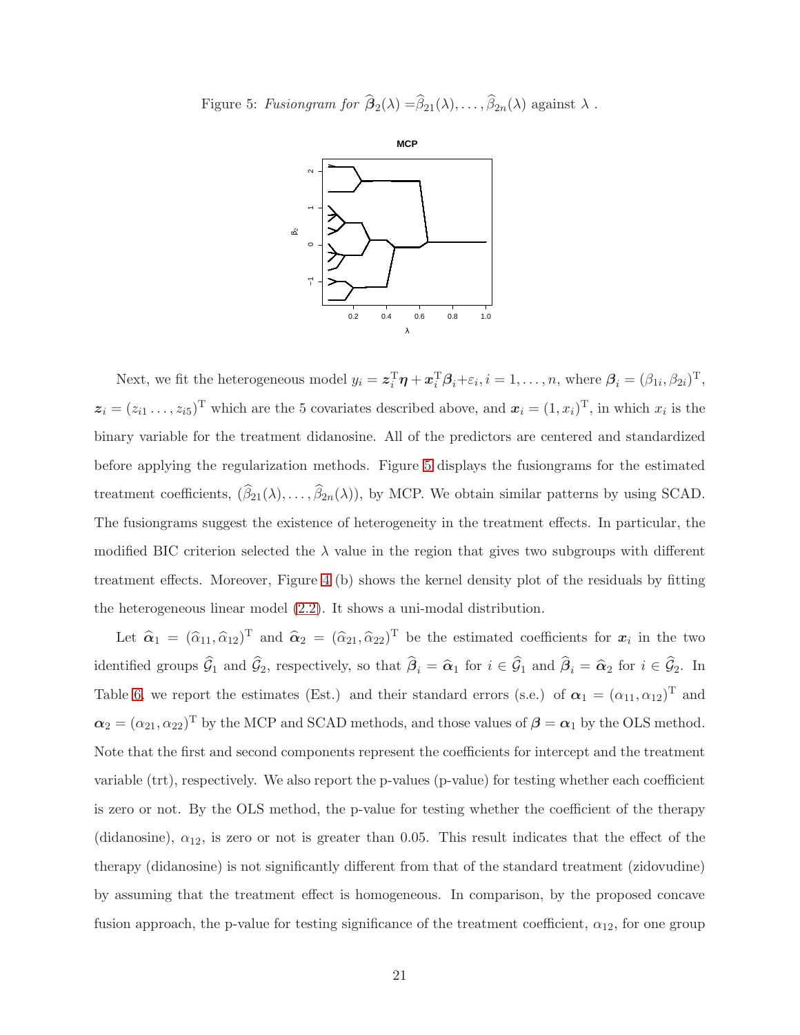Figure 5: *Fusiongram for* $\widehat{\boldsymbol{\beta}}_2(\lambda) = \widehat{\beta}_{21}(\lambda), \ldots, \widehat{\beta}_{2n}(\lambda)$ against $\lambda$ .

Next, we fit the heterogeneous model $y_i = \boldsymbol{z}_i^{\mathrm{T}}\boldsymbol{\eta} + \boldsymbol{x}_i^{\mathrm{T}}\boldsymbol{\beta}_i + \varepsilon_i, i = 1, \ldots, n$, where $\boldsymbol{\beta}_i = (\beta_{1i}, \beta_{2i})^{\mathrm{T}}$, $\boldsymbol{z}_i = (z_{i1} \ldots, z_{i5})^{\mathrm{T}}$ which are the 5 covariates described above, and $\boldsymbol{x}_i = (1, x_i)^{\mathrm{T}}$, in which $x_i$ is the binary variable for the treatment didanosine. All of the predictors are centered and standardized before applying the regularization methods. Figure 5 displays the fusiongrams for the estimated treatment coefficients, $(\widehat{\beta}_{21}(\lambda), \ldots, \widehat{\beta}_{2n}(\lambda))$, by MCP. We obtain similar patterns by using SCAD. The fusiongrams suggest the existence of heterogeneity in the treatment effects. In particular, the modified BIC criterion selected the $\lambda$ value in the region that gives two subgroups with different treatment effects. Moreover, Figure 4 (b) shows the kernel density plot of the residuals by fitting the heterogeneous linear model (2.2). It shows a uni-modal distribution.

Let $\widehat{\boldsymbol{\alpha}}_1 = (\widehat{\alpha}_{11}, \widehat{\alpha}_{12})^{\mathrm{T}}$ and $\widehat{\boldsymbol{\alpha}}_2 = (\widehat{\alpha}_{21}, \widehat{\alpha}_{22})^{\mathrm{T}}$ be the estimated coefficients for $\boldsymbol{x}_i$ in the two identified groups $\widehat{\mathcal{G}}_1$ and $\widehat{\mathcal{G}}_2$, respectively, so that $\widehat{\boldsymbol{\beta}}_i = \widehat{\boldsymbol{\alpha}}_1$ for $i \in \widehat{\mathcal{G}}_1$ and $\widehat{\boldsymbol{\beta}}_i = \widehat{\boldsymbol{\alpha}}_2$ for $i \in \widehat{\mathcal{G}}_2$. In Table 6, we report the estimates (Est.) and their standard errors (s.e.) of $\boldsymbol{\alpha}_1 = (\alpha_{11}, \alpha_{12})^{\mathrm{T}}$ and $\boldsymbol{\alpha}_2 = (\alpha_{21}, \alpha_{22})^{\mathrm{T}}$ by the MCP and SCAD methods, and those values of $\boldsymbol{\beta} = \boldsymbol{\alpha}_1$ by the OLS method. Note that the first and second components represent the coefficients for intercept and the treatment variable (trt), respectively. We also report the p-values (p-value) for testing whether each coefficient is zero or not. By the OLS method, the p-value for testing whether the coefficient of the therapy (didanosine), $\alpha_{12}$, is zero or not is greater than 0.05. This result indicates that the effect of the therapy (didanosine) is not significantly different from that of the standard treatment (zidovudine) by assuming that the treatment effect is homogeneous. In comparison, by the proposed concave fusion approach, the p-value for testing significance of the treatment coefficient, $\alpha_{12}$, for one group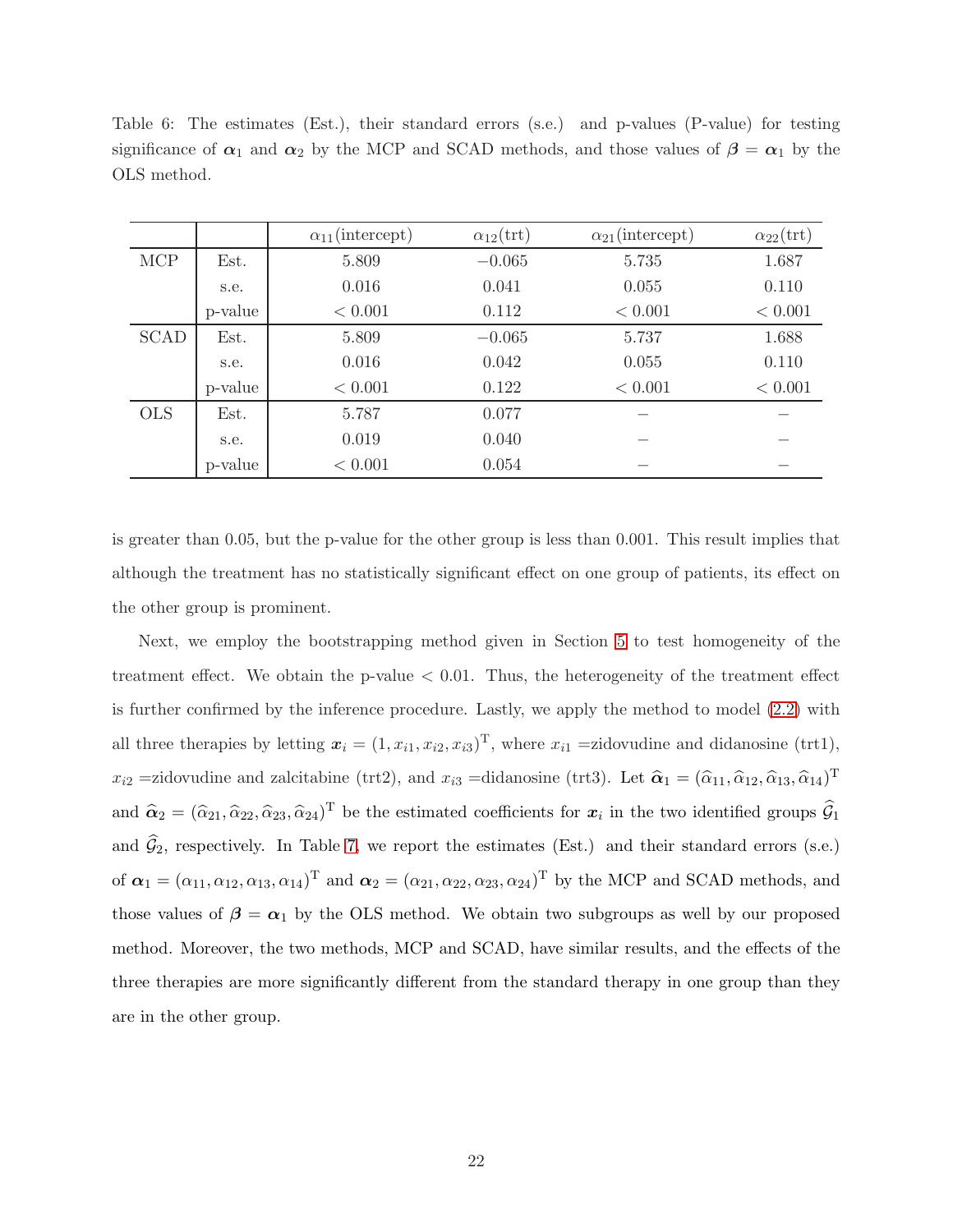Table 6: The estimates (Est.), their standard errors (s.e.) and p-values (P-value) for testing significance of $\boldsymbol{\alpha}_1$ and $\boldsymbol{\alpha}_2$ by the MCP and SCAD methods, and those values of $\boldsymbol{\beta} = \boldsymbol{\alpha}_1$ by the OLS method.

| | | $\alpha_{11}$(intercept) | $\alpha_{12}$(trt) | $\alpha_{21}$(intercept) | $\alpha_{22}$(trt) |
|---|---|---|---|---|---|
| MCP | Est. | 5.809 | $-0.065$ | 5.735 | 1.687 |
| | s.e. | 0.016 | 0.041 | 0.055 | 0.110 |
| | p-value | $< 0.001$ | 0.112 | $< 0.001$ | $< 0.001$ |
| SCAD | Est. | 5.809 | $-0.065$ | 5.737 | 1.688 |
| | s.e. | 0.016 | 0.042 | 0.055 | 0.110 |
| | p-value | $< 0.001$ | 0.122 | $< 0.001$ | $< 0.001$ |
| OLS | Est. | 5.787 | 0.077 | – | – |
| | s.e. | 0.019 | 0.040 | – | – |
| | p-value | $< 0.001$ | 0.054 | – | – |

is greater than 0.05, but the p-value for the other group is less than 0.001. This result implies that although the treatment has no statistically significant effect on one group of patients, its effect on the other group is prominent.

Next, we employ the bootstrapping method given in Section 5 to test homogeneity of the treatment effect. We obtain the p-value $< 0.01$. Thus, the heterogeneity of the treatment effect is further confirmed by the inference procedure. Lastly, we apply the method to model (2.2) with all three therapies by letting $\boldsymbol{x}_i = (1, x_{i1}, x_{i2}, x_{i3})^{\mathrm{T}}$, where $x_{i1}$ =zidovudine and didanosine (trt1), $x_{i2}$ =zidovudine and zalcitabine (trt2), and $x_{i3}$ =didanosine (trt3). Let $\widehat{\boldsymbol{\alpha}}_1 = (\widehat{\alpha}_{11}, \widehat{\alpha}_{12}, \widehat{\alpha}_{13}, \widehat{\alpha}_{14})^{\mathrm{T}}$ and $\widehat{\boldsymbol{\alpha}}_2 = (\widehat{\alpha}_{21}, \widehat{\alpha}_{22}, \widehat{\alpha}_{23}, \widehat{\alpha}_{24})^{\mathrm{T}}$ be the estimated coefficients for $\boldsymbol{x}_i$ in the two identified groups $\widehat{\mathcal{G}}_1$ and $\widehat{\mathcal{G}}_2$, respectively. In Table 7, we report the estimates (Est.) and their standard errors (s.e.) of $\boldsymbol{\alpha}_1 = (\alpha_{11}, \alpha_{12}, \alpha_{13}, \alpha_{14})^{\mathrm{T}}$ and $\boldsymbol{\alpha}_2 = (\alpha_{21}, \alpha_{22}, \alpha_{23}, \alpha_{24})^{\mathrm{T}}$ by the MCP and SCAD methods, and those values of $\boldsymbol{\beta} = \boldsymbol{\alpha}_1$ by the OLS method. We obtain two subgroups as well by our proposed method. Moreover, the two methods, MCP and SCAD, have similar results, and the effects of the three therapies are more significantly different from the standard therapy in one group than they are in the other group.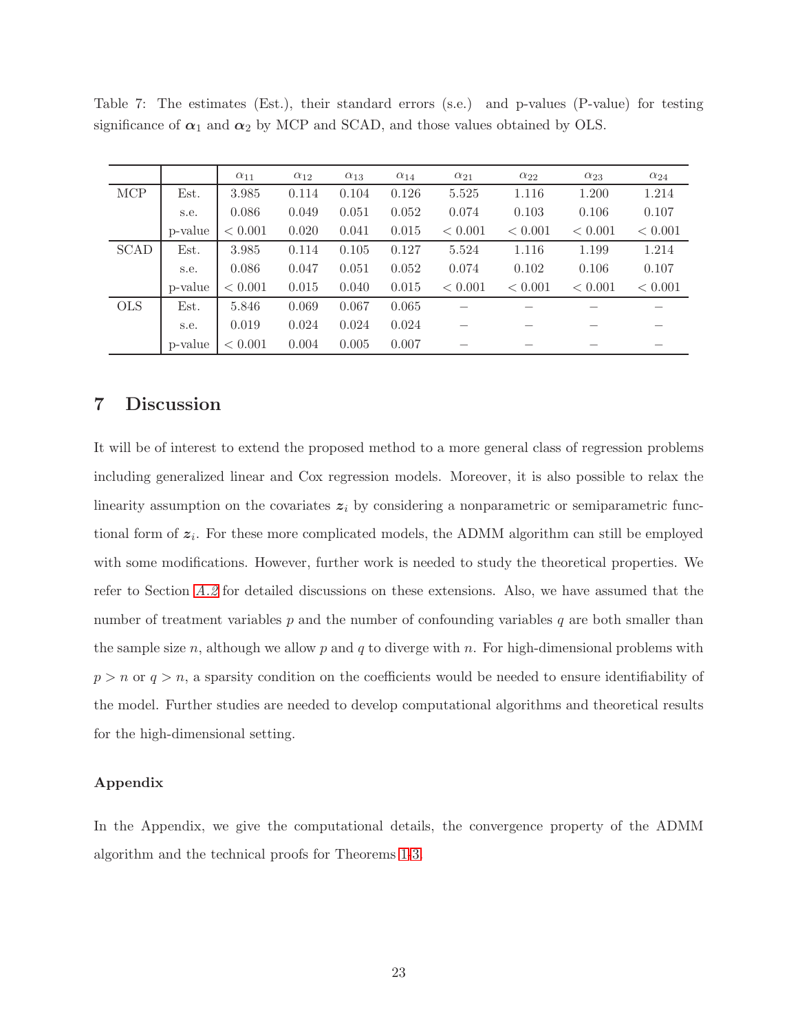Table 7: The estimates (Est.), their standard errors (s.e.) and p-values (P-value) for testing significance of $\boldsymbol{\alpha}_1$ and $\boldsymbol{\alpha}_2$ by MCP and SCAD, and those values obtained by OLS.

| | | $\alpha_{11}$ | $\alpha_{12}$ | $\alpha_{13}$ | $\alpha_{14}$ | $\alpha_{21}$ | $\alpha_{22}$ | $\alpha_{23}$ | $\alpha_{24}$ |
|---|---|---|---|---|---|---|---|---|---|
| MCP | Est. | 3.985 | 0.114 | 0.104 | 0.126 | 5.525 | 1.116 | 1.200 | 1.214 |
| | s.e. | 0.086 | 0.049 | 0.051 | 0.052 | 0.074 | 0.103 | 0.106 | 0.107 |
| | p-value | $< 0.001$ | 0.020 | 0.041 | 0.015 | $< 0.001$ | $< 0.001$ | $< 0.001$ | $< 0.001$ |
| SCAD | Est. | 3.985 | 0.114 | 0.105 | 0.127 | 5.524 | 1.116 | 1.199 | 1.214 |
| | s.e. | 0.086 | 0.047 | 0.051 | 0.052 | 0.074 | 0.102 | 0.106 | 0.107 |
| | p-value | $< 0.001$ | 0.015 | 0.040 | 0.015 | $< 0.001$ | $< 0.001$ | $< 0.001$ | $< 0.001$ |
| OLS | Est. | 5.846 | 0.069 | 0.067 | 0.065 | – | – | – | – |
| | s.e. | 0.019 | 0.024 | 0.024 | 0.024 | – | – | – | – |
| | p-value | $< 0.001$ | 0.004 | 0.005 | 0.007 | – | – | – | – |

# 7 Discussion

It will be of interest to extend the proposed method to a more general class of regression problems including generalized linear and Cox regression models. Moreover, it is also possible to relax the linearity assumption on the covariates $\boldsymbol{z}_i$ by considering a nonparametric or semiparametric functional form of $\boldsymbol{z}_i$. For these more complicated models, the ADMM algorithm can still be employed with some modifications. However, further work is needed to study the theoretical properties. We refer to Section A.2 for detailed discussions on these extensions. Also, we have assumed that the number of treatment variables $p$ and the number of confounding variables $q$ are both smaller than the sample size $n$, although we allow $p$ and $q$ to diverge with $n$. For high-dimensional problems with $p > n$ or $q > n$, a sparsity condition on the coefficients would be needed to ensure identifiability of the model. Further studies are needed to develop computational algorithms and theoretical results for the high-dimensional setting.

### Appendix

In the Appendix, we give the computational details, the convergence property of the ADMM algorithm and the technical proofs for Theorems 1-3.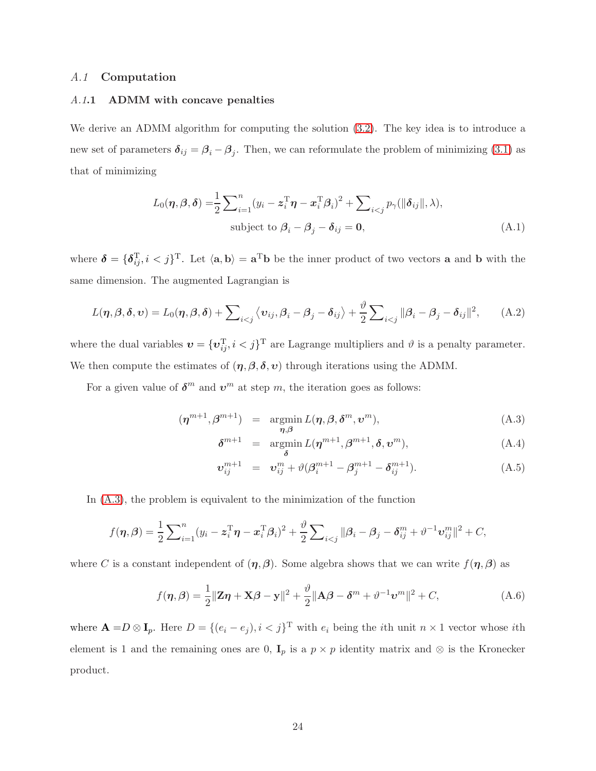## *A.1* Computation

### *A.1*.1 ADMM with concave penalties

We derive an ADMM algorithm for computing the solution (3.2). The key idea is to introduce a new set of parameters $\boldsymbol{\delta}_{ij} = \boldsymbol{\beta}_i - \boldsymbol{\beta}_j$. Then, we can reformulate the problem of minimizing (3.1) as that of minimizing

$$
\begin{aligned}
L_0(\boldsymbol{\eta}, \boldsymbol{\beta}, \boldsymbol{\delta}) =& \frac{1}{2}\sum\nolimits_{i=1}^{n}(y_i - \boldsymbol{z}_i^{\mathrm{T}}\boldsymbol{\eta} - \boldsymbol{x}_i^{\mathrm{T}}\boldsymbol{\beta}_i)^2 + \sum\nolimits_{i<j} p_\gamma(\|\boldsymbol{\delta}_{ij}\|, \lambda), \\
& \text{subject to } \boldsymbol{\beta}_i - \boldsymbol{\beta}_j - \boldsymbol{\delta}_{ij} = \mathbf{0},
\end{aligned} \tag{A.1}
$$

where $\boldsymbol{\delta} = \{\boldsymbol{\delta}_{ij}^{\mathrm{T}}, i<j\}^{\mathrm{T}}$. Let $\langle \mathbf{a}, \mathbf{b} \rangle = \mathbf{a}^{\mathrm{T}}\mathbf{b}$ be the inner product of two vectors $\mathbf{a}$ and $\mathbf{b}$ with the same dimension. The augmented Lagrangian is

$$
L(\boldsymbol{\eta}, \boldsymbol{\beta}, \boldsymbol{\delta}, \boldsymbol{\upsilon}) = L_0(\boldsymbol{\eta}, \boldsymbol{\beta}, \boldsymbol{\delta}) + \sum\nolimits_{i<j} \langle \boldsymbol{\upsilon}_{ij}, \boldsymbol{\beta}_i - \boldsymbol{\beta}_j - \boldsymbol{\delta}_{ij} \rangle + \frac{\vartheta}{2}\sum\nolimits_{i<j} \|\boldsymbol{\beta}_i - \boldsymbol{\beta}_j - \boldsymbol{\delta}_{ij}\|^2, \tag{A.2}
$$

where the dual variables $\boldsymbol{\upsilon} = \{\boldsymbol{\upsilon}_{ij}^{\mathrm{T}}, i<j\}^{\mathrm{T}}$ are Lagrange multipliers and $\vartheta$ is a penalty parameter. We then compute the estimates of $(\boldsymbol{\eta}, \boldsymbol{\beta}, \boldsymbol{\delta}, \boldsymbol{\upsilon})$ through iterations using the ADMM.

For a given value of $\boldsymbol{\delta}^m$ and $\boldsymbol{\upsilon}^m$ at step $m$, the iteration goes as follows:

$$
(\boldsymbol{\eta}^{m+1}, \boldsymbol{\beta}^{m+1}) = \underset{\boldsymbol{\eta}, \boldsymbol{\beta}}{\operatorname{argmin}}\, L(\boldsymbol{\eta}, \boldsymbol{\beta}, \boldsymbol{\delta}^m, \boldsymbol{\upsilon}^m), \tag{A.3}
$$

$$
\boldsymbol{\delta}^{m+1} = \underset{\boldsymbol{\delta}}{\operatorname{argmin}}\, L(\boldsymbol{\eta}^{m+1}, \boldsymbol{\beta}^{m+1}, \boldsymbol{\delta}, \boldsymbol{\upsilon}^m), \tag{A.4}
$$

$$
\boldsymbol{\upsilon}_{ij}^{m+1} = \boldsymbol{\upsilon}_{ij}^m + \vartheta(\boldsymbol{\beta}_i^{m+1} - \boldsymbol{\beta}_j^{m+1} - \boldsymbol{\delta}_{ij}^{m+1}). \tag{A.5}
$$

In (A.3), the problem is equivalent to the minimization of the function

$$
f(\boldsymbol{\eta}, \boldsymbol{\beta}) = \frac{1}{2}\sum\nolimits_{i=1}^{n}(y_i - \boldsymbol{z}_i^{\mathrm{T}}\boldsymbol{\eta} - \boldsymbol{x}_i^{\mathrm{T}}\boldsymbol{\beta}_i)^2 + \frac{\vartheta}{2}\sum\nolimits_{i<j} \|\boldsymbol{\beta}_i - \boldsymbol{\beta}_j - \boldsymbol{\delta}_{ij}^m + \vartheta^{-1}\boldsymbol{\upsilon}_{ij}^m\|^2 + C,
$$

where $C$ is a constant independent of $(\boldsymbol{\eta}, \boldsymbol{\beta})$. Some algebra shows that we can write $f(\boldsymbol{\eta}, \boldsymbol{\beta})$ as

$$
f(\boldsymbol{\eta}, \boldsymbol{\beta}) = \frac{1}{2}\|\mathbf{Z}\boldsymbol{\eta} + \mathbf{X}\boldsymbol{\beta} - \mathbf{y}\|^2 + \frac{\vartheta}{2}\|\mathbf{A}\boldsymbol{\beta} - \boldsymbol{\delta}^m + \vartheta^{-1}\boldsymbol{\upsilon}^m\|^2 + C, \tag{A.6}
$$

where $\mathbf{A} = D \otimes \mathbf{I}_p$. Here $D = \{(e_i - e_j), i<j\}^{\mathrm{T}}$ with $e_i$ being the $i$th unit $n \times 1$ vector whose $i$th element is 1 and the remaining ones are 0, $\mathbf{I}_p$ is a $p \times p$ identity matrix and $\otimes$ is the Kronecker product.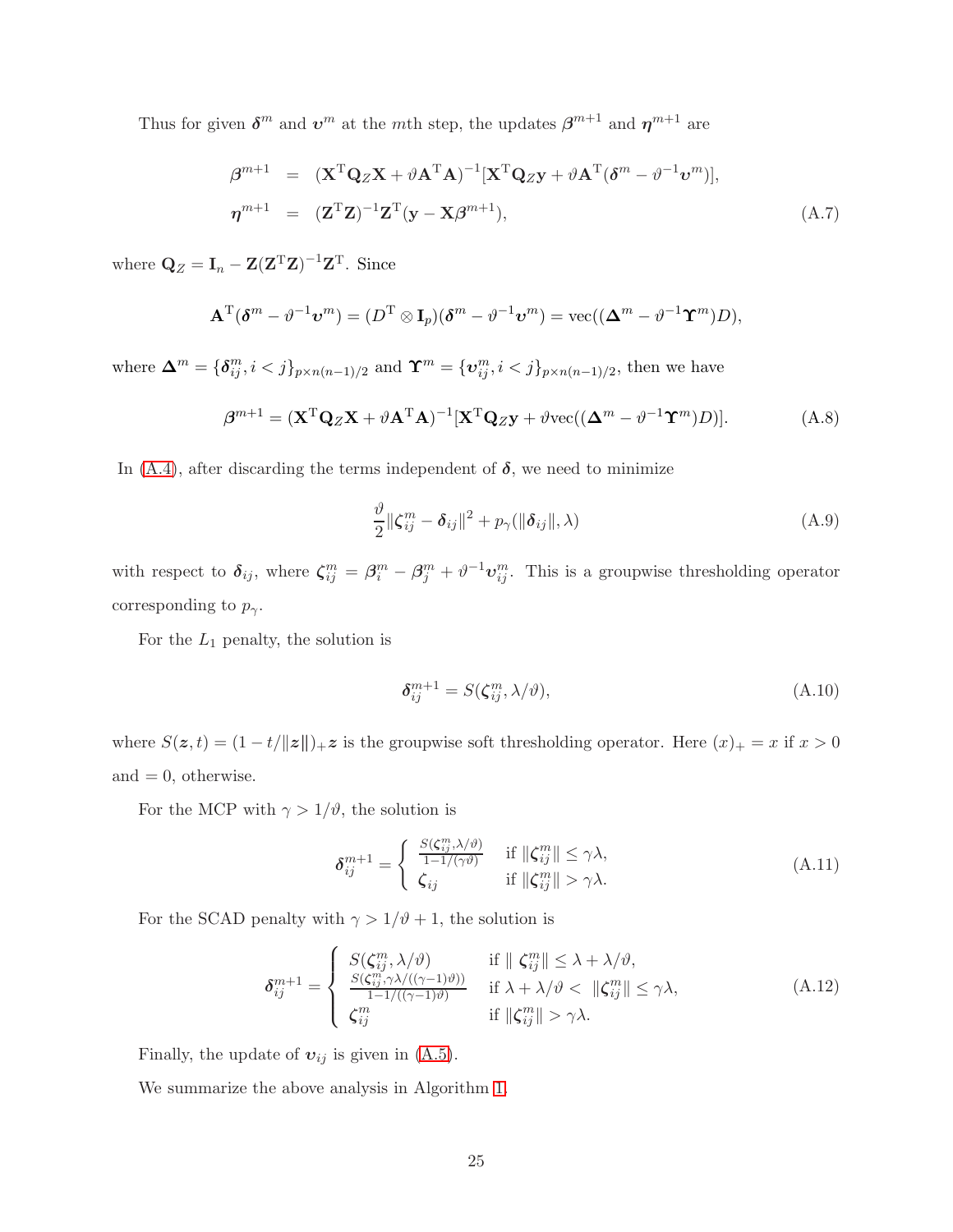Thus for given $\boldsymbol{\delta}^m$ and $\boldsymbol{\upsilon}^m$ at the $m$th step, the updates $\boldsymbol{\beta}^{m+1}$ and $\boldsymbol{\eta}^{m+1}$ are

$$
\begin{aligned}
\boldsymbol{\beta}^{m+1} &= (\mathbf{X}^{\mathrm{T}}\mathbf{Q}_Z\mathbf{X} + \vartheta\mathbf{A}^{\mathrm{T}}\mathbf{A})^{-1}[\mathbf{X}^{\mathrm{T}}\mathbf{Q}_Z\mathbf{y} + \vartheta\mathbf{A}^{\mathrm{T}}(\boldsymbol{\delta}^m - \vartheta^{-1}\boldsymbol{\upsilon}^m)], \\
\boldsymbol{\eta}^{m+1} &= (\mathbf{Z}^{\mathrm{T}}\mathbf{Z})^{-1}\mathbf{Z}^{\mathrm{T}}(\mathbf{y} - \mathbf{X}\boldsymbol{\beta}^{m+1}),
\end{aligned}
\tag{A.7}
$$

where $\mathbf{Q}_Z = \mathbf{I}_n - \mathbf{Z}(\mathbf{Z}^{\mathrm{T}}\mathbf{Z})^{-1}\mathbf{Z}^{\mathrm{T}}$. Since

$$
\mathbf{A}^{\mathrm{T}}(\boldsymbol{\delta}^m - \vartheta^{-1}\boldsymbol{\upsilon}^m) = (D^{\mathrm{T}} \otimes \mathbf{I}_p)(\boldsymbol{\delta}^m - \vartheta^{-1}\boldsymbol{\upsilon}^m) = \mathrm{vec}((\boldsymbol{\Delta}^m - \vartheta^{-1}\boldsymbol{\Upsilon}^m)D),
$$

where $\boldsymbol{\Delta}^m = \{\boldsymbol{\delta}_{ij}^m, i < j\}_{p \times n(n-1)/2}$ and $\boldsymbol{\Upsilon}^m = \{\boldsymbol{\upsilon}_{ij}^m, i < j\}_{p \times n(n-1)/2}$, then we have

$$
\boldsymbol{\beta}^{m+1} = (\mathbf{X}^{\mathrm{T}}\mathbf{Q}_Z\mathbf{X} + \vartheta\mathbf{A}^{\mathrm{T}}\mathbf{A})^{-1}[\mathbf{X}^{\mathrm{T}}\mathbf{Q}_Z\mathbf{y} + \vartheta\mathrm{vec}((\boldsymbol{\Delta}^m - \vartheta^{-1}\boldsymbol{\Upsilon}^m)D)]. \tag{A.8}
$$

In (A.4), after discarding the terms independent of $\boldsymbol{\delta}$, we need to minimize

$$
\frac{\vartheta}{2}\|\boldsymbol{\zeta}_{ij}^m - \boldsymbol{\delta}_{ij}\|^2 + p_\gamma(\|\boldsymbol{\delta}_{ij}\|, \lambda) \tag{A.9}
$$

with respect to $\boldsymbol{\delta}_{ij}$, where $\boldsymbol{\zeta}_{ij}^m = \boldsymbol{\beta}_i^m - \boldsymbol{\beta}_j^m + \vartheta^{-1}\boldsymbol{\upsilon}_{ij}^m$. This is a groupwise thresholding operator corresponding to $p_\gamma$.

For the $L_1$ penalty, the solution is

$$
\boldsymbol{\delta}_{ij}^{m+1} = S(\boldsymbol{\zeta}_{ij}^m, \lambda/\vartheta), \tag{A.10}
$$

where $S(\boldsymbol{z}, t) = (1 - t/\|\boldsymbol{z}\|)_+\boldsymbol{z}$ is the groupwise soft thresholding operator. Here $(x)_+ = x$ if $x > 0$ and $= 0$, otherwise.

For the MCP with $\gamma > 1/\vartheta$, the solution is

$$
\boldsymbol{\delta}_{ij}^{m+1} = \begin{cases} \frac{S(\boldsymbol{\zeta}_{ij}^m, \lambda/\vartheta)}{1 - 1/(\gamma\vartheta)} & \text{if } \|\boldsymbol{\zeta}_{ij}^m\| \leq \gamma\lambda, \\ \boldsymbol{\zeta}_{ij} & \text{if } \|\boldsymbol{\zeta}_{ij}^m\| > \gamma\lambda. \end{cases} \tag{A.11}
$$

For the SCAD penalty with $\gamma > 1/\vartheta + 1$, the solution is

$$
\boldsymbol{\delta}_{ij}^{m+1} = \begin{cases} S(\boldsymbol{\zeta}_{ij}^m, \lambda/\vartheta) & \text{if } \|\boldsymbol{\zeta}_{ij}^m\| \leq \lambda + \lambda/\vartheta, \\ \frac{S(\boldsymbol{\zeta}_{ij}^m, \gamma\lambda/((\gamma-1)\vartheta))}{1 - 1/((\gamma-1)\vartheta)} & \text{if } \lambda + \lambda/\vartheta < \|\boldsymbol{\zeta}_{ij}^m\| \leq \gamma\lambda, \\ \boldsymbol{\zeta}_{ij}^m & \text{if } \|\boldsymbol{\zeta}_{ij}^m\| > \gamma\lambda. \end{cases} \tag{A.12}
$$

Finally, the update of $\boldsymbol{\upsilon}_{ij}$ is given in (A.5).

We summarize the above analysis in Algorithm 1.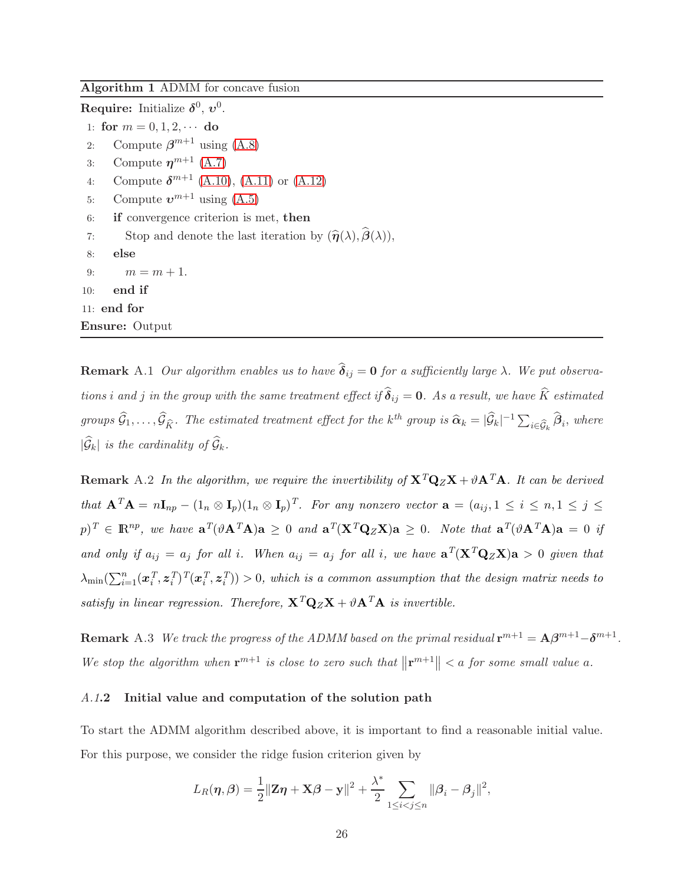**Algorithm 1** ADMM for concave fusion

**Require:** Initialize $\boldsymbol{\delta}^0$, $\boldsymbol{\upsilon}^0$.

1: **for** $m = 0, 1, 2, \cdots$ **do**
2: Compute $\boldsymbol{\beta}^{m+1}$ using (A.8)
3: Compute $\boldsymbol{\eta}^{m+1}$ (A.7)
4: Compute $\boldsymbol{\delta}^{m+1}$ (A.10), (A.11) or (A.12)
5: Compute $\boldsymbol{\upsilon}^{m+1}$ using (A.5)
6: **if** convergence criterion is met, **then**
7: Stop and denote the last iteration by $(\widehat{\boldsymbol{\eta}}(\lambda), \widehat{\boldsymbol{\beta}}(\lambda))$,
8: **else**
9: $m = m + 1$.
10: **end if**
11: **end for**

**Ensure:** Output

**Remark** A.1 *Our algorithm enables us to have $\widehat{\boldsymbol{\delta}}_{ij} = \mathbf{0}$ for a sufficiently large $\lambda$. We put observations $i$ and $j$ in the group with the same treatment effect if $\widehat{\boldsymbol{\delta}}_{ij} = \mathbf{0}$. As a result, we have $\widehat{K}$ estimated groups $\widehat{\mathcal{G}}_1, \ldots, \widehat{\mathcal{G}}_{\widehat{K}}$. The estimated treatment effect for the $k^{th}$ group is $\widehat{\boldsymbol{\alpha}}_k = |\widehat{\mathcal{G}}_k|^{-1} \sum_{i \in \widehat{\mathcal{G}}_k} \widehat{\boldsymbol{\beta}}_i$, where $|\widehat{\mathcal{G}}_k|$ is the cardinality of $\widehat{\mathcal{G}}_k$.*

**Remark** A.2 *In the algorithm, we require the invertibility of $\mathbf{X}^T \mathbf{Q}_Z \mathbf{X} + \vartheta \mathbf{A}^T \mathbf{A}$. It can be derived that $\mathbf{A}^T \mathbf{A} = n \mathbf{I}_{np} - (1_n \otimes \mathbf{I}_p)(1_n \otimes \mathbf{I}_p)^T$. For any nonzero vector $\mathbf{a} = (a_{ij}, 1 \leq i \leq n, 1 \leq j \leq p)^T \in \mathbb{R}^{np}$, we have $\mathbf{a}^T(\vartheta \mathbf{A}^T \mathbf{A})\mathbf{a} \geq 0$ and $\mathbf{a}^T(\mathbf{X}^T \mathbf{Q}_Z \mathbf{X})\mathbf{a} \geq 0$. Note that $\mathbf{a}^T(\vartheta \mathbf{A}^T \mathbf{A})\mathbf{a} = 0$ if and only if $a_{ij} = a_j$ for all $i$. When $a_{ij} = a_j$ for all $i$, we have $\mathbf{a}^T(\mathbf{X}^T \mathbf{Q}_Z \mathbf{X})\mathbf{a} > 0$ given that $\lambda_{\min}(\sum_{i=1}^n (\boldsymbol{x}_i^T, \boldsymbol{z}_i^T)^T (\boldsymbol{x}_i^T, \boldsymbol{z}_i^T)) > 0$, which is a common assumption that the design matrix needs to satisfy in linear regression. Therefore, $\mathbf{X}^T \mathbf{Q}_Z \mathbf{X} + \vartheta \mathbf{A}^T \mathbf{A}$ is invertible.*

**Remark** A.3 *We track the progress of the ADMM based on the primal residual $\mathbf{r}^{m+1} = \mathbf{A}\boldsymbol{\beta}^{m+1} - \boldsymbol{\delta}^{m+1}$. We stop the algorithm when $\mathbf{r}^{m+1}$ is close to zero such that $\left\| \mathbf{r}^{m+1} \right\| < a$ for some small value $a$.*

### *A.1*.2 Initial value and computation of the solution path

To start the ADMM algorithm described above, it is important to find a reasonable initial value. For this purpose, we consider the ridge fusion criterion given by

$$L_R(\boldsymbol{\eta}, \boldsymbol{\beta}) = \frac{1}{2} \|\mathbf{Z}\boldsymbol{\eta} + \mathbf{X}\boldsymbol{\beta} - \mathbf{y}\|^2 + \frac{\lambda^*}{2} \sum_{1 \leq i < j \leq n} \|\boldsymbol{\beta}_i - \boldsymbol{\beta}_j\|^2,$$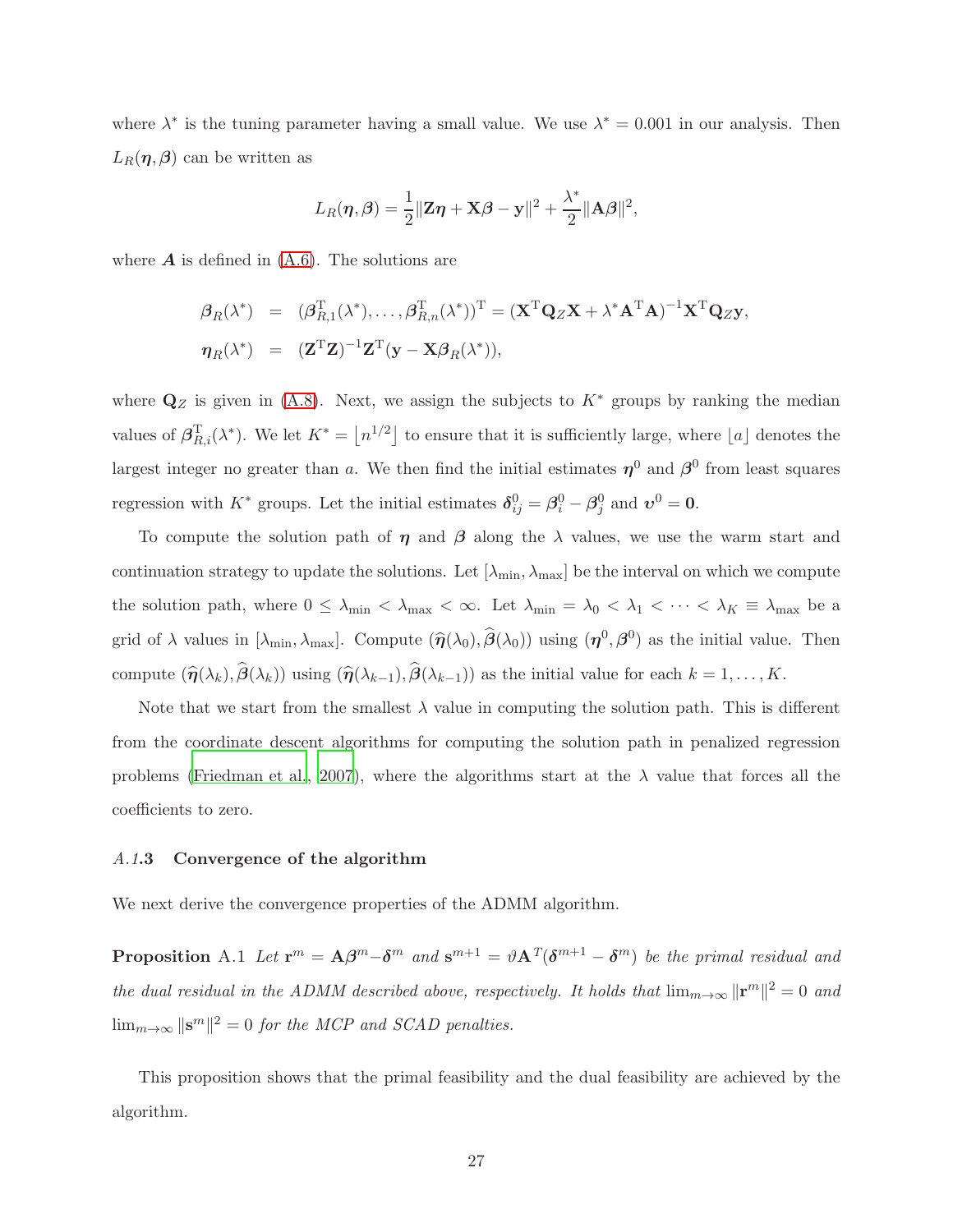where $\lambda^*$ is the tuning parameter having a small value. We use $\lambda^* = 0.001$ in our analysis. Then $L_R(\boldsymbol{\eta}, \boldsymbol{\beta})$ can be written as

$$L_R(\boldsymbol{\eta}, \boldsymbol{\beta}) = \frac{1}{2}\|\mathbf{Z}\boldsymbol{\eta} + \mathbf{X}\boldsymbol{\beta} - \mathbf{y}\|^2 + \frac{\lambda^*}{2}\|\mathbf{A}\boldsymbol{\beta}\|^2,$$

where $\boldsymbol{A}$ is defined in (A.6). The solutions are

$$\begin{aligned}
\boldsymbol{\beta}_R(\lambda^*) &= (\boldsymbol{\beta}_{R,1}^{\mathrm{T}}(\lambda^*), \ldots, \boldsymbol{\beta}_{R,n}^{\mathrm{T}}(\lambda^*))^{\mathrm{T}} = (\mathbf{X}^{\mathrm{T}}\mathbf{Q}_Z\mathbf{X} + \lambda^*\mathbf{A}^{\mathrm{T}}\mathbf{A})^{-1}\mathbf{X}^{\mathrm{T}}\mathbf{Q}_Z\mathbf{y}, \\
\boldsymbol{\eta}_R(\lambda^*) &= (\mathbf{Z}^{\mathrm{T}}\mathbf{Z})^{-1}\mathbf{Z}^{\mathrm{T}}(\mathbf{y} - \mathbf{X}\boldsymbol{\beta}_R(\lambda^*)),
\end{aligned}$$

where $\mathbf{Q}_Z$ is given in (A.8). Next, we assign the subjects to $K^*$ groups by ranking the median values of $\boldsymbol{\beta}_{R,i}^{\mathrm{T}}(\lambda^*)$. We let $K^* = \lfloor n^{1/2} \rfloor$ to ensure that it is sufficiently large, where $\lfloor a \rfloor$ denotes the largest integer no greater than $a$. We then find the initial estimates $\boldsymbol{\eta}^0$ and $\boldsymbol{\beta}^0$ from least squares regression with $K^*$ groups. Let the initial estimates $\boldsymbol{\delta}_{ij}^0 = \boldsymbol{\beta}_i^0 - \boldsymbol{\beta}_j^0$ and $\boldsymbol{\upsilon}^0 = \mathbf{0}$.

To compute the solution path of $\boldsymbol{\eta}$ and $\boldsymbol{\beta}$ along the $\lambda$ values, we use the warm start and continuation strategy to update the solutions. Let $[\lambda_{\min}, \lambda_{\max}]$ be the interval on which we compute the solution path, where $0 \leq \lambda_{\min} < \lambda_{\max} < \infty$. Let $\lambda_{\min} = \lambda_0 < \lambda_1 < \cdots < \lambda_K \equiv \lambda_{\max}$ be a grid of $\lambda$ values in $[\lambda_{\min}, \lambda_{\max}]$. Compute $(\widehat{\boldsymbol{\eta}}(\lambda_0), \widehat{\boldsymbol{\beta}}(\lambda_0))$ using $(\boldsymbol{\eta}^0, \boldsymbol{\beta}^0)$ as the initial value. Then compute $(\widehat{\boldsymbol{\eta}}(\lambda_k), \widehat{\boldsymbol{\beta}}(\lambda_k))$ using $(\widehat{\boldsymbol{\eta}}(\lambda_{k-1}), \widehat{\boldsymbol{\beta}}(\lambda_{k-1}))$ as the initial value for each $k = 1, \ldots, K$.

Note that we start from the smallest $\lambda$ value in computing the solution path. This is different from the coordinate descent algorithms for computing the solution path in penalized regression problems (Friedman et al., 2007), where the algorithms start at the $\lambda$ value that forces all the coefficients to zero.

### *A.1*.3 Convergence of the algorithm

We next derive the convergence properties of the ADMM algorithm.

**Proposition** A.1 *Let* $\mathbf{r}^m = \mathbf{A}\boldsymbol{\beta}^m - \boldsymbol{\delta}^m$ *and* $\mathbf{s}^{m+1} = \vartheta\mathbf{A}^T(\boldsymbol{\delta}^{m+1} - \boldsymbol{\delta}^m)$ *be the primal residual and the dual residual in the ADMM described above, respectively. It holds that* $\lim_{m\to\infty} \|\mathbf{r}^m\|^2 = 0$ *and* $\lim_{m\to\infty} \|\mathbf{s}^m\|^2 = 0$ *for the MCP and SCAD penalties.*

This proposition shows that the primal feasibility and the dual feasibility are achieved by the algorithm.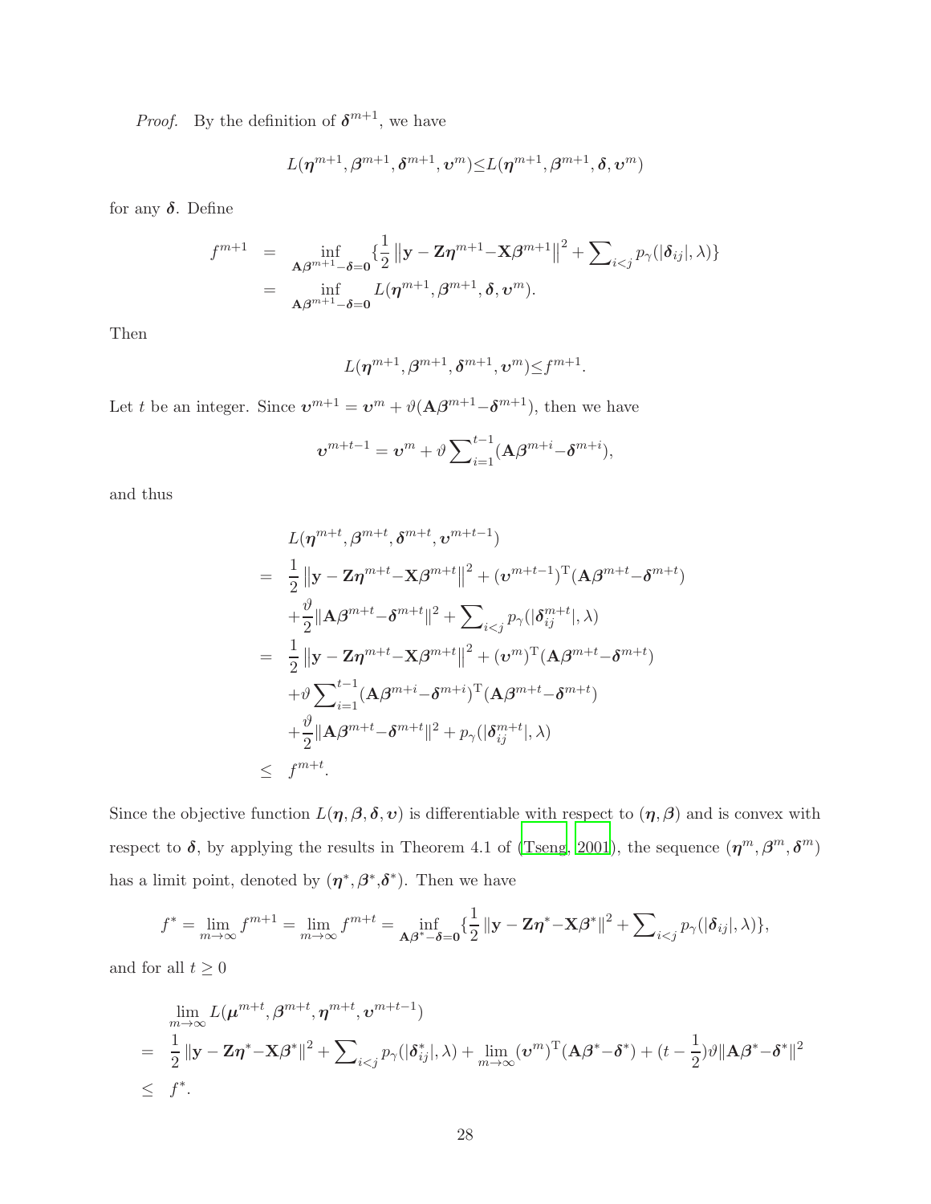*Proof.* By the definition of $\boldsymbol{\delta}^{m+1}$, we have

$$L(\boldsymbol{\eta}^{m+1}, \boldsymbol{\beta}^{m+1}, \boldsymbol{\delta}^{m+1}, \boldsymbol{\upsilon}^{m}) \leq L(\boldsymbol{\eta}^{m+1}, \boldsymbol{\beta}^{m+1}, \boldsymbol{\delta}, \boldsymbol{\upsilon}^{m})$$

for any $\boldsymbol{\delta}$. Define

$$\begin{aligned} f^{m+1} &= \inf_{\mathbf{A}\boldsymbol{\beta}^{m+1}-\boldsymbol{\delta}=\mathbf{0}} \{\frac{1}{2}\left\|\mathbf{y} - \mathbf{Z}\boldsymbol{\eta}^{m+1} - \mathbf{X}\boldsymbol{\beta}^{m+1}\right\|^2 + \sum\nolimits_{i<j} p_\gamma(|\boldsymbol{\delta}_{ij}|, \lambda)\} \\ &= \inf_{\mathbf{A}\boldsymbol{\beta}^{m+1}-\boldsymbol{\delta}=\mathbf{0}} L(\boldsymbol{\eta}^{m+1}, \boldsymbol{\beta}^{m+1}, \boldsymbol{\delta}, \boldsymbol{\upsilon}^{m}). \end{aligned}$$

Then

$$L(\boldsymbol{\eta}^{m+1}, \boldsymbol{\beta}^{m+1}, \boldsymbol{\delta}^{m+1}, \boldsymbol{\upsilon}^{m}) \leq f^{m+1}.$$

Let $t$ be an integer. Since $\boldsymbol{\upsilon}^{m+1} = \boldsymbol{\upsilon}^{m} + \vartheta(\mathbf{A}\boldsymbol{\beta}^{m+1} - \boldsymbol{\delta}^{m+1})$, then we have

$$\boldsymbol{\upsilon}^{m+t-1} = \boldsymbol{\upsilon}^{m} + \vartheta \sum\nolimits_{i=1}^{t-1} (\mathbf{A}\boldsymbol{\beta}^{m+i} - \boldsymbol{\delta}^{m+i}),$$

and thus

$$\begin{aligned} & L(\boldsymbol{\eta}^{m+t}, \boldsymbol{\beta}^{m+t}, \boldsymbol{\delta}^{m+t}, \boldsymbol{\upsilon}^{m+t-1}) \\ =\ & \frac{1}{2}\left\|\mathbf{y} - \mathbf{Z}\boldsymbol{\eta}^{m+t} - \mathbf{X}\boldsymbol{\beta}^{m+t}\right\|^2 + (\boldsymbol{\upsilon}^{m+t-1})^{\mathrm{T}}(\mathbf{A}\boldsymbol{\beta}^{m+t} - \boldsymbol{\delta}^{m+t}) \\ & + \frac{\vartheta}{2}\|\mathbf{A}\boldsymbol{\beta}^{m+t} - \boldsymbol{\delta}^{m+t}\|^2 + \sum\nolimits_{i<j} p_\gamma(|\boldsymbol{\delta}_{ij}^{m+t}|, \lambda) \\ =\ & \frac{1}{2}\left\|\mathbf{y} - \mathbf{Z}\boldsymbol{\eta}^{m+t} - \mathbf{X}\boldsymbol{\beta}^{m+t}\right\|^2 + (\boldsymbol{\upsilon}^{m})^{\mathrm{T}}(\mathbf{A}\boldsymbol{\beta}^{m+t} - \boldsymbol{\delta}^{m+t}) \\ & + \vartheta \sum\nolimits_{i=1}^{t-1} (\mathbf{A}\boldsymbol{\beta}^{m+i} - \boldsymbol{\delta}^{m+i})^{\mathrm{T}}(\mathbf{A}\boldsymbol{\beta}^{m+t} - \boldsymbol{\delta}^{m+t}) \\ & + \frac{\vartheta}{2}\|\mathbf{A}\boldsymbol{\beta}^{m+t} - \boldsymbol{\delta}^{m+t}\|^2 + p_\gamma(|\boldsymbol{\delta}_{ij}^{m+t}|, \lambda) \\ \leq\ & f^{m+t}. \end{aligned}$$

Since the objective function $L(\boldsymbol{\eta}, \boldsymbol{\beta}, \boldsymbol{\delta}, \boldsymbol{\upsilon})$ is differentiable with respect to $(\boldsymbol{\eta}, \boldsymbol{\beta})$ and is convex with respect to $\boldsymbol{\delta}$, by applying the results in Theorem 4.1 of (Tseng, 2001), the sequence $(\boldsymbol{\eta}^m, \boldsymbol{\beta}^m, \boldsymbol{\delta}^m)$ has a limit point, denoted by $(\boldsymbol{\eta}^*, \boldsymbol{\beta}^*, \boldsymbol{\delta}^*)$. Then we have

$$f^* = \lim_{m\to\infty} f^{m+1} = \lim_{m\to\infty} f^{m+t} = \inf_{\mathbf{A}\boldsymbol{\beta}^*-\boldsymbol{\delta}=\mathbf{0}} \{\frac{1}{2}\left\|\mathbf{y} - \mathbf{Z}\boldsymbol{\eta}^* - \mathbf{X}\boldsymbol{\beta}^*\right\|^2 + \sum\nolimits_{i<j} p_\gamma(|\boldsymbol{\delta}_{ij}|, \lambda)\},$$

and for all $t \geq 0$

$$\begin{aligned} & \lim_{m\to\infty} L(\boldsymbol{\mu}^{m+t}, \boldsymbol{\beta}^{m+t}, \boldsymbol{\eta}^{m+t}, \boldsymbol{\upsilon}^{m+t-1}) \\ =\ & \frac{1}{2}\left\|\mathbf{y} - \mathbf{Z}\boldsymbol{\eta}^* - \mathbf{X}\boldsymbol{\beta}^*\right\|^2 + \sum\nolimits_{i<j} p_\gamma(|\boldsymbol{\delta}_{ij}^*|, \lambda) + \lim_{m\to\infty} (\boldsymbol{\upsilon}^m)^{\mathrm{T}}(\mathbf{A}\boldsymbol{\beta}^* - \boldsymbol{\delta}^*) + (t - \frac{1}{2})\vartheta\|\mathbf{A}\boldsymbol{\beta}^* - \boldsymbol{\delta}^*\|^2 \\ \leq\ & f^*. \end{aligned}$$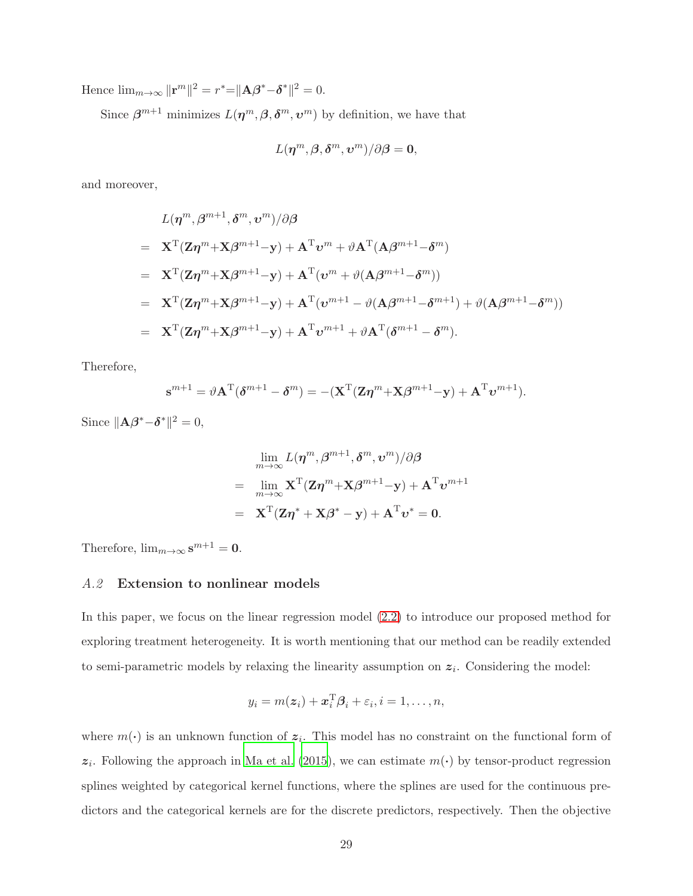Hence $\lim_{m\to\infty} \|\mathbf{r}^m\|^2 = r^* = \|\mathbf{A}\boldsymbol{\beta}^* - \boldsymbol{\delta}^*\|^2 = 0$.

Since $\boldsymbol{\beta}^{m+1}$ minimizes $L(\boldsymbol{\eta}^m, \boldsymbol{\beta}, \boldsymbol{\delta}^m, \boldsymbol{\upsilon}^m)$ by definition, we have that

$$L(\boldsymbol{\eta}^m, \boldsymbol{\beta}, \boldsymbol{\delta}^m, \boldsymbol{\upsilon}^m)/\partial\boldsymbol{\beta} = \mathbf{0},$$

and moreover,

$$\begin{aligned}
& L(\boldsymbol{\eta}^m, \boldsymbol{\beta}^{m+1}, \boldsymbol{\delta}^m, \boldsymbol{\upsilon}^m)/\partial\boldsymbol{\beta} \\
= \; & \mathbf{X}^{\mathrm{T}}(\mathbf{Z}\boldsymbol{\eta}^m + \mathbf{X}\boldsymbol{\beta}^{m+1} - \mathbf{y}) + \mathbf{A}^{\mathrm{T}}\boldsymbol{\upsilon}^m + \vartheta\mathbf{A}^{\mathrm{T}}(\mathbf{A}\boldsymbol{\beta}^{m+1} - \boldsymbol{\delta}^m) \\
= \; & \mathbf{X}^{\mathrm{T}}(\mathbf{Z}\boldsymbol{\eta}^m + \mathbf{X}\boldsymbol{\beta}^{m+1} - \mathbf{y}) + \mathbf{A}^{\mathrm{T}}(\boldsymbol{\upsilon}^m + \vartheta(\mathbf{A}\boldsymbol{\beta}^{m+1} - \boldsymbol{\delta}^m)) \\
= \; & \mathbf{X}^{\mathrm{T}}(\mathbf{Z}\boldsymbol{\eta}^m + \mathbf{X}\boldsymbol{\beta}^{m+1} - \mathbf{y}) + \mathbf{A}^{\mathrm{T}}(\boldsymbol{\upsilon}^{m+1} - \vartheta(\mathbf{A}\boldsymbol{\beta}^{m+1} - \boldsymbol{\delta}^{m+1}) + \vartheta(\mathbf{A}\boldsymbol{\beta}^{m+1} - \boldsymbol{\delta}^m)) \\
= \; & \mathbf{X}^{\mathrm{T}}(\mathbf{Z}\boldsymbol{\eta}^m + \mathbf{X}\boldsymbol{\beta}^{m+1} - \mathbf{y}) + \mathbf{A}^{\mathrm{T}}\boldsymbol{\upsilon}^{m+1} + \vartheta\mathbf{A}^{\mathrm{T}}(\boldsymbol{\delta}^{m+1} - \boldsymbol{\delta}^m).
\end{aligned}$$

Therefore,

$$\mathbf{s}^{m+1} = \vartheta\mathbf{A}^{\mathrm{T}}(\boldsymbol{\delta}^{m+1} - \boldsymbol{\delta}^m) = -(\mathbf{X}^{\mathrm{T}}(\mathbf{Z}\boldsymbol{\eta}^m + \mathbf{X}\boldsymbol{\beta}^{m+1} - \mathbf{y}) + \mathbf{A}^{\mathrm{T}}\boldsymbol{\upsilon}^{m+1}).$$

Since $\|\mathbf{A}\boldsymbol{\beta}^* - \boldsymbol{\delta}^*\|^2 = 0$,

$$\begin{aligned}
& \lim_{m\to\infty} L(\boldsymbol{\eta}^m, \boldsymbol{\beta}^{m+1}, \boldsymbol{\delta}^m, \boldsymbol{\upsilon}^m)/\partial\boldsymbol{\beta} \\
= \; & \lim_{m\to\infty} \mathbf{X}^{\mathrm{T}}(\mathbf{Z}\boldsymbol{\eta}^m + \mathbf{X}\boldsymbol{\beta}^{m+1} - \mathbf{y}) + \mathbf{A}^{\mathrm{T}}\boldsymbol{\upsilon}^{m+1} \\
= \; & \mathbf{X}^{\mathrm{T}}(\mathbf{Z}\boldsymbol{\eta}^* + \mathbf{X}\boldsymbol{\beta}^* - \mathbf{y}) + \mathbf{A}^{\mathrm{T}}\boldsymbol{\upsilon}^* = \mathbf{0}.
\end{aligned}$$

Therefore, $\lim_{m\to\infty} \mathbf{s}^{m+1} = \mathbf{0}$.

### *A.2* Extension to nonlinear models

In this paper, we focus on the linear regression model (2.2) to introduce our proposed method for exploring treatment heterogeneity. It is worth mentioning that our method can be readily extended to semi-parametric models by relaxing the linearity assumption on $\boldsymbol{z}_i$. Considering the model:

$$y_i = m(\boldsymbol{z}_i) + \boldsymbol{x}_i^{\mathrm{T}}\boldsymbol{\beta}_i + \varepsilon_i, i = 1, \ldots, n,$$

where $m(\cdot)$ is an unknown function of $\boldsymbol{z}_i$. This model has no constraint on the functional form of $\boldsymbol{z}_i$. Following the approach in Ma et al. (2015), we can estimate $m(\cdot)$ by tensor-product regression splines weighted by categorical kernel functions, where the splines are used for the continuous predictors and the categorical kernels are for the discrete predictors, respectively. Then the objective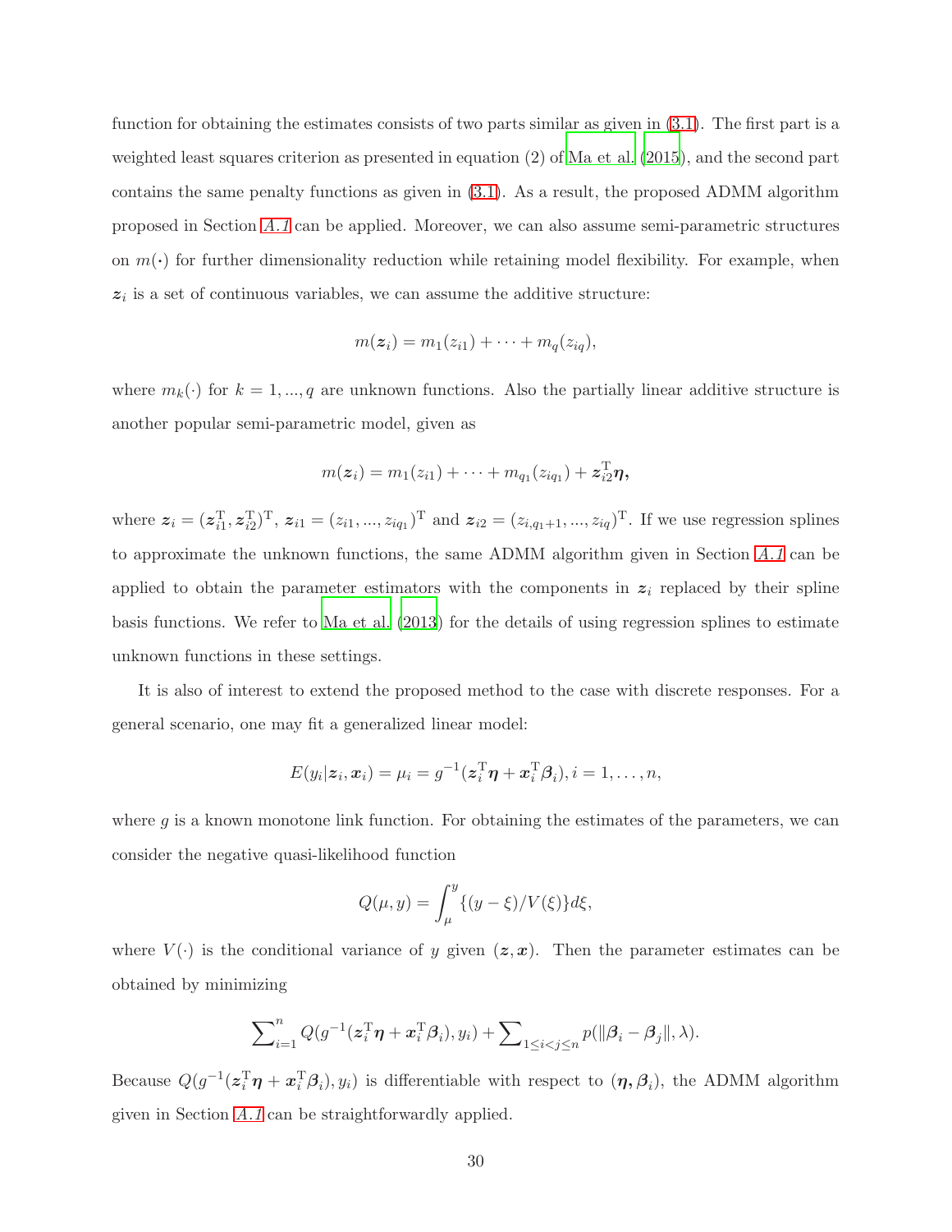function for obtaining the estimates consists of two parts similar as given in (3.1). The first part is a weighted least squares criterion as presented in equation (2) of Ma et al. (2015), and the second part contains the same penalty functions as given in (3.1). As a result, the proposed ADMM algorithm proposed in Section *A.1* can be applied. Moreover, we can also assume semi-parametric structures on $m(\cdot)$ for further dimensionality reduction while retaining model flexibility. For example, when $\boldsymbol{z}_i$ is a set of continuous variables, we can assume the additive structure:

$$m(\boldsymbol{z}_i) = m_1(z_{i1}) + \cdots + m_q(z_{iq}),$$

where $m_k(\cdot)$ for $k = 1, ..., q$ are unknown functions. Also the partially linear additive structure is another popular semi-parametric model, given as

$$m(\boldsymbol{z}_i) = m_1(z_{i1}) + \cdots + m_{q_1}(z_{iq_1}) + \boldsymbol{z}_{i2}^{\mathrm{T}}\boldsymbol{\eta},$$

where $\boldsymbol{z}_i = (\boldsymbol{z}_{i1}^{\mathrm{T}}, \boldsymbol{z}_{i2}^{\mathrm{T}})^{\mathrm{T}}$, $\boldsymbol{z}_{i1} = (z_{i1}, ..., z_{iq_1})^{\mathrm{T}}$ and $\boldsymbol{z}_{i2} = (z_{i,q_1+1}, ..., z_{iq})^{\mathrm{T}}$. If we use regression splines to approximate the unknown functions, the same ADMM algorithm given in Section *A.1* can be applied to obtain the parameter estimators with the components in $\boldsymbol{z}_i$ replaced by their spline basis functions. We refer to Ma et al. (2013) for the details of using regression splines to estimate unknown functions in these settings.

It is also of interest to extend the proposed method to the case with discrete responses. For a general scenario, one may fit a generalized linear model:

$$E(y_i|\boldsymbol{z}_i, \boldsymbol{x}_i) = \mu_i = g^{-1}(\boldsymbol{z}_i^{\mathrm{T}}\boldsymbol{\eta} + \boldsymbol{x}_i^{\mathrm{T}}\boldsymbol{\beta}_i), i = 1, \ldots, n,$$

where $g$ is a known monotone link function. For obtaining the estimates of the parameters, we can consider the negative quasi-likelihood function

$$Q(\mu, y) = \int_{\mu}^{y} \{(y - \xi)/V(\xi)\} d\xi,$$

where $V(\cdot)$ is the conditional variance of $y$ given $(\boldsymbol{z}, \boldsymbol{x})$. Then the parameter estimates can be obtained by minimizing

$$\sum\nolimits_{i=1}^{n} Q(g^{-1}(\boldsymbol{z}_i^{\mathrm{T}}\boldsymbol{\eta} + \boldsymbol{x}_i^{\mathrm{T}}\boldsymbol{\beta}_i), y_i) + \sum\nolimits_{1 \le i < j \le n} p(\|\boldsymbol{\beta}_i - \boldsymbol{\beta}_j\|, \lambda).$$

Because $Q(g^{-1}(\boldsymbol{z}_i^{\mathrm{T}}\boldsymbol{\eta} + \boldsymbol{x}_i^{\mathrm{T}}\boldsymbol{\beta}_i), y_i)$ is differentiable with respect to $(\boldsymbol{\eta}, \boldsymbol{\beta}_i)$, the ADMM algorithm given in Section *A.1* can be straightforwardly applied.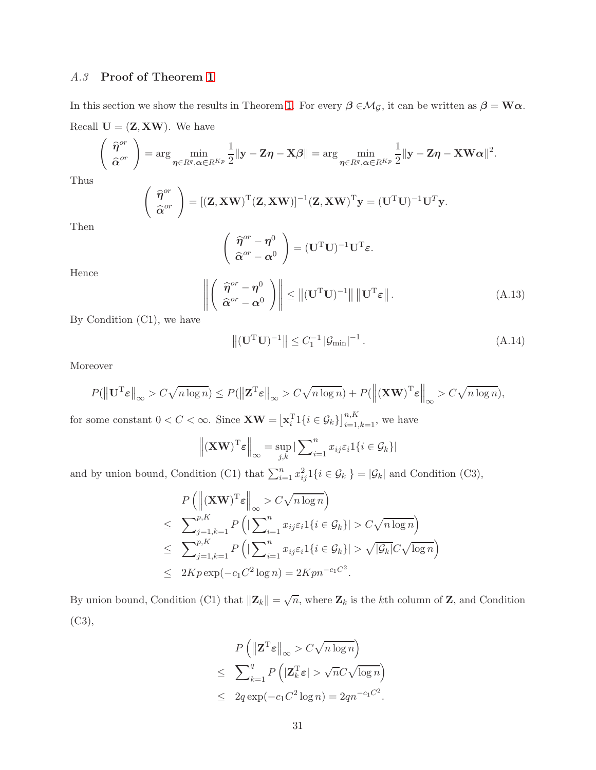### *A.3* Proof of Theorem 1

In this section we show the results in Theorem 1. For every $\boldsymbol{\beta} \in \mathcal{M}_{\mathcal{G}}$, it can be written as $\boldsymbol{\beta} = \mathbf{W}\boldsymbol{\alpha}$. Recall $\mathbf{U} = (\mathbf{Z}, \mathbf{X}\mathbf{W})$. We have

$$\begin{pmatrix} \widehat{\boldsymbol{\eta}}^{or} \\ \widehat{\boldsymbol{\alpha}}^{or} \end{pmatrix} = \arg \min_{\boldsymbol{\eta} \in R^q, \boldsymbol{\alpha} \in R^{Kp}} \frac{1}{2} \|\mathbf{y} - \mathbf{Z}\boldsymbol{\eta} - \mathbf{X}\boldsymbol{\beta}\| = \arg \min_{\boldsymbol{\eta} \in R^q, \boldsymbol{\alpha} \in R^{Kp}} \frac{1}{2} \|\mathbf{y} - \mathbf{Z}\boldsymbol{\eta} - \mathbf{X}\mathbf{W}\boldsymbol{\alpha}\|^2.$$

Thus

$$\begin{pmatrix} \widehat{\boldsymbol{\eta}}^{or} \\ \widehat{\boldsymbol{\alpha}}^{or} \end{pmatrix} = [(\mathbf{Z}, \mathbf{X}\mathbf{W})^{\mathrm{T}}(\mathbf{Z}, \mathbf{X}\mathbf{W})]^{-1}(\mathbf{Z}, \mathbf{X}\mathbf{W})^{\mathrm{T}}\mathbf{y} = (\mathbf{U}^{\mathrm{T}}\mathbf{U})^{-1}\mathbf{U}^{T}\mathbf{y}.$$

Then

$$\begin{pmatrix} \widehat{\boldsymbol{\eta}}^{or} - \boldsymbol{\eta}^0 \\ \widehat{\boldsymbol{\alpha}}^{or} - \boldsymbol{\alpha}^0 \end{pmatrix} = (\mathbf{U}^{\mathrm{T}}\mathbf{U})^{-1}\mathbf{U}^{\mathrm{T}}\boldsymbol{\varepsilon}.$$

Hence

$$\left\| \begin{pmatrix} \widehat{\boldsymbol{\eta}}^{or} - \boldsymbol{\eta}^0 \\ \widehat{\boldsymbol{\alpha}}^{or} - \boldsymbol{\alpha}^0 \end{pmatrix} \right\| \leq \left\|(\mathbf{U}^{\mathrm{T}}\mathbf{U})^{-1}\right\| \left\|\mathbf{U}^{\mathrm{T}}\boldsymbol{\varepsilon}\right\|. \tag{A.13}$$

By Condition (C1), we have

$$\left\|(\mathbf{U}^{\mathrm{T}}\mathbf{U})^{-1}\right\| \leq C_1^{-1} \left|\mathcal{G}_{\min}\right|^{-1}. \tag{A.14}$$

Moreover

$$P(\left\|\mathbf{U}^{\mathrm{T}}\boldsymbol{\varepsilon}\right\|_{\infty} > C\sqrt{n \log n}) \leq P(\left\|\mathbf{Z}^{\mathrm{T}}\boldsymbol{\varepsilon}\right\|_{\infty} > C\sqrt{n \log n}) + P(\left\|(\mathbf{X}\mathbf{W})^{\mathrm{T}}\boldsymbol{\varepsilon}\right\|_{\infty} > C\sqrt{n \log n}),$$

for some constant $0 < C < \infty$. Since $\mathbf{X}\mathbf{W} = \left[\mathbf{x}_i^{\mathrm{T}} 1\{i \in \mathcal{G}_k\}\right]_{i=1,k=1}^{n,K}$, we have

$$\left\|(\mathbf{X}\mathbf{W})^{\mathrm{T}}\boldsymbol{\varepsilon}\right\|_{\infty} = \sup_{j,k} \left|\sum\nolimits_{i=1}^{n} x_{ij}\varepsilon_i 1\{i \in \mathcal{G}_k\}\right|$$

and by union bound, Condition (C1) that $\sum_{i=1}^{n} x_{ij}^2 1\{i \in \mathcal{G}_k\} = |\mathcal{G}_k|$ and Condition (C3),

$$\begin{aligned}
& P\left(\left\|(\mathbf{X}\mathbf{W})^{\mathrm{T}}\boldsymbol{\varepsilon}\right\|_{\infty} > C\sqrt{n \log n}\right) \\
\leq \ & \sum\nolimits_{j=1,k=1}^{p,K} P\left(\left|\sum\nolimits_{i=1}^{n} x_{ij}\varepsilon_i 1\{i \in \mathcal{G}_k\}\right| > C\sqrt{n \log n}\right) \\
\leq \ & \sum\nolimits_{j=1,k=1}^{p,K} P\left(\left|\sum\nolimits_{i=1}^{n} x_{ij}\varepsilon_i 1\{i \in \mathcal{G}_k\}\right| > \sqrt{|\mathcal{G}_k|} C\sqrt{\log n}\right) \\
\leq \ & 2Kp \exp(-c_1 C^2 \log n) = 2Kp n^{-c_1 C^2}.
\end{aligned}$$

By union bound, Condition (C1) that $\|\mathbf{Z}_k\| = \sqrt{n}$, where $\mathbf{Z}_k$ is the $k$th column of $\mathbf{Z}$, and Condition (C3),

$$\begin{aligned}
& P\left(\left\|\mathbf{Z}^{\mathrm{T}}\boldsymbol{\varepsilon}\right\|_{\infty} > C\sqrt{n \log n}\right) \\
\leq \ & \sum\nolimits_{k=1}^{q} P\left(\left|\mathbf{Z}_k^{\mathrm{T}}\boldsymbol{\varepsilon}\right| > \sqrt{n} C\sqrt{\log n}\right) \\
\leq \ & 2q \exp(-c_1 C^2 \log n) = 2q n^{-c_1 C^2}.
\end{aligned}$$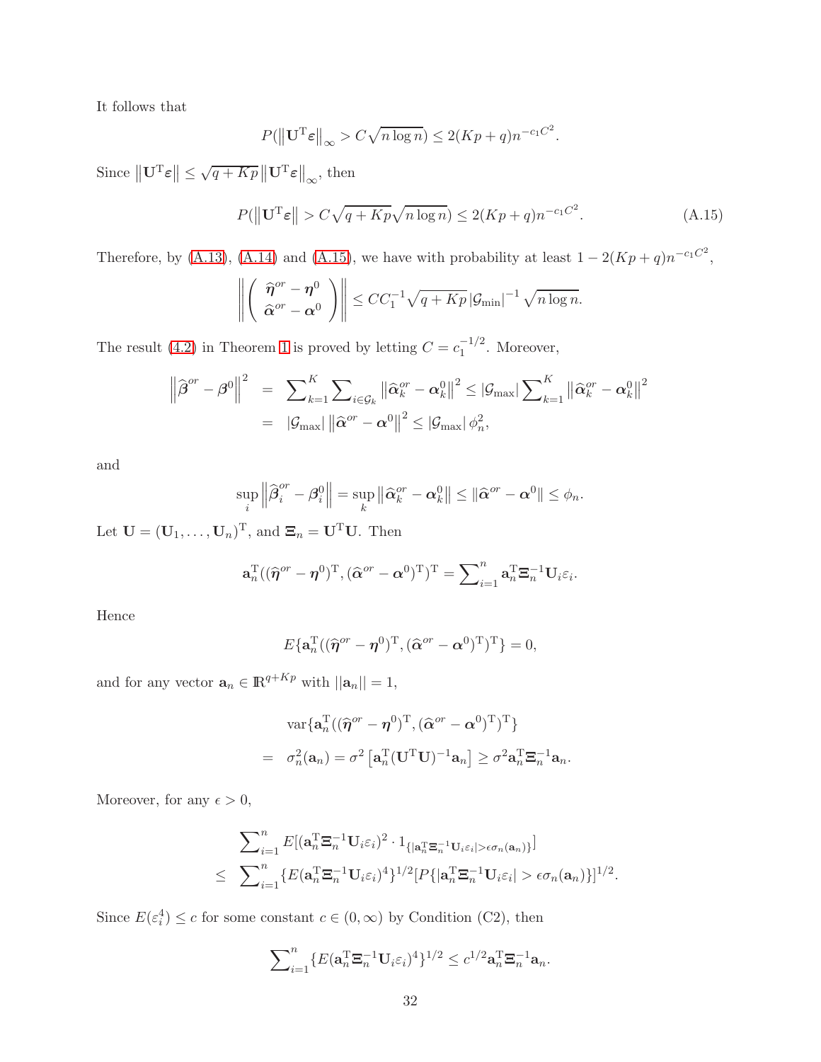It follows that

$$P(\left\|\mathbf{U}^{\mathrm{T}}\boldsymbol{\varepsilon}\right\|_{\infty} > C\sqrt{n\log n}) \leq 2(Kp+q)n^{-c_1C^2}.$$

Since $\left\|\mathbf{U}^{\mathrm{T}}\boldsymbol{\varepsilon}\right\| \leq \sqrt{q+Kp}\left\|\mathbf{U}^{\mathrm{T}}\boldsymbol{\varepsilon}\right\|_{\infty}$, then

$$P(\left\|\mathbf{U}^{\mathrm{T}}\boldsymbol{\varepsilon}\right\| > C\sqrt{q+Kp}\sqrt{n\log n}) \leq 2(Kp+q)n^{-c_1C^2}. \tag{A.15}$$

Therefore, by (A.13), (A.14) and (A.15), we have with probability at least $1-2(Kp+q)n^{-c_1C^2}$,

$$\left\|\begin{pmatrix} \widehat{\boldsymbol{\eta}}^{or} - \boldsymbol{\eta}^0 \\ \widehat{\boldsymbol{\alpha}}^{or} - \boldsymbol{\alpha}^0 \end{pmatrix}\right\| \leq CC_1^{-1}\sqrt{q+Kp}\left|\mathcal{G}_{\min}\right|^{-1}\sqrt{n\log n}.$$

The result (4.2) in Theorem 1 is proved by letting $C = c_1^{-1/2}$. Moreover,

$$\begin{aligned}
\left\|\widehat{\boldsymbol{\beta}}^{or} - \boldsymbol{\beta}^0\right\|^2 &= \sum\nolimits_{k=1}^{K}\sum\nolimits_{i\in\mathcal{G}_k}\left\|\widehat{\boldsymbol{\alpha}}_k^{or} - \boldsymbol{\alpha}_k^0\right\|^2 \leq \left|\mathcal{G}_{\max}\right|\sum\nolimits_{k=1}^{K}\left\|\widehat{\boldsymbol{\alpha}}_k^{or} - \boldsymbol{\alpha}_k^0\right\|^2 \\
&= \left|\mathcal{G}_{\max}\right|\left\|\widehat{\boldsymbol{\alpha}}^{or} - \boldsymbol{\alpha}^0\right\|^2 \leq \left|\mathcal{G}_{\max}\right|\phi_n^2,
\end{aligned}$$

and

$$\sup_i\left\|\widehat{\boldsymbol{\beta}}_i^{or} - \boldsymbol{\beta}_i^0\right\| = \sup_k\left\|\widehat{\boldsymbol{\alpha}}_k^{or} - \boldsymbol{\alpha}_k^0\right\| \leq \left\|\widehat{\boldsymbol{\alpha}}^{or} - \boldsymbol{\alpha}^0\right\| \leq \phi_n.$$

Let $\mathbf{U} = (\mathbf{U}_1, \ldots, \mathbf{U}_n)^{\mathrm{T}}$, and $\boldsymbol{\Xi}_n = \mathbf{U}^{\mathrm{T}}\mathbf{U}$. Then

$$\mathbf{a}_n^{\mathrm{T}}((\widehat{\boldsymbol{\eta}}^{or} - \boldsymbol{\eta}^0)^{\mathrm{T}}, (\widehat{\boldsymbol{\alpha}}^{or} - \boldsymbol{\alpha}^0)^{\mathrm{T}})^{\mathrm{T}} = \sum\nolimits_{i=1}^{n}\mathbf{a}_n^{\mathrm{T}}\boldsymbol{\Xi}_n^{-1}\mathbf{U}_i\varepsilon_i.$$

Hence

$$E\{\mathbf{a}_n^{\mathrm{T}}((\widehat{\boldsymbol{\eta}}^{or} - \boldsymbol{\eta}^0)^{\mathrm{T}}, (\widehat{\boldsymbol{\alpha}}^{or} - \boldsymbol{\alpha}^0)^{\mathrm{T}})^{\mathrm{T}}\} = 0,$$

and for any vector $\mathbf{a}_n \in \mathbb{R}^{q+Kp}$ with $||\mathbf{a}_n|| = 1$,

$$\begin{aligned}
&\operatorname{var}\{\mathbf{a}_n^{\mathrm{T}}((\widehat{\boldsymbol{\eta}}^{or} - \boldsymbol{\eta}^0)^{\mathrm{T}}, (\widehat{\boldsymbol{\alpha}}^{or} - \boldsymbol{\alpha}^0)^{\mathrm{T}})^{\mathrm{T}}\} \\
=\; &\sigma_n^2(\mathbf{a}_n) = \sigma^2\left[\mathbf{a}_n^{\mathrm{T}}(\mathbf{U}^{\mathrm{T}}\mathbf{U})^{-1}\mathbf{a}_n\right] \geq \sigma^2\mathbf{a}_n^{\mathrm{T}}\boldsymbol{\Xi}_n^{-1}\mathbf{a}_n.
\end{aligned}$$

Moreover, for any $\epsilon > 0$,

$$\begin{aligned}
&\sum\nolimits_{i=1}^{n}E[(\mathbf{a}_n^{\mathrm{T}}\boldsymbol{\Xi}_n^{-1}\mathbf{U}_i\varepsilon_i)^2\cdot 1_{\{|\mathbf{a}_n^{\mathrm{T}}\boldsymbol{\Xi}_n^{-1}\mathbf{U}_i\varepsilon_i| > \epsilon\sigma_n(\mathbf{a}_n)\}}] \\
\leq\; &\sum\nolimits_{i=1}^{n}\{E(\mathbf{a}_n^{\mathrm{T}}\boldsymbol{\Xi}_n^{-1}\mathbf{U}_i\varepsilon_i)^4\}^{1/2}[P\{|\mathbf{a}_n^{\mathrm{T}}\boldsymbol{\Xi}_n^{-1}\mathbf{U}_i\varepsilon_i| > \epsilon\sigma_n(\mathbf{a}_n)\}]^{1/2}.
\end{aligned}$$

Since $E(\varepsilon_i^4) \leq c$ for some constant $c \in (0, \infty)$ by Condition (C2), then

$$\sum\nolimits_{i=1}^{n}\{E(\mathbf{a}_n^{\mathrm{T}}\boldsymbol{\Xi}_n^{-1}\mathbf{U}_i\varepsilon_i)^4\}^{1/2} \leq c^{1/2}\mathbf{a}_n^{\mathrm{T}}\boldsymbol{\Xi}_n^{-1}\mathbf{a}_n.$$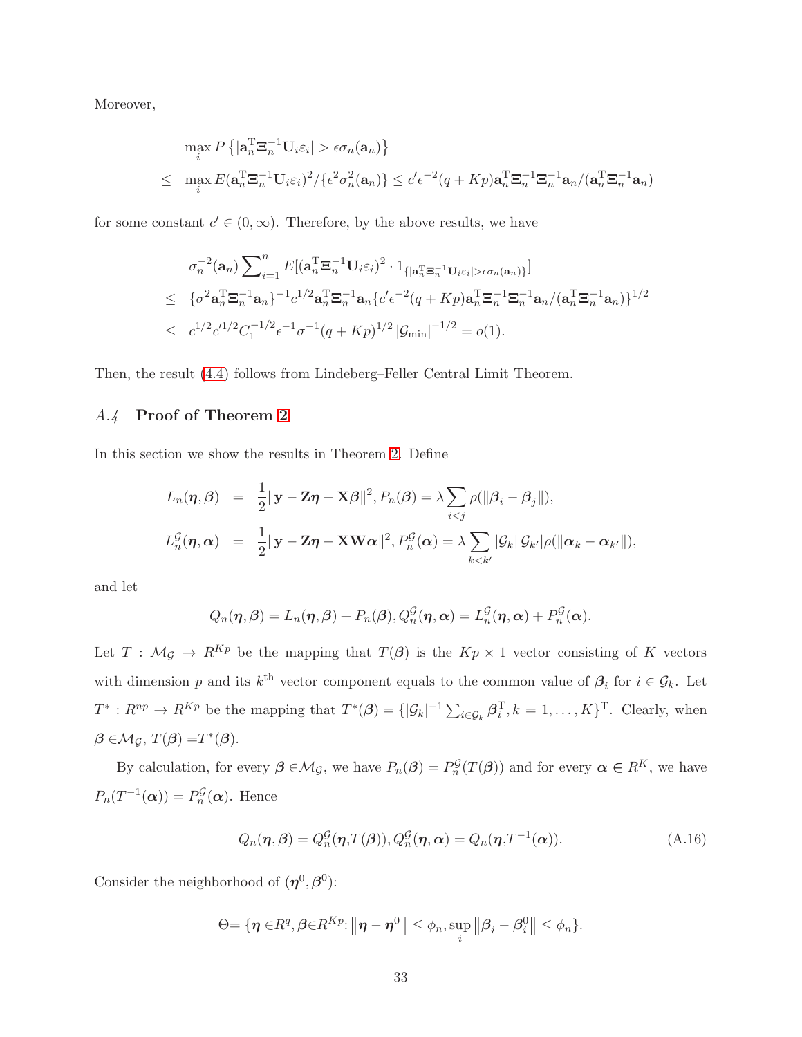Moreover,

$$
\begin{aligned}
& \max_i P\left\{|\mathbf{a}_n^{\mathrm{T}}\boldsymbol{\Xi}_n^{-1}\mathbf{U}_i\varepsilon_i| > \epsilon\sigma_n(\mathbf{a}_n)\right\} \\
\leq \;& \max_i E(\mathbf{a}_n^{\mathrm{T}}\boldsymbol{\Xi}_n^{-1}\mathbf{U}_i\varepsilon_i)^2/\{\epsilon^2\sigma_n^2(\mathbf{a}_n)\} \leq c'\epsilon^{-2}(q+Kp)\mathbf{a}_n^{\mathrm{T}}\boldsymbol{\Xi}_n^{-1}\boldsymbol{\Xi}_n^{-1}\mathbf{a}_n/(\mathbf{a}_n^{\mathrm{T}}\boldsymbol{\Xi}_n^{-1}\mathbf{a}_n)
\end{aligned}
$$

for some constant $c' \in (0, \infty)$. Therefore, by the above results, we have

$$
\begin{aligned}
& \sigma_n^{-2}(\mathbf{a}_n)\sum_{i=1}^n E[(\mathbf{a}_n^{\mathrm{T}}\boldsymbol{\Xi}_n^{-1}\mathbf{U}_i\varepsilon_i)^2 \cdot 1_{\{|\mathbf{a}_n^{\mathrm{T}}\boldsymbol{\Xi}_n^{-1}\mathbf{U}_i\varepsilon_i| > \epsilon\sigma_n(\mathbf{a}_n)\}}] \\
\leq \;& \{\sigma^2\mathbf{a}_n^{\mathrm{T}}\boldsymbol{\Xi}_n^{-1}\mathbf{a}_n\}^{-1}c^{1/2}\mathbf{a}_n^{\mathrm{T}}\boldsymbol{\Xi}_n^{-1}\mathbf{a}_n\{c'\epsilon^{-2}(q+Kp)\mathbf{a}_n^{\mathrm{T}}\boldsymbol{\Xi}_n^{-1}\boldsymbol{\Xi}_n^{-1}\mathbf{a}_n/(\mathbf{a}_n^{\mathrm{T}}\boldsymbol{\Xi}_n^{-1}\mathbf{a}_n)\}^{1/2} \\
\leq \;& c^{1/2}c'^{1/2}C_1^{-1/2}\epsilon^{-1}\sigma^{-1}(q+Kp)^{1/2}\left|\mathcal{G}_{\min}\right|^{-1/2} = o(1).
\end{aligned}
$$

Then, the result (4.4) follows from Lindeberg–Feller Central Limit Theorem.

### *A.4* Proof of Theorem 2

In this section we show the results in Theorem 2. Define

$$
\begin{aligned}
L_n(\boldsymbol{\eta}, \boldsymbol{\beta}) &= \frac{1}{2}\|\mathbf{y} - \mathbf{Z}\boldsymbol{\eta} - \mathbf{X}\boldsymbol{\beta}\|^2, P_n(\boldsymbol{\beta}) = \lambda\sum_{i<j}\rho(\|\boldsymbol{\beta}_i - \boldsymbol{\beta}_j\|), \\
L_n^{\mathcal{G}}(\boldsymbol{\eta}, \boldsymbol{\alpha}) &= \frac{1}{2}\|\mathbf{y} - \mathbf{Z}\boldsymbol{\eta} - \mathbf{X}\mathbf{W}\boldsymbol{\alpha}\|^2, P_n^{\mathcal{G}}(\boldsymbol{\alpha}) = \lambda\sum_{k<k'}|\mathcal{G}_k||\mathcal{G}_{k'}|\rho(\|\boldsymbol{\alpha}_k - \boldsymbol{\alpha}_{k'}\|),
\end{aligned}
$$

and let

$$
Q_n(\boldsymbol{\eta}, \boldsymbol{\beta}) = L_n(\boldsymbol{\eta}, \boldsymbol{\beta}) + P_n(\boldsymbol{\beta}), Q_n^{\mathcal{G}}(\boldsymbol{\eta}, \boldsymbol{\alpha}) = L_n^{\mathcal{G}}(\boldsymbol{\eta}, \boldsymbol{\alpha}) + P_n^{\mathcal{G}}(\boldsymbol{\alpha}).
$$

Let $T : \mathcal{M}_{\mathcal{G}} \to R^{Kp}$ be the mapping that $T(\boldsymbol{\beta})$ is the $Kp \times 1$ vector consisting of $K$ vectors with dimension $p$ and its $k^{\text{th}}$ vector component equals to the common value of $\boldsymbol{\beta}_i$ for $i \in \mathcal{G}_k$. Let $T^* : R^{np} \to R^{Kp}$ be the mapping that $T^*(\boldsymbol{\beta}) = \{|\mathcal{G}_k|^{-1}\sum_{i\in\mathcal{G}_k}\boldsymbol{\beta}_i^{\mathrm{T}}, k = 1, \ldots, K\}^{\mathrm{T}}$. Clearly, when $\boldsymbol{\beta} \in \mathcal{M}_{\mathcal{G}}$, $T(\boldsymbol{\beta}) = T^*(\boldsymbol{\beta})$.

By calculation, for every $\boldsymbol{\beta} \in \mathcal{M}_{\mathcal{G}}$, we have $P_n(\boldsymbol{\beta}) = P_n^{\mathcal{G}}(T(\boldsymbol{\beta}))$ and for every $\boldsymbol{\alpha} \in R^K$, we have $P_n(T^{-1}(\boldsymbol{\alpha})) = P_n^{\mathcal{G}}(\boldsymbol{\alpha})$. Hence

$$
Q_n(\boldsymbol{\eta}, \boldsymbol{\beta}) = Q_n^{\mathcal{G}}(\boldsymbol{\eta}, T(\boldsymbol{\beta})), Q_n^{\mathcal{G}}(\boldsymbol{\eta}, \boldsymbol{\alpha}) = Q_n(\boldsymbol{\eta}, T^{-1}(\boldsymbol{\alpha})). \tag{A.16}
$$

Consider the neighborhood of $(\boldsymbol{\eta}^0, \boldsymbol{\beta}^0)$:

$$
\Theta = \{\boldsymbol{\eta} \in R^q, \boldsymbol{\beta} \in R^{Kp} : \left\|\boldsymbol{\eta} - \boldsymbol{\eta}^0\right\| \leq \phi_n, \sup_i\left\|\boldsymbol{\beta}_i - \boldsymbol{\beta}_i^0\right\| \leq \phi_n\}.
$$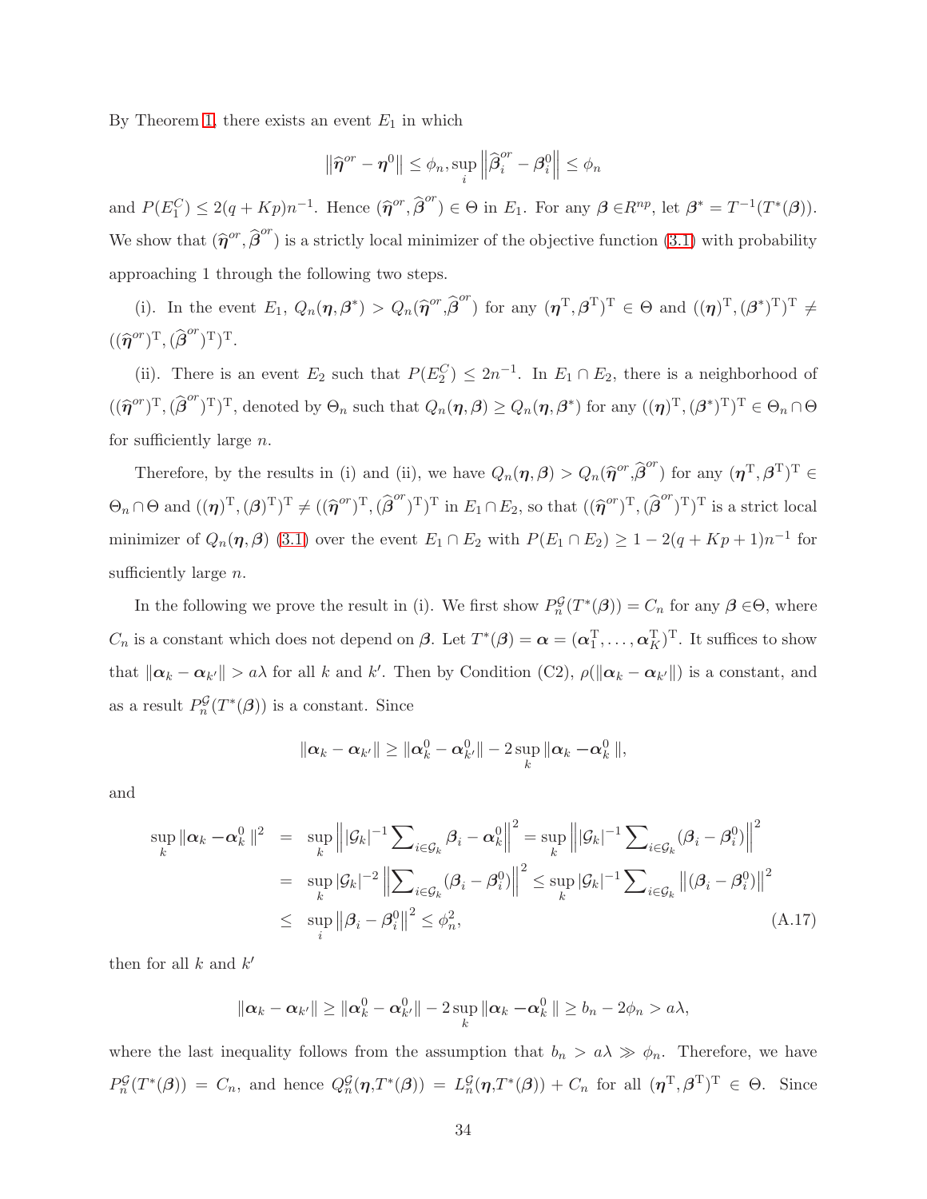By Theorem 1, there exists an event $E_1$ in which

$$\left\|\widehat{\boldsymbol{\eta}}^{or} - \boldsymbol{\eta}^0\right\| \leq \phi_n, \sup_i \left\|\widehat{\boldsymbol{\beta}}_i^{or} - \boldsymbol{\beta}_i^0\right\| \leq \phi_n$$

and $P(E_1^C) \leq 2(q + Kp)n^{-1}$. Hence $(\widehat{\boldsymbol{\eta}}^{or}, \widehat{\boldsymbol{\beta}}^{or}) \in \Theta$ in $E_1$. For any $\boldsymbol{\beta} \in R^{np}$, let $\boldsymbol{\beta}^* = T^{-1}(T^*(\boldsymbol{\beta}))$. We show that $(\widehat{\boldsymbol{\eta}}^{or}, \widehat{\boldsymbol{\beta}}^{or})$ is a strictly local minimizer of the objective function (3.1) with probability approaching 1 through the following two steps.

(i). In the event $E_1$, $Q_n(\boldsymbol{\eta}, \boldsymbol{\beta}^*) > Q_n(\widehat{\boldsymbol{\eta}}^{or}, \widehat{\boldsymbol{\beta}}^{or})$ for any $(\boldsymbol{\eta}^{\mathrm{T}}, \boldsymbol{\beta}^{\mathrm{T}})^{\mathrm{T}} \in \Theta$ and $((\boldsymbol{\eta})^{\mathrm{T}}, (\boldsymbol{\beta}^*)^{\mathrm{T}})^{\mathrm{T}} \neq ((\widehat{\boldsymbol{\eta}}^{or})^{\mathrm{T}}, (\widehat{\boldsymbol{\beta}}^{or})^{\mathrm{T}})^{\mathrm{T}}$.

(ii). There is an event $E_2$ such that $P(E_2^C) \leq 2n^{-1}$. In $E_1 \cap E_2$, there is a neighborhood of $((\widehat{\boldsymbol{\eta}}^{or})^{\mathrm{T}}, (\widehat{\boldsymbol{\beta}}^{or})^{\mathrm{T}})^{\mathrm{T}}$, denoted by $\Theta_n$ such that $Q_n(\boldsymbol{\eta}, \boldsymbol{\beta}) \geq Q_n(\boldsymbol{\eta}, \boldsymbol{\beta}^*)$ for any $((\boldsymbol{\eta})^{\mathrm{T}}, (\boldsymbol{\beta}^*)^{\mathrm{T}})^{\mathrm{T}} \in \Theta_n \cap \Theta$ for sufficiently large $n$.

Therefore, by the results in (i) and (ii), we have $Q_n(\boldsymbol{\eta}, \boldsymbol{\beta}) > Q_n(\widehat{\boldsymbol{\eta}}^{or}, \widehat{\boldsymbol{\beta}}^{or})$ for any $(\boldsymbol{\eta}^{\mathrm{T}}, \boldsymbol{\beta}^{\mathrm{T}})^{\mathrm{T}} \in \Theta_n \cap \Theta$ and $((\boldsymbol{\eta})^{\mathrm{T}}, (\boldsymbol{\beta})^{\mathrm{T}})^{\mathrm{T}} \neq ((\widehat{\boldsymbol{\eta}}^{or})^{\mathrm{T}}, (\widehat{\boldsymbol{\beta}}^{or})^{\mathrm{T}})^{\mathrm{T}}$ in $E_1 \cap E_2$, so that $((\widehat{\boldsymbol{\eta}}^{or})^{\mathrm{T}}, (\widehat{\boldsymbol{\beta}}^{or})^{\mathrm{T}})^{\mathrm{T}}$ is a strict local minimizer of $Q_n(\boldsymbol{\eta}, \boldsymbol{\beta})$ (3.1) over the event $E_1 \cap E_2$ with $P(E_1 \cap E_2) \geq 1 - 2(q + Kp + 1)n^{-1}$ for sufficiently large $n$.

In the following we prove the result in (i). We first show $P_n^{\mathcal{G}}(T^*(\boldsymbol{\beta})) = C_n$ for any $\boldsymbol{\beta} \in \Theta$, where $C_n$ is a constant which does not depend on $\boldsymbol{\beta}$. Let $T^*(\boldsymbol{\beta}) = \boldsymbol{\alpha} = (\boldsymbol{\alpha}_1^{\mathrm{T}}, \ldots, \boldsymbol{\alpha}_K^{\mathrm{T}})^{\mathrm{T}}$. It suffices to show that $\|\boldsymbol{\alpha}_k - \boldsymbol{\alpha}_{k'}\| > a\lambda$ for all $k$ and $k'$. Then by Condition (C2), $\rho(\|\boldsymbol{\alpha}_k - \boldsymbol{\alpha}_{k'}\|)$ is a constant, and as a result $P_n^{\mathcal{G}}(T^*(\boldsymbol{\beta}))$ is a constant. Since

$$\|\boldsymbol{\alpha}_k - \boldsymbol{\alpha}_{k'}\| \geq \|\boldsymbol{\alpha}_k^0 - \boldsymbol{\alpha}_{k'}^0\| - 2\sup_k \|\boldsymbol{\alpha}_k - \boldsymbol{\alpha}_k^0\|,$$

and

$$\begin{aligned}
\sup_k \|\boldsymbol{\alpha}_k - \boldsymbol{\alpha}_k^0\|^2 &= \sup_k \left\| |\mathcal{G}_k|^{-1} \sum\nolimits_{i \in \mathcal{G}_k} \boldsymbol{\beta}_i - \boldsymbol{\alpha}_k^0 \right\|^2 = \sup_k \left\| |\mathcal{G}_k|^{-1} \sum\nolimits_{i \in \mathcal{G}_k} (\boldsymbol{\beta}_i - \boldsymbol{\beta}_i^0) \right\|^2 \\
&= \sup_k |\mathcal{G}_k|^{-2} \left\| \sum\nolimits_{i \in \mathcal{G}_k} (\boldsymbol{\beta}_i - \boldsymbol{\beta}_i^0) \right\|^2 \leq \sup_k |\mathcal{G}_k|^{-1} \sum\nolimits_{i \in \mathcal{G}_k} \left\| (\boldsymbol{\beta}_i - \boldsymbol{\beta}_i^0) \right\|^2 \\
&\leq \sup_i \left\| \boldsymbol{\beta}_i - \boldsymbol{\beta}_i^0 \right\|^2 \leq \phi_n^2,
\end{aligned} \tag{A.17}$$

then for all $k$ and $k'$

$$\|\boldsymbol{\alpha}_k - \boldsymbol{\alpha}_{k'}\| \geq \|\boldsymbol{\alpha}_k^0 - \boldsymbol{\alpha}_{k'}^0\| - 2\sup_k \|\boldsymbol{\alpha}_k - \boldsymbol{\alpha}_k^0\| \geq b_n - 2\phi_n > a\lambda,$$

where the last inequality follows from the assumption that $b_n > a\lambda \gg \phi_n$. Therefore, we have $P_n^{\mathcal{G}}(T^*(\boldsymbol{\beta})) = C_n$, and hence $Q_n^{\mathcal{G}}(\boldsymbol{\eta}, T^*(\boldsymbol{\beta})) = L_n^{\mathcal{G}}(\boldsymbol{\eta}, T^*(\boldsymbol{\beta})) + C_n$ for all $(\boldsymbol{\eta}^{\mathrm{T}}, \boldsymbol{\beta}^{\mathrm{T}})^{\mathrm{T}} \in \Theta$. Since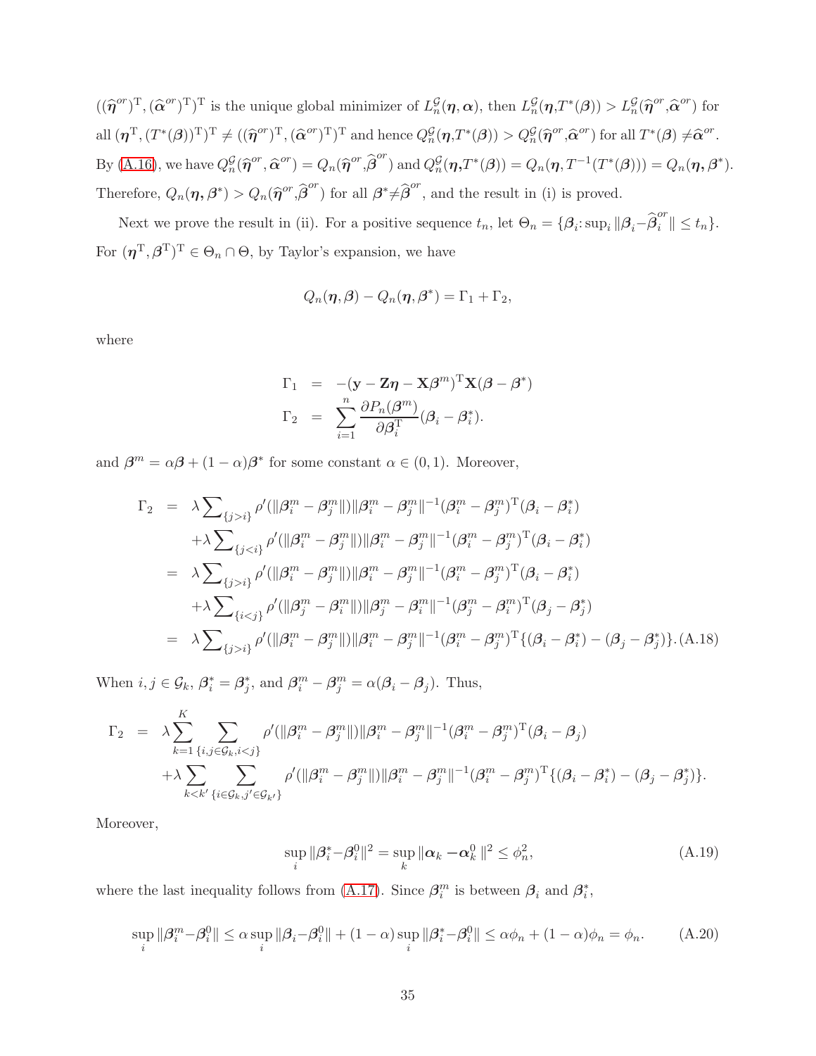$((\widehat{\boldsymbol{\eta}}^{or})^{\mathrm{T}}, (\widehat{\boldsymbol{\alpha}}^{or})^{\mathrm{T}})^{\mathrm{T}}$ is the unique global minimizer of $L_n^{\mathcal{G}}(\boldsymbol{\eta}, \boldsymbol{\alpha})$, then $L_n^{\mathcal{G}}(\boldsymbol{\eta}, T^*(\boldsymbol{\beta})) > L_n^{\mathcal{G}}(\widehat{\boldsymbol{\eta}}^{or}, \widehat{\boldsymbol{\alpha}}^{or})$ for all $(\boldsymbol{\eta}^{\mathrm{T}}, (T^*(\boldsymbol{\beta}))^{\mathrm{T}})^{\mathrm{T}} \neq ((\widehat{\boldsymbol{\eta}}^{or})^{\mathrm{T}}, (\widehat{\boldsymbol{\alpha}}^{or})^{\mathrm{T}})^{\mathrm{T}}$ and hence $Q_n^{\mathcal{G}}(\boldsymbol{\eta}, T^*(\boldsymbol{\beta})) > Q_n^{\mathcal{G}}(\widehat{\boldsymbol{\eta}}^{or}, \widehat{\boldsymbol{\alpha}}^{or})$ for all $T^*(\boldsymbol{\beta}) \neq \widehat{\boldsymbol{\alpha}}^{or}$. By (A.16), we have $Q_n^{\mathcal{G}}(\widehat{\boldsymbol{\eta}}^{or}, \widehat{\boldsymbol{\alpha}}^{or}) = Q_n(\widehat{\boldsymbol{\eta}}^{or}, \widehat{\boldsymbol{\beta}}^{or})$ and $Q_n^{\mathcal{G}}(\boldsymbol{\eta}, T^*(\boldsymbol{\beta})) = Q_n(\boldsymbol{\eta}, T^{-1}(T^*(\boldsymbol{\beta}))) = Q_n(\boldsymbol{\eta}, \boldsymbol{\beta}^*)$. Therefore, $Q_n(\boldsymbol{\eta}, \boldsymbol{\beta}^*) > Q_n(\widehat{\boldsymbol{\eta}}^{or}, \widehat{\boldsymbol{\beta}}^{or})$ for all $\boldsymbol{\beta}^* \neq \widehat{\boldsymbol{\beta}}^{or}$, and the result in (i) is proved.

Next we prove the result in (ii). For a positive sequence $t_n$, let $\Theta_n = \{\boldsymbol{\beta}_i : \sup_i \|\boldsymbol{\beta}_i - \widehat{\boldsymbol{\beta}}_i^{or}\| \leq t_n\}$. For $(\boldsymbol{\eta}^{\mathrm{T}}, \boldsymbol{\beta}^{\mathrm{T}})^{\mathrm{T}} \in \Theta_n \cap \Theta$, by Taylor's expansion, we have

$$Q_n(\boldsymbol{\eta}, \boldsymbol{\beta}) - Q_n(\boldsymbol{\eta}, \boldsymbol{\beta}^*) = \Gamma_1 + \Gamma_2,$$

where

$$\begin{aligned}
\Gamma_1 &= -(\mathbf{y} - \mathbf{Z}\boldsymbol{\eta} - \mathbf{X}\boldsymbol{\beta}^m)^{\mathrm{T}}\mathbf{X}(\boldsymbol{\beta} - \boldsymbol{\beta}^*) \\
\Gamma_2 &= \sum_{i=1}^{n} \frac{\partial P_n(\boldsymbol{\beta}^m)}{\partial \boldsymbol{\beta}_i^{\mathrm{T}}}(\boldsymbol{\beta}_i - \boldsymbol{\beta}_i^*).
\end{aligned}$$

and $\boldsymbol{\beta}^m = \alpha\boldsymbol{\beta} + (1-\alpha)\boldsymbol{\beta}^*$ for some constant $\alpha \in (0,1)$. Moreover,

$$\begin{aligned}
\Gamma_2 &= \lambda \sum\nolimits_{\{j>i\}} \rho'(\|\boldsymbol{\beta}_i^m - \boldsymbol{\beta}_j^m\|)\|\boldsymbol{\beta}_i^m - \boldsymbol{\beta}_j^m\|^{-1}(\boldsymbol{\beta}_i^m - \boldsymbol{\beta}_j^m)^{\mathrm{T}}(\boldsymbol{\beta}_i - \boldsymbol{\beta}_i^*) \\
&\quad + \lambda \sum\nolimits_{\{j<i\}} \rho'(\|\boldsymbol{\beta}_i^m - \boldsymbol{\beta}_j^m\|)\|\boldsymbol{\beta}_i^m - \boldsymbol{\beta}_j^m\|^{-1}(\boldsymbol{\beta}_i^m - \boldsymbol{\beta}_j^m)^{\mathrm{T}}(\boldsymbol{\beta}_i - \boldsymbol{\beta}_i^*) \\
&= \lambda \sum\nolimits_{\{j>i\}} \rho'(\|\boldsymbol{\beta}_i^m - \boldsymbol{\beta}_j^m\|)\|\boldsymbol{\beta}_i^m - \boldsymbol{\beta}_j^m\|^{-1}(\boldsymbol{\beta}_i^m - \boldsymbol{\beta}_j^m)^{\mathrm{T}}(\boldsymbol{\beta}_i - \boldsymbol{\beta}_i^*) \\
&\quad + \lambda \sum\nolimits_{\{i<j\}} \rho'(\|\boldsymbol{\beta}_j^m - \boldsymbol{\beta}_i^m\|)\|\boldsymbol{\beta}_j^m - \boldsymbol{\beta}_i^m\|^{-1}(\boldsymbol{\beta}_j^m - \boldsymbol{\beta}_i^m)^{\mathrm{T}}(\boldsymbol{\beta}_j - \boldsymbol{\beta}_j^*) \\
&= \lambda \sum\nolimits_{\{j>i\}} \rho'(\|\boldsymbol{\beta}_i^m - \boldsymbol{\beta}_j^m\|)\|\boldsymbol{\beta}_i^m - \boldsymbol{\beta}_j^m\|^{-1}(\boldsymbol{\beta}_i^m - \boldsymbol{\beta}_j^m)^{\mathrm{T}}\{(\boldsymbol{\beta}_i - \boldsymbol{\beta}_i^*) - (\boldsymbol{\beta}_j - \boldsymbol{\beta}_j^*)\}. \quad \text{(A.18)}
\end{aligned}$$

When $i, j \in \mathcal{G}_k$, $\boldsymbol{\beta}_i^* = \boldsymbol{\beta}_j^*$, and $\boldsymbol{\beta}_i^m - \boldsymbol{\beta}_j^m = \alpha(\boldsymbol{\beta}_i - \boldsymbol{\beta}_j)$. Thus,

$$\begin{aligned}
\Gamma_2 &= \lambda \sum_{k=1}^{K} \sum_{\{i,j \in \mathcal{G}_k, i<j\}} \rho'(\|\boldsymbol{\beta}_i^m - \boldsymbol{\beta}_j^m\|)\|\boldsymbol{\beta}_i^m - \boldsymbol{\beta}_j^m\|^{-1}(\boldsymbol{\beta}_i^m - \boldsymbol{\beta}_j^m)^{\mathrm{T}}(\boldsymbol{\beta}_i - \boldsymbol{\beta}_j) \\
&\quad + \lambda \sum_{k<k'} \sum_{\{i \in \mathcal{G}_k, j' \in \mathcal{G}_{k'}\}} \rho'(\|\boldsymbol{\beta}_i^m - \boldsymbol{\beta}_j^m\|)\|\boldsymbol{\beta}_i^m - \boldsymbol{\beta}_j^m\|^{-1}(\boldsymbol{\beta}_i^m - \boldsymbol{\beta}_j^m)^{\mathrm{T}}\{(\boldsymbol{\beta}_i - \boldsymbol{\beta}_i^*) - (\boldsymbol{\beta}_j - \boldsymbol{\beta}_j^*)\}.
\end{aligned}$$

Moreover,

$$\sup_i \|\boldsymbol{\beta}_i^* - \boldsymbol{\beta}_i^0\|^2 = \sup_k \|\boldsymbol{\alpha}_k - \boldsymbol{\alpha}_k^0\|^2 \leq \phi_n^2, \qquad \text{(A.19)}$$

where the last inequality follows from (A.17). Since $\boldsymbol{\beta}_i^m$ is between $\boldsymbol{\beta}_i$ and $\boldsymbol{\beta}_i^*$,

$$\sup_i \|\boldsymbol{\beta}_i^m - \boldsymbol{\beta}_i^0\| \leq \alpha \sup_i \|\boldsymbol{\beta}_i - \boldsymbol{\beta}_i^0\| + (1-\alpha)\sup_i \|\boldsymbol{\beta}_i^* - \boldsymbol{\beta}_i^0\| \leq \alpha\phi_n + (1-\alpha)\phi_n = \phi_n. \qquad \text{(A.20)}$$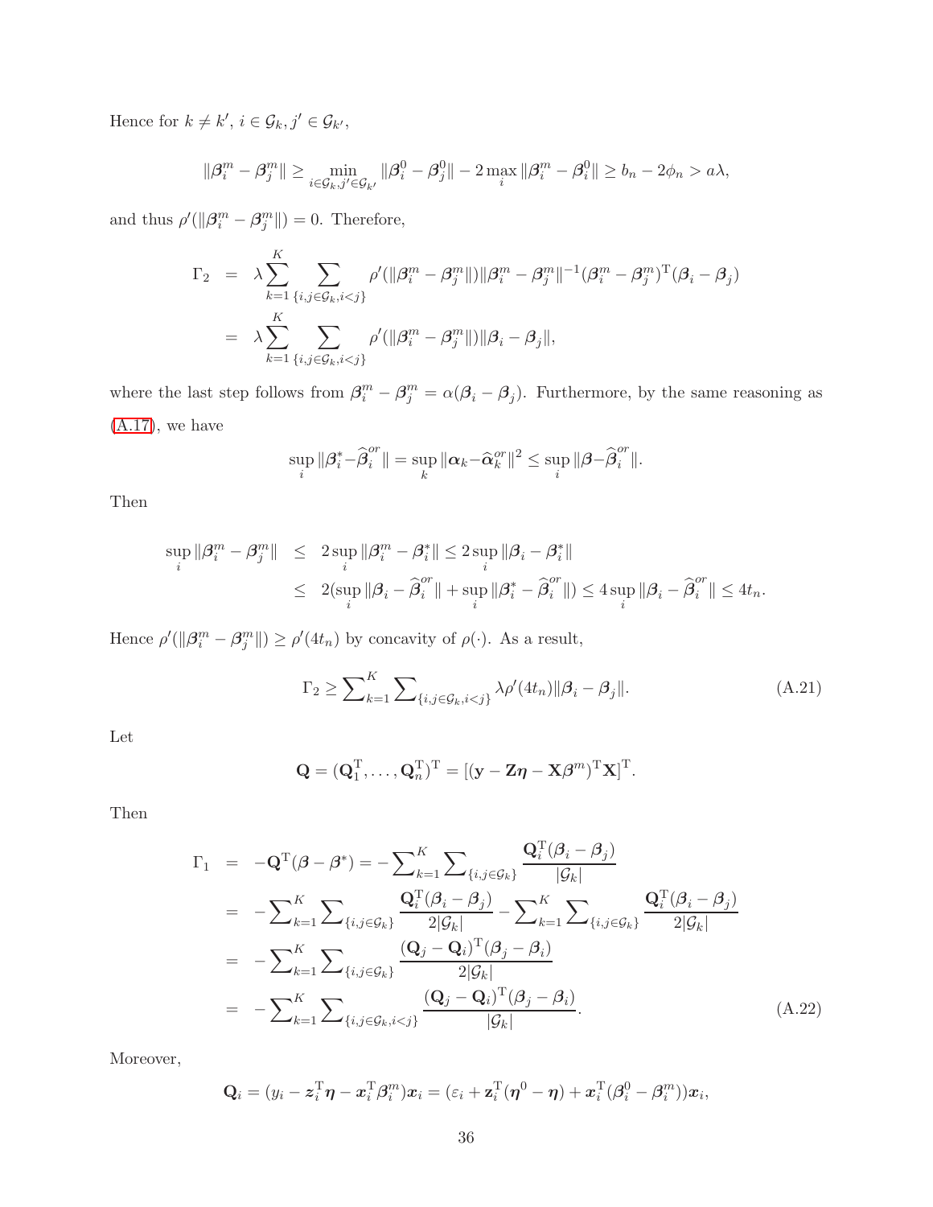Hence for $k \neq k'$, $i \in \mathcal{G}_k, j' \in \mathcal{G}_{k'}$,

$$\|\boldsymbol{\beta}_i^m - \boldsymbol{\beta}_j^m\| \geq \min_{i \in \mathcal{G}_k, j' \in \mathcal{G}_{k'}} \|\boldsymbol{\beta}_i^0 - \boldsymbol{\beta}_j^0\| - 2 \max_i \|\boldsymbol{\beta}_i^m - \boldsymbol{\beta}_i^0\| \geq b_n - 2\phi_n > a\lambda,$$

and thus $\rho'(\|\boldsymbol{\beta}_i^m - \boldsymbol{\beta}_j^m\|) = 0$. Therefore,

$$\begin{aligned}
\Gamma_2 &= \lambda \sum_{k=1}^{K} \sum_{\{i,j \in \mathcal{G}_k, i<j\}} \rho'(\|\boldsymbol{\beta}_i^m - \boldsymbol{\beta}_j^m\|) \|\boldsymbol{\beta}_i^m - \boldsymbol{\beta}_j^m\|^{-1} (\boldsymbol{\beta}_i^m - \boldsymbol{\beta}_j^m)^{\mathrm{T}} (\boldsymbol{\beta}_i - \boldsymbol{\beta}_j) \\
&= \lambda \sum_{k=1}^{K} \sum_{\{i,j \in \mathcal{G}_k, i<j\}} \rho'(\|\boldsymbol{\beta}_i^m - \boldsymbol{\beta}_j^m\|) \|\boldsymbol{\beta}_i - \boldsymbol{\beta}_j\|,
\end{aligned}$$

where the last step follows from $\boldsymbol{\beta}_i^m - \boldsymbol{\beta}_j^m = \alpha(\boldsymbol{\beta}_i - \boldsymbol{\beta}_j)$. Furthermore, by the same reasoning as (A.17), we have

$$\sup_i \|\boldsymbol{\beta}_i^* - \widehat{\boldsymbol{\beta}}_i^{or}\| = \sup_k \|\boldsymbol{\alpha}_k - \widehat{\boldsymbol{\alpha}}_k^{or}\|^2 \leq \sup_i \|\boldsymbol{\beta} - \widehat{\boldsymbol{\beta}}_i^{or}\|.$$

Then

$$\begin{aligned}
\sup_i \|\boldsymbol{\beta}_i^m - \boldsymbol{\beta}_j^m\| &\leq 2 \sup_i \|\boldsymbol{\beta}_i^m - \boldsymbol{\beta}_i^*\| \leq 2 \sup_i \|\boldsymbol{\beta}_i - \boldsymbol{\beta}_i^*\| \\
&\leq 2(\sup_i \|\boldsymbol{\beta}_i - \widehat{\boldsymbol{\beta}}_i^{or}\| + \sup_i \|\boldsymbol{\beta}_i^* - \widehat{\boldsymbol{\beta}}_i^{or}\|) \leq 4 \sup_i \|\boldsymbol{\beta}_i - \widehat{\boldsymbol{\beta}}_i^{or}\| \leq 4t_n.
\end{aligned}$$

Hence $\rho'(\|\boldsymbol{\beta}_i^m - \boldsymbol{\beta}_j^m\|) \geq \rho'(4t_n)$ by concavity of $\rho(\cdot)$. As a result,

$$\Gamma_2 \geq \sum_{k=1}^{K} \sum_{\{i,j \in \mathcal{G}_k, i<j\}} \lambda \rho'(4t_n) \|\boldsymbol{\beta}_i - \boldsymbol{\beta}_j\|. \tag{A.21}$$

Let

$$\mathbf{Q} = (\mathbf{Q}_1^{\mathrm{T}}, \ldots, \mathbf{Q}_n^{\mathrm{T}})^{\mathrm{T}} = [(\mathbf{y} - \mathbf{Z}\boldsymbol{\eta} - \mathbf{X}\boldsymbol{\beta}^m)^{\mathrm{T}} \mathbf{X}]^{\mathrm{T}}.$$

Then

$$\begin{aligned}
\Gamma_1 &= -\mathbf{Q}^{\mathrm{T}}(\boldsymbol{\beta} - \boldsymbol{\beta}^*) = -\sum_{k=1}^{K} \sum_{\{i,j \in \mathcal{G}_k\}} \frac{\mathbf{Q}_i^{\mathrm{T}}(\boldsymbol{\beta}_i - \boldsymbol{\beta}_j)}{|\mathcal{G}_k|} \\
&= -\sum_{k=1}^{K} \sum_{\{i,j \in \mathcal{G}_k\}} \frac{\mathbf{Q}_i^{\mathrm{T}}(\boldsymbol{\beta}_i - \boldsymbol{\beta}_j)}{2|\mathcal{G}_k|} - \sum_{k=1}^{K} \sum_{\{i,j \in \mathcal{G}_k\}} \frac{\mathbf{Q}_i^{\mathrm{T}}(\boldsymbol{\beta}_i - \boldsymbol{\beta}_j)}{2|\mathcal{G}_k|} \\
&= -\sum_{k=1}^{K} \sum_{\{i,j \in \mathcal{G}_k\}} \frac{(\mathbf{Q}_j - \mathbf{Q}_i)^{\mathrm{T}}(\boldsymbol{\beta}_j - \boldsymbol{\beta}_i)}{2|\mathcal{G}_k|} \\
&= -\sum_{k=1}^{K} \sum_{\{i,j \in \mathcal{G}_k, i<j\}} \frac{(\mathbf{Q}_j - \mathbf{Q}_i)^{\mathrm{T}}(\boldsymbol{\beta}_j - \boldsymbol{\beta}_i)}{|\mathcal{G}_k|}.
\end{aligned} \tag{A.22}$$

Moreover,

$$\mathbf{Q}_i = (y_i - \boldsymbol{z}_i^{\mathrm{T}} \boldsymbol{\eta} - \boldsymbol{x}_i^{\mathrm{T}} \boldsymbol{\beta}_i^m) \boldsymbol{x}_i = (\varepsilon_i + \mathbf{z}_i^{\mathrm{T}}(\boldsymbol{\eta}^0 - \boldsymbol{\eta}) + \boldsymbol{x}_i^{\mathrm{T}}(\boldsymbol{\beta}_i^0 - \boldsymbol{\beta}_i^m)) \boldsymbol{x}_i,$$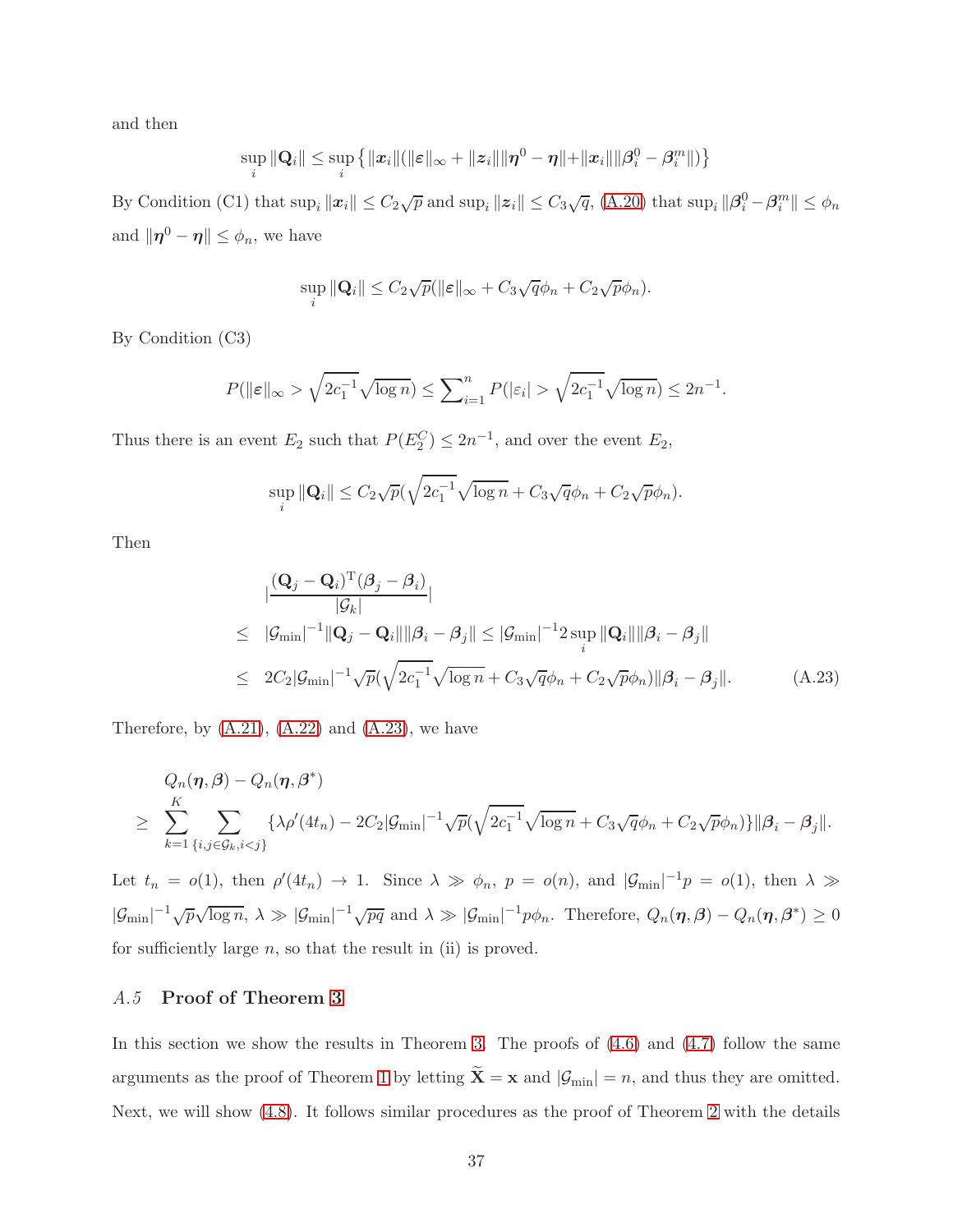and then

$$\sup_i \|\mathbf{Q}_i\| \leq \sup_i \big\{ \|\boldsymbol{x}_i\| (\|\boldsymbol{\varepsilon}\|_\infty + \|\boldsymbol{z}_i\| \|\boldsymbol{\eta}^0 - \boldsymbol{\eta}\| + \|\boldsymbol{x}_i\| \|\boldsymbol{\beta}_i^0 - \boldsymbol{\beta}_i^m\|) \big\}$$

By Condition (C1) that $\sup_i \|\boldsymbol{x}_i\| \leq C_2\sqrt{p}$ and $\sup_i \|\boldsymbol{z}_i\| \leq C_3\sqrt{q}$, (A.20) that $\sup_i \|\boldsymbol{\beta}_i^0 - \boldsymbol{\beta}_i^m\| \leq \phi_n$ and $\|\boldsymbol{\eta}^0 - \boldsymbol{\eta}\| \leq \phi_n$, we have

$$\sup_i \|\mathbf{Q}_i\| \leq C_2\sqrt{p}(\|\boldsymbol{\varepsilon}\|_\infty + C_3\sqrt{q}\phi_n + C_2\sqrt{p}\phi_n).$$

By Condition (C3)

$$P(\|\boldsymbol{\varepsilon}\|_\infty > \sqrt{2c_1^{-1}}\sqrt{\log n}) \leq \sum\nolimits_{i=1}^n P(|\varepsilon_i| > \sqrt{2c_1^{-1}}\sqrt{\log n}) \leq 2n^{-1}.$$

Thus there is an event $E_2$ such that $P(E_2^C) \leq 2n^{-1}$, and over the event $E_2$,

$$\sup_i \|\mathbf{Q}_i\| \leq C_2\sqrt{p}(\sqrt{2c_1^{-1}}\sqrt{\log n} + C_3\sqrt{q}\phi_n + C_2\sqrt{p}\phi_n).$$

Then

$$\begin{aligned}
& \left|\frac{(\mathbf{Q}_j - \mathbf{Q}_i)^{\mathrm{T}}(\boldsymbol{\beta}_j - \boldsymbol{\beta}_i)}{|\mathcal{G}_k|}\right| \\
\leq\ & |\mathcal{G}_{\min}|^{-1}\|\mathbf{Q}_j - \mathbf{Q}_i\|\|\boldsymbol{\beta}_i - \boldsymbol{\beta}_j\| \leq |\mathcal{G}_{\min}|^{-1} 2 \sup_i \|\mathbf{Q}_i\| \|\boldsymbol{\beta}_i - \boldsymbol{\beta}_j\| \\
\leq\ & 2C_2|\mathcal{G}_{\min}|^{-1}\sqrt{p}(\sqrt{2c_1^{-1}}\sqrt{\log n} + C_3\sqrt{q}\phi_n + C_2\sqrt{p}\phi_n)\|\boldsymbol{\beta}_i - \boldsymbol{\beta}_j\|. \qquad \text{(A.23)}
\end{aligned}$$

Therefore, by (A.21), (A.22) and (A.23), we have

$$\begin{aligned}
& Q_n(\boldsymbol{\eta}, \boldsymbol{\beta}) - Q_n(\boldsymbol{\eta}, \boldsymbol{\beta}^*) \\
\geq\ & \sum_{k=1}^{K} \sum_{\{i,j \in \mathcal{G}_k, i<j\}} \{\lambda\rho'(4t_n) - 2C_2|\mathcal{G}_{\min}|^{-1}\sqrt{p}(\sqrt{2c_1^{-1}}\sqrt{\log n} + C_3\sqrt{q}\phi_n + C_2\sqrt{p}\phi_n)\}\|\boldsymbol{\beta}_i - \boldsymbol{\beta}_j\|.
\end{aligned}$$

Let $t_n = o(1)$, then $\rho'(4t_n) \to 1$. Since $\lambda \gg \phi_n$, $p = o(n)$, and $|\mathcal{G}_{\min}|^{-1}p = o(1)$, then $\lambda \gg |\mathcal{G}_{\min}|^{-1}\sqrt{p}\sqrt{\log n}$, $\lambda \gg |\mathcal{G}_{\min}|^{-1}\sqrt{pq}$ and $\lambda \gg |\mathcal{G}_{\min}|^{-1}p\phi_n$. Therefore, $Q_n(\boldsymbol{\eta}, \boldsymbol{\beta}) - Q_n(\boldsymbol{\eta}, \boldsymbol{\beta}^*) \geq 0$ for sufficiently large $n$, so that the result in (ii) is proved.

### *A.5* Proof of Theorem 3

In this section we show the results in Theorem 3. The proofs of (4.6) and (4.7) follow the same arguments as the proof of Theorem 1 by letting $\widetilde{\mathbf{X}} = \mathbf{x}$ and $|\mathcal{G}_{\min}| = n$, and thus they are omitted. Next, we will show (4.8). It follows similar procedures as the proof of Theorem 2 with the details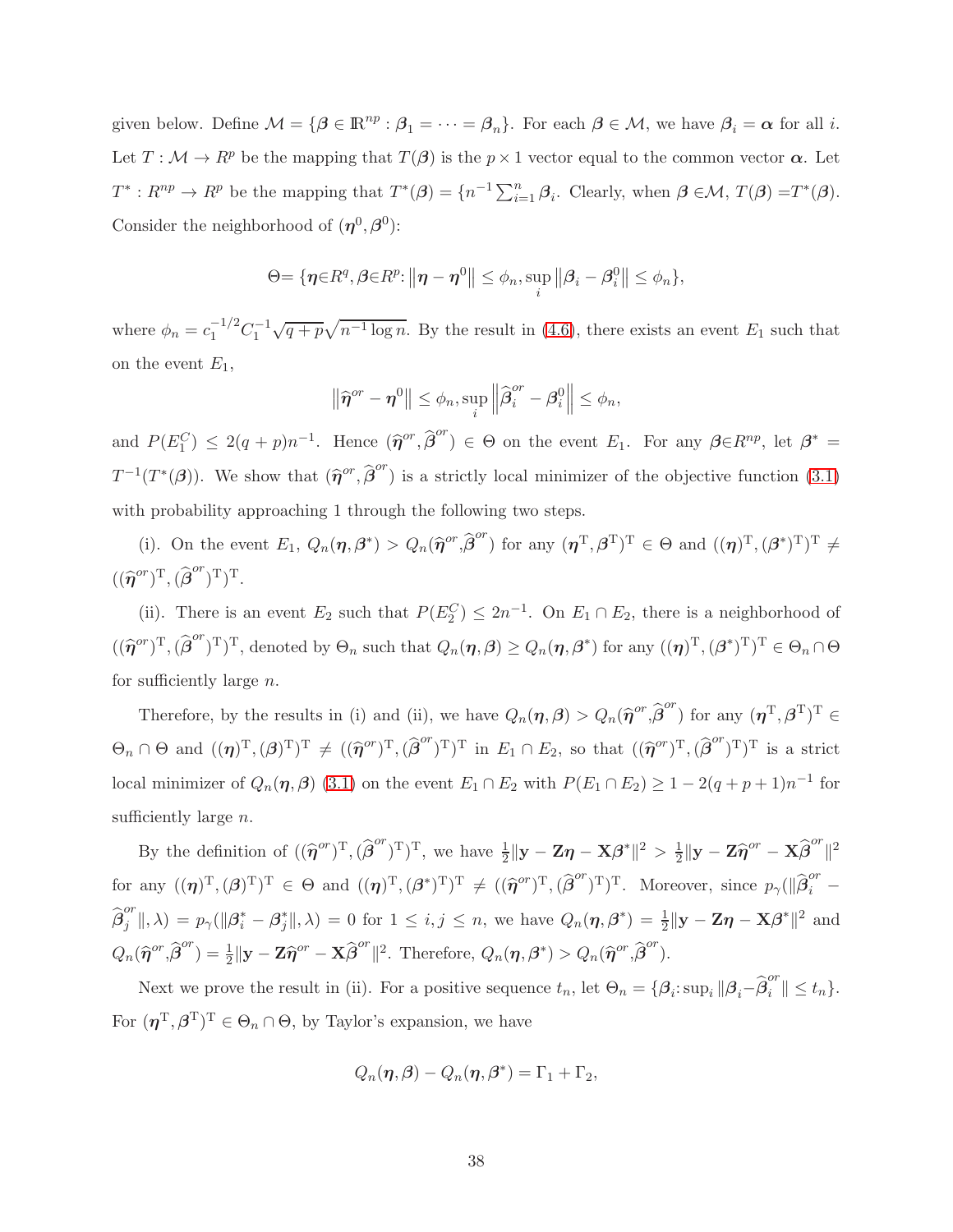given below. Define $\mathcal{M} = \{\boldsymbol{\beta} \in \mathbb{R}^{np} : \boldsymbol{\beta}_1 = \cdots = \boldsymbol{\beta}_n\}$. For each $\boldsymbol{\beta} \in \mathcal{M}$, we have $\boldsymbol{\beta}_i = \boldsymbol{\alpha}$ for all $i$. Let $T : \mathcal{M} \to R^p$ be the mapping that $T(\boldsymbol{\beta})$ is the $p \times 1$ vector equal to the common vector $\boldsymbol{\alpha}$. Let $T^* : R^{np} \to R^p$ be the mapping that $T^*(\boldsymbol{\beta}) = \{n^{-1}\sum_{i=1}^n \boldsymbol{\beta}_i$. Clearly, when $\boldsymbol{\beta} \in \mathcal{M}$, $T(\boldsymbol{\beta}) = T^*(\boldsymbol{\beta})$. Consider the neighborhood of $(\boldsymbol{\eta}^0, \boldsymbol{\beta}^0)$:

$$\Theta = \{\boldsymbol{\eta} \in R^q, \boldsymbol{\beta} \in R^p \colon \left\|\boldsymbol{\eta} - \boldsymbol{\eta}^0\right\| \leq \phi_n, \sup_i \left\|\boldsymbol{\beta}_i - \boldsymbol{\beta}_i^0\right\| \leq \phi_n\},$$

where $\phi_n = c_1^{-1/2} C_1^{-1}\sqrt{q+p}\sqrt{n^{-1}\log n}$. By the result in (4.6), there exists an event $E_1$ such that on the event $E_1$,

$$\left\|\widehat{\boldsymbol{\eta}}^{or} - \boldsymbol{\eta}^0\right\| \leq \phi_n, \sup_i \left\|\widehat{\boldsymbol{\beta}}_i^{or} - \boldsymbol{\beta}_i^0\right\| \leq \phi_n,$$

and $P(E_1^C) \leq 2(q+p)n^{-1}$. Hence $(\widehat{\boldsymbol{\eta}}^{or}, \widehat{\boldsymbol{\beta}}^{or}) \in \Theta$ on the event $E_1$. For any $\boldsymbol{\beta} \in R^{np}$, let $\boldsymbol{\beta}^* = T^{-1}(T^*(\boldsymbol{\beta}))$. We show that $(\widehat{\boldsymbol{\eta}}^{or}, \widehat{\boldsymbol{\beta}}^{or})$ is a strictly local minimizer of the objective function (3.1) with probability approaching 1 through the following two steps.

(i). On the event $E_1$, $Q_n(\boldsymbol{\eta}, \boldsymbol{\beta}^*) > Q_n(\widehat{\boldsymbol{\eta}}^{or}, \widehat{\boldsymbol{\beta}}^{or})$ for any $(\boldsymbol{\eta}^{\mathrm{T}}, \boldsymbol{\beta}^{\mathrm{T}})^{\mathrm{T}} \in \Theta$ and $((\boldsymbol{\eta})^{\mathrm{T}}, (\boldsymbol{\beta}^*)^{\mathrm{T}})^{\mathrm{T}} \neq ((\widehat{\boldsymbol{\eta}}^{or})^{\mathrm{T}}, (\widehat{\boldsymbol{\beta}}^{or})^{\mathrm{T}})^{\mathrm{T}}$.

(ii). There is an event $E_2$ such that $P(E_2^C) \leq 2n^{-1}$. On $E_1 \cap E_2$, there is a neighborhood of $((\widehat{\boldsymbol{\eta}}^{or})^{\mathrm{T}}, (\widehat{\boldsymbol{\beta}}^{or})^{\mathrm{T}})^{\mathrm{T}}$, denoted by $\Theta_n$ such that $Q_n(\boldsymbol{\eta}, \boldsymbol{\beta}) \geq Q_n(\boldsymbol{\eta}, \boldsymbol{\beta}^*)$ for any $((\boldsymbol{\eta})^{\mathrm{T}}, (\boldsymbol{\beta}^*)^{\mathrm{T}})^{\mathrm{T}} \in \Theta_n \cap \Theta$ for sufficiently large $n$.

Therefore, by the results in (i) and (ii), we have $Q_n(\boldsymbol{\eta}, \boldsymbol{\beta}) > Q_n(\widehat{\boldsymbol{\eta}}^{or}, \widehat{\boldsymbol{\beta}}^{or})$ for any $(\boldsymbol{\eta}^{\mathrm{T}}, \boldsymbol{\beta}^{\mathrm{T}})^{\mathrm{T}} \in \Theta_n \cap \Theta$ and $((\boldsymbol{\eta})^{\mathrm{T}}, (\boldsymbol{\beta})^{\mathrm{T}})^{\mathrm{T}} \neq ((\widehat{\boldsymbol{\eta}}^{or})^{\mathrm{T}}, (\widehat{\boldsymbol{\beta}}^{or})^{\mathrm{T}})^{\mathrm{T}}$ in $E_1 \cap E_2$, so that $((\widehat{\boldsymbol{\eta}}^{or})^{\mathrm{T}}, (\widehat{\boldsymbol{\beta}}^{or})^{\mathrm{T}})^{\mathrm{T}}$ is a strict local minimizer of $Q_n(\boldsymbol{\eta}, \boldsymbol{\beta})$ (3.1) on the event $E_1 \cap E_2$ with $P(E_1 \cap E_2) \geq 1 - 2(q+p+1)n^{-1}$ for sufficiently large $n$.

By the definition of $((\widehat{\boldsymbol{\eta}}^{or})^{\mathrm{T}}, (\widehat{\boldsymbol{\beta}}^{or})^{\mathrm{T}})^{\mathrm{T}}$, we have $\frac{1}{2}\|\mathbf{y} - \mathbf{Z}\boldsymbol{\eta} - \mathbf{X}\boldsymbol{\beta}^*\|^2 > \frac{1}{2}\|\mathbf{y} - \mathbf{Z}\widehat{\boldsymbol{\eta}}^{or} - \mathbf{X}\widehat{\boldsymbol{\beta}}^{or}\|^2$ for any $((\boldsymbol{\eta})^{\mathrm{T}}, (\boldsymbol{\beta})^{\mathrm{T}})^{\mathrm{T}} \in \Theta$ and $((\boldsymbol{\eta})^{\mathrm{T}}, (\boldsymbol{\beta}^*)^{\mathrm{T}})^{\mathrm{T}} \neq ((\widehat{\boldsymbol{\eta}}^{or})^{\mathrm{T}}, (\widehat{\boldsymbol{\beta}}^{or})^{\mathrm{T}})^{\mathrm{T}}$. Moreover, since $p_\gamma(\|\widehat{\boldsymbol{\beta}}_i^{or} - \widehat{\boldsymbol{\beta}}_j^{or}\|, \lambda) = p_\gamma(\|\boldsymbol{\beta}_i^* - \boldsymbol{\beta}_j^*\|, \lambda) = 0$ for $1 \leq i, j \leq n$, we have $Q_n(\boldsymbol{\eta}, \boldsymbol{\beta}^*) = \frac{1}{2}\|\mathbf{y} - \mathbf{Z}\boldsymbol{\eta} - \mathbf{X}\boldsymbol{\beta}^*\|^2$ and $Q_n(\widehat{\boldsymbol{\eta}}^{or}, \widehat{\boldsymbol{\beta}}^{or}) = \frac{1}{2}\|\mathbf{y} - \mathbf{Z}\widehat{\boldsymbol{\eta}}^{or} - \mathbf{X}\widehat{\boldsymbol{\beta}}^{or}\|^2$. Therefore, $Q_n(\boldsymbol{\eta}, \boldsymbol{\beta}^*) > Q_n(\widehat{\boldsymbol{\eta}}^{or}, \widehat{\boldsymbol{\beta}}^{or})$.

Next we prove the result in (ii). For a positive sequence $t_n$, let $\Theta_n = \{\boldsymbol{\beta}_i \colon \sup_i \|\boldsymbol{\beta}_i - \widehat{\boldsymbol{\beta}}_i^{or}\| \leq t_n\}$. For $(\boldsymbol{\eta}^{\mathrm{T}}, \boldsymbol{\beta}^{\mathrm{T}})^{\mathrm{T}} \in \Theta_n \cap \Theta$, by Taylor's expansion, we have

$$Q_n(\boldsymbol{\eta}, \boldsymbol{\beta}) - Q_n(\boldsymbol{\eta}, \boldsymbol{\beta}^*) = \Gamma_1 + \Gamma_2,$$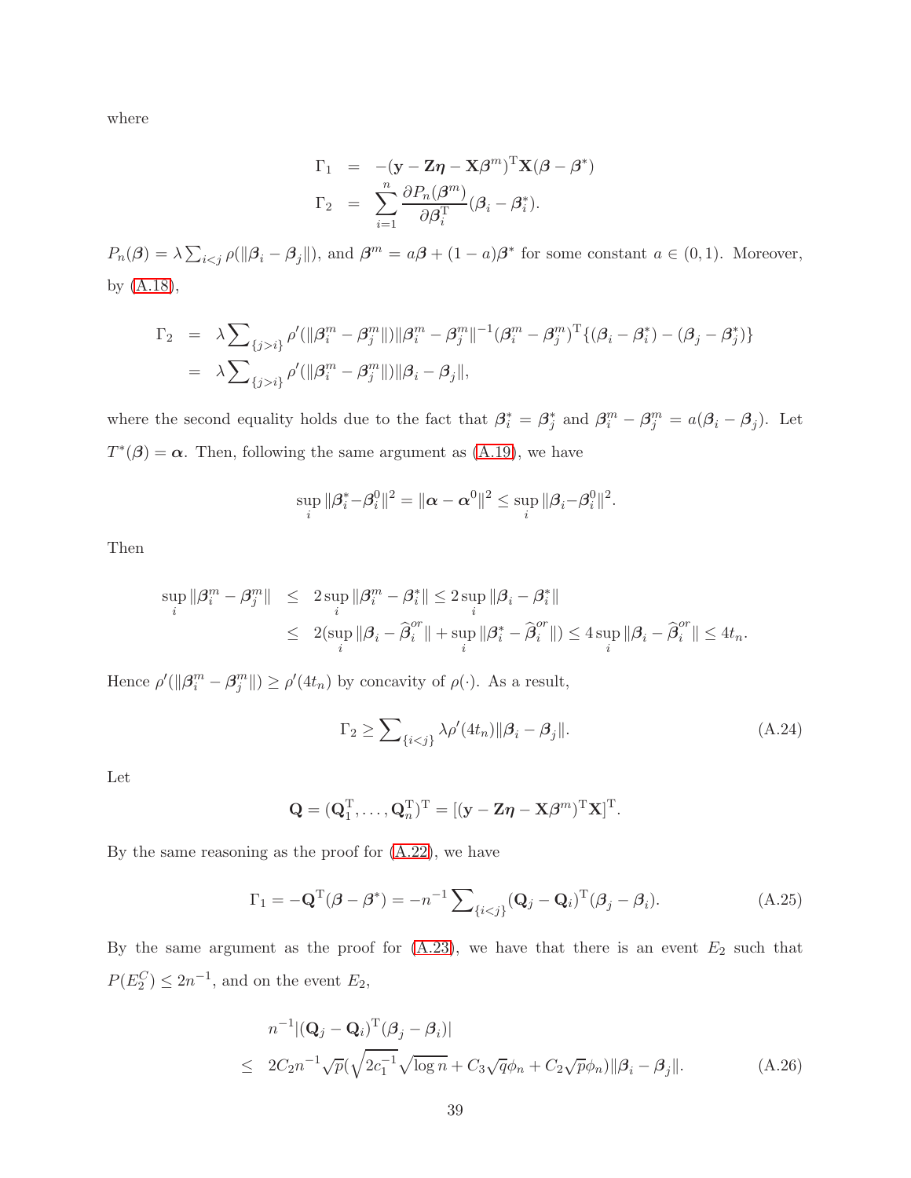where

$$
\begin{aligned}
\Gamma_1 &= -(\mathbf{y} - \mathbf{Z}\boldsymbol{\eta} - \mathbf{X}\boldsymbol{\beta}^m)^{\mathrm{T}}\mathbf{X}(\boldsymbol{\beta} - \boldsymbol{\beta}^*) \\
\Gamma_2 &= \sum_{i=1}^{n} \frac{\partial P_n(\boldsymbol{\beta}^m)}{\partial \boldsymbol{\beta}_i^{\mathrm{T}}}(\boldsymbol{\beta}_i - \boldsymbol{\beta}_i^*).
\end{aligned}
$$

$P_n(\boldsymbol{\beta}) = \lambda \sum_{i<j} \rho(\|\boldsymbol{\beta}_i - \boldsymbol{\beta}_j\|)$, and $\boldsymbol{\beta}^m = a\boldsymbol{\beta} + (1-a)\boldsymbol{\beta}^*$ for some constant $a \in (0,1)$. Moreover, by (A.18),

$$
\begin{aligned}
\Gamma_2 &= \lambda \sum\nolimits_{\{j>i\}} \rho'(\|\boldsymbol{\beta}_i^m - \boldsymbol{\beta}_j^m\|)\|\boldsymbol{\beta}_i^m - \boldsymbol{\beta}_j^m\|^{-1}(\boldsymbol{\beta}_i^m - \boldsymbol{\beta}_j^m)^{\mathrm{T}}\{(\boldsymbol{\beta}_i - \boldsymbol{\beta}_i^*) - (\boldsymbol{\beta}_j - \boldsymbol{\beta}_j^*)\} \\
&= \lambda \sum\nolimits_{\{j>i\}} \rho'(\|\boldsymbol{\beta}_i^m - \boldsymbol{\beta}_j^m\|)\|\boldsymbol{\beta}_i - \boldsymbol{\beta}_j\|,
\end{aligned}
$$

where the second equality holds due to the fact that $\boldsymbol{\beta}_i^* = \boldsymbol{\beta}_j^*$ and $\boldsymbol{\beta}_i^m - \boldsymbol{\beta}_j^m = a(\boldsymbol{\beta}_i - \boldsymbol{\beta}_j)$. Let $T^*(\boldsymbol{\beta}) = \boldsymbol{\alpha}$. Then, following the same argument as (A.19), we have

$$
\sup_i \|\boldsymbol{\beta}_i^* - \boldsymbol{\beta}_i^0\|^2 = \|\boldsymbol{\alpha} - \boldsymbol{\alpha}^0\|^2 \le \sup_i \|\boldsymbol{\beta}_i - \boldsymbol{\beta}_i^0\|^2.
$$

Then

$$
\begin{aligned}
\sup_i \|\boldsymbol{\beta}_i^m - \boldsymbol{\beta}_j^m\| &\le 2\sup_i \|\boldsymbol{\beta}_i^m - \boldsymbol{\beta}_i^*\| \le 2\sup_i \|\boldsymbol{\beta}_i - \boldsymbol{\beta}_i^*\| \\
&\le 2(\sup_i \|\boldsymbol{\beta}_i - \widehat{\boldsymbol{\beta}}_i^{or}\| + \sup_i \|\boldsymbol{\beta}_i^* - \widehat{\boldsymbol{\beta}}_i^{or}\|) \le 4\sup_i \|\boldsymbol{\beta}_i - \widehat{\boldsymbol{\beta}}_i^{or}\| \le 4t_n.
\end{aligned}
$$

Hence $\rho'(\|\boldsymbol{\beta}_i^m - \boldsymbol{\beta}_j^m\|) \ge \rho'(4t_n)$ by concavity of $\rho(\cdot)$. As a result,

$$
\Gamma_2 \ge \sum\nolimits_{\{i<j\}} \lambda \rho'(4t_n)\|\boldsymbol{\beta}_i - \boldsymbol{\beta}_j\|. \tag{A.24}
$$

Let

$$
\mathbf{Q} = (\mathbf{Q}_1^{\mathrm{T}}, \ldots, \mathbf{Q}_n^{\mathrm{T}})^{\mathrm{T}} = [(\mathbf{y} - \mathbf{Z}\boldsymbol{\eta} - \mathbf{X}\boldsymbol{\beta}^m)^{\mathrm{T}}\mathbf{X}]^{\mathrm{T}}.
$$

By the same reasoning as the proof for (A.22), we have

$$
\Gamma_1 = -\mathbf{Q}^{\mathrm{T}}(\boldsymbol{\beta} - \boldsymbol{\beta}^*) = -n^{-1}\sum\nolimits_{\{i<j\}} (\mathbf{Q}_j - \mathbf{Q}_i)^{\mathrm{T}}(\boldsymbol{\beta}_j - \boldsymbol{\beta}_i). \tag{A.25}
$$

By the same argument as the proof for (A.23), we have that there is an event $E_2$ such that $P(E_2^C) \le 2n^{-1}$, and on the event $E_2$,

$$
\begin{aligned}
& n^{-1}|(\mathbf{Q}_j - \mathbf{Q}_i)^{\mathrm{T}}(\boldsymbol{\beta}_j - \boldsymbol{\beta}_i)| \\
\le\ & 2C_2 n^{-1}\sqrt{p}(\sqrt{2c_1^{-1}}\sqrt{\log n} + C_3\sqrt{q}\phi_n + C_2\sqrt{p}\phi_n)\|\boldsymbol{\beta}_i - \boldsymbol{\beta}_j\|.
\end{aligned} \tag{A.26}
$$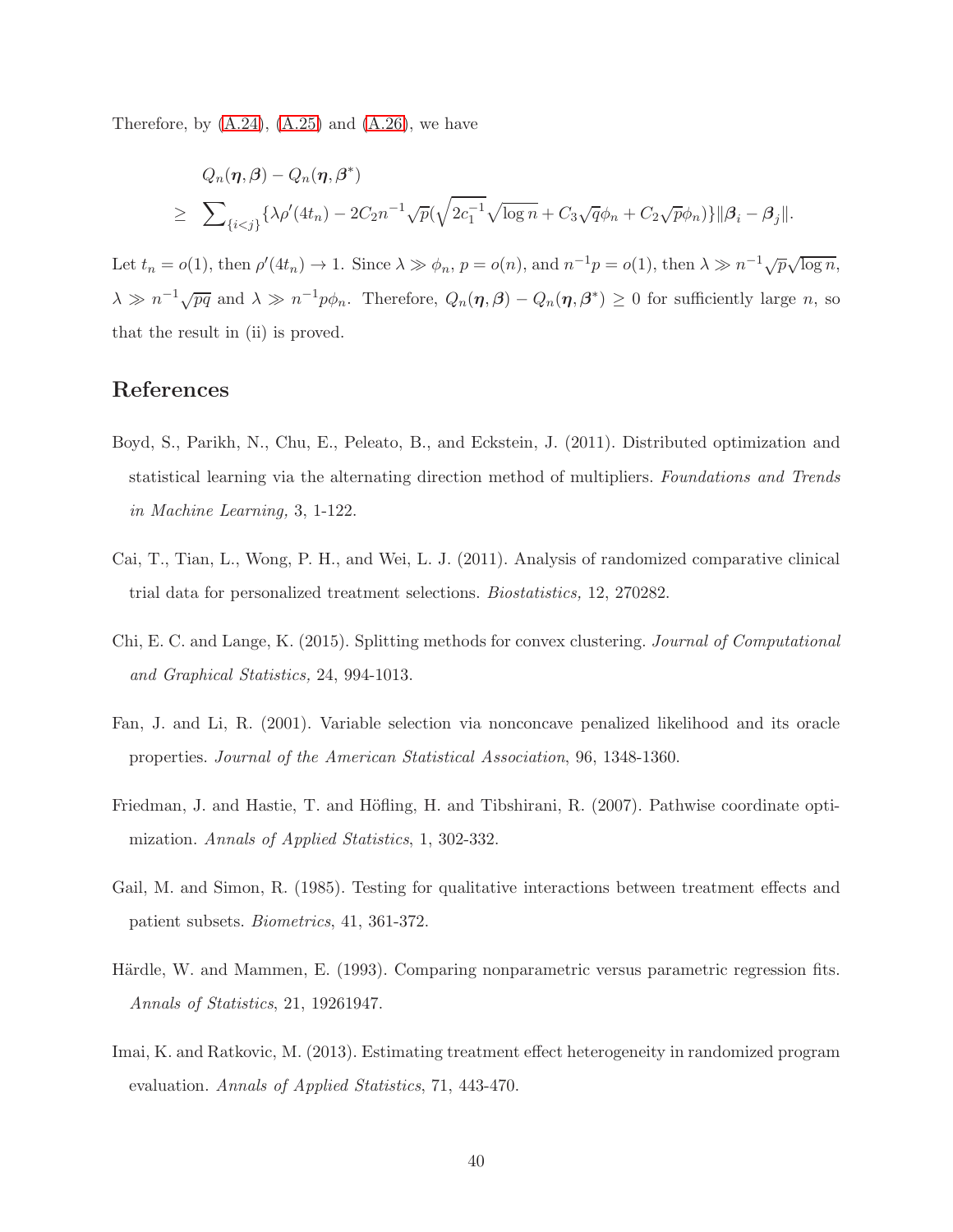Therefore, by (A.24), (A.25) and (A.26), we have

$$
\begin{aligned}
& Q_n(\boldsymbol{\eta},\boldsymbol{\beta}) - Q_n(\boldsymbol{\eta},\boldsymbol{\beta}^*) \\
\geq \; & \sum\nolimits_{\{i<j\}} \{\lambda\rho'(4t_n) - 2C_2 n^{-1}\sqrt{p}(\sqrt{2c_1^{-1}}\sqrt{\log n} + C_3\sqrt{q}\phi_n + C_2\sqrt{p}\phi_n)\}\|\boldsymbol{\beta}_i - \boldsymbol{\beta}_j\|.
\end{aligned}
$$

Let $t_n = o(1)$, then $\rho'(4t_n) \to 1$. Since $\lambda \gg \phi_n$, $p = o(n)$, and $n^{-1}p = o(1)$, then $\lambda \gg n^{-1}\sqrt{p}\sqrt{\log n}$, $\lambda \gg n^{-1}\sqrt{pq}$ and $\lambda \gg n^{-1}p\phi_n$. Therefore, $Q_n(\boldsymbol{\eta},\boldsymbol{\beta}) - Q_n(\boldsymbol{\eta},\boldsymbol{\beta}^*) \geq 0$ for sufficiently large $n$, so that the result in (ii) is proved.

## References

Boyd, S., Parikh, N., Chu, E., Peleato, B., and Eckstein, J. (2011). Distributed optimization and statistical learning via the alternating direction method of multipliers. *Foundations and Trends in Machine Learning,* 3, 1-122.

Cai, T., Tian, L., Wong, P. H., and Wei, L. J. (2011). Analysis of randomized comparative clinical trial data for personalized treatment selections. *Biostatistics,* 12, 270282.

Chi, E. C. and Lange, K. (2015). Splitting methods for convex clustering. *Journal of Computational and Graphical Statistics,* 24, 994-1013.

Fan, J. and Li, R. (2001). Variable selection via nonconcave penalized likelihood and its oracle properties. *Journal of the American Statistical Association*, 96, 1348-1360.

Friedman, J. and Hastie, T. and Höfling, H. and Tibshirani, R. (2007). Pathwise coordinate optimization. *Annals of Applied Statistics*, 1, 302-332.

Gail, M. and Simon, R. (1985). Testing for qualitative interactions between treatment effects and patient subsets. *Biometrics*, 41, 361-372.

Härdle, W. and Mammen, E. (1993). Comparing nonparametric versus parametric regression fits. *Annals of Statistics*, 21, 19261947.

Imai, K. and Ratkovic, M. (2013). Estimating treatment effect heterogeneity in randomized program evaluation. *Annals of Applied Statistics*, 71, 443-470.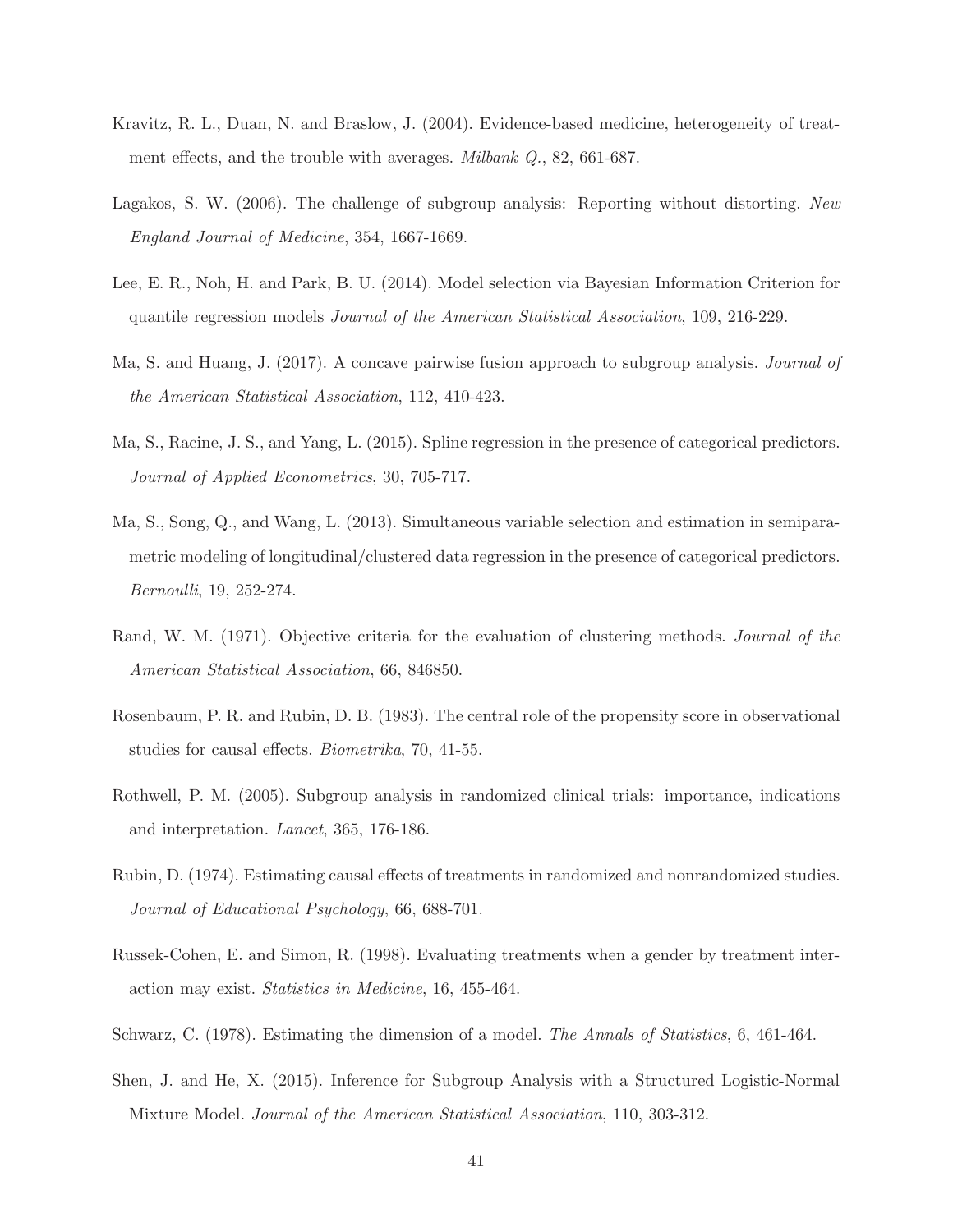Kravitz, R. L., Duan, N. and Braslow, J. (2004). Evidence-based medicine, heterogeneity of treatment effects, and the trouble with averages. *Milbank Q.*, 82, 661-687.

Lagakos, S. W. (2006). The challenge of subgroup analysis: Reporting without distorting. *New England Journal of Medicine*, 354, 1667-1669.

Lee, E. R., Noh, H. and Park, B. U. (2014). Model selection via Bayesian Information Criterion for quantile regression models *Journal of the American Statistical Association*, 109, 216-229.

Ma, S. and Huang, J. (2017). A concave pairwise fusion approach to subgroup analysis. *Journal of the American Statistical Association*, 112, 410-423.

Ma, S., Racine, J. S., and Yang, L. (2015). Spline regression in the presence of categorical predictors. *Journal of Applied Econometrics*, 30, 705-717.

Ma, S., Song, Q., and Wang, L. (2013). Simultaneous variable selection and estimation in semiparametric modeling of longitudinal/clustered data regression in the presence of categorical predictors. *Bernoulli*, 19, 252-274.

Rand, W. M. (1971). Objective criteria for the evaluation of clustering methods. *Journal of the American Statistical Association*, 66, 846850.

Rosenbaum, P. R. and Rubin, D. B. (1983). The central role of the propensity score in observational studies for causal effects. *Biometrika*, 70, 41-55.

Rothwell, P. M. (2005). Subgroup analysis in randomized clinical trials: importance, indications and interpretation. *Lancet*, 365, 176-186.

Rubin, D. (1974). Estimating causal effects of treatments in randomized and nonrandomized studies. *Journal of Educational Psychology*, 66, 688-701.

Russek-Cohen, E. and Simon, R. (1998). Evaluating treatments when a gender by treatment interaction may exist. *Statistics in Medicine*, 16, 455-464.

Schwarz, C. (1978). Estimating the dimension of a model. *The Annals of Statistics*, 6, 461-464.

Shen, J. and He, X. (2015). Inference for Subgroup Analysis with a Structured Logistic-Normal Mixture Model. *Journal of the American Statistical Association*, 110, 303-312.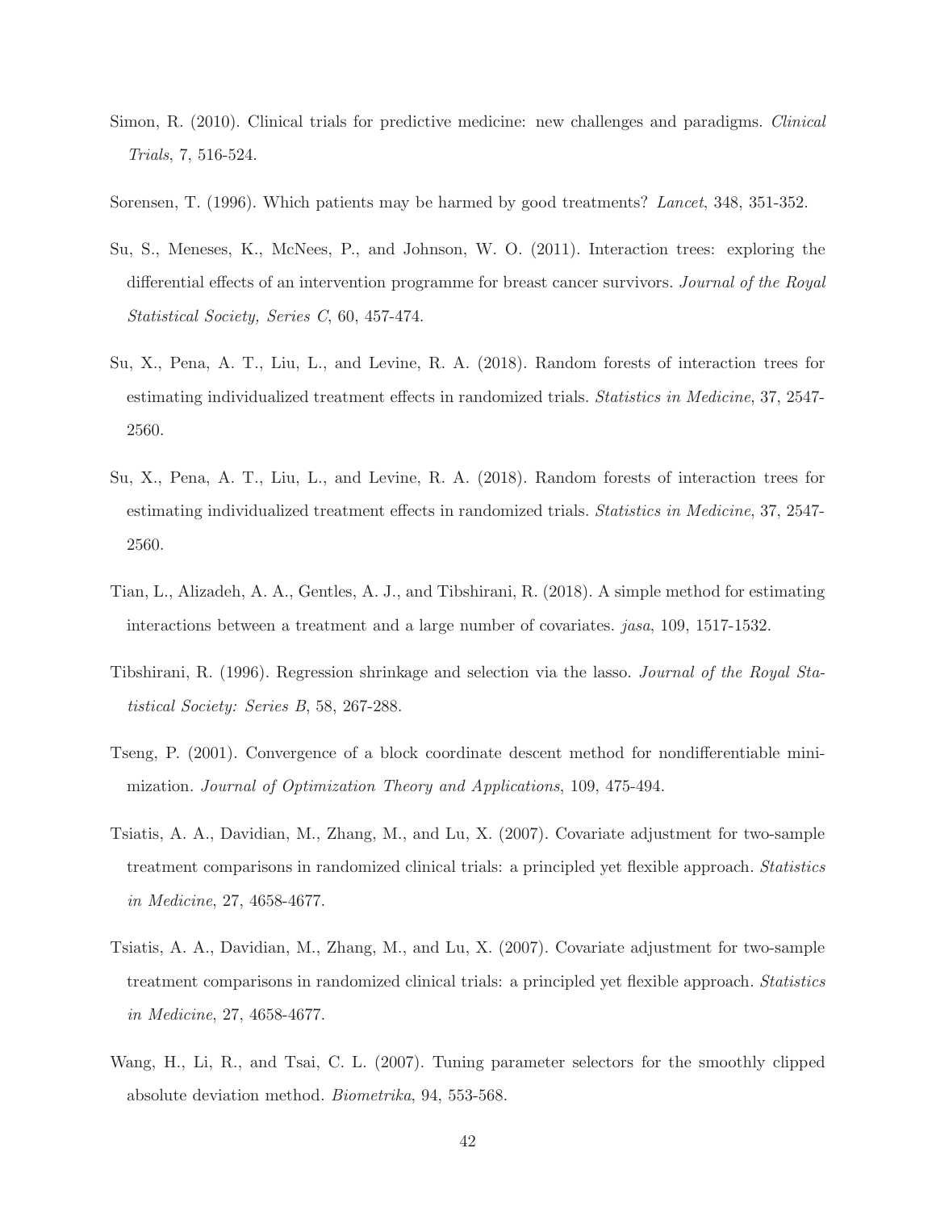Simon, R. (2010). Clinical trials for predictive medicine: new challenges and paradigms. *Clinical Trials*, 7, 516-524.

Sorensen, T. (1996). Which patients may be harmed by good treatments? *Lancet*, 348, 351-352.

Su, S., Meneses, K., McNees, P., and Johnson, W. O. (2011). Interaction trees: exploring the differential effects of an intervention programme for breast cancer survivors. *Journal of the Royal Statistical Society, Series C*, 60, 457-474.

Su, X., Pena, A. T., Liu, L., and Levine, R. A. (2018). Random forests of interaction trees for estimating individualized treatment effects in randomized trials. *Statistics in Medicine*, 37, 2547-2560.

Su, X., Pena, A. T., Liu, L., and Levine, R. A. (2018). Random forests of interaction trees for estimating individualized treatment effects in randomized trials. *Statistics in Medicine*, 37, 2547-2560.

Tian, L., Alizadeh, A. A., Gentles, A. J., and Tibshirani, R. (2018). A simple method for estimating interactions between a treatment and a large number of covariates. *jasa*, 109, 1517-1532.

Tibshirani, R. (1996). Regression shrinkage and selection via the lasso. *Journal of the Royal Statistical Society: Series B*, 58, 267-288.

Tseng, P. (2001). Convergence of a block coordinate descent method for nondifferentiable minimization. *Journal of Optimization Theory and Applications*, 109, 475-494.

Tsiatis, A. A., Davidian, M., Zhang, M., and Lu, X. (2007). Covariate adjustment for two-sample treatment comparisons in randomized clinical trials: a principled yet flexible approach. *Statistics in Medicine*, 27, 4658-4677.

Tsiatis, A. A., Davidian, M., Zhang, M., and Lu, X. (2007). Covariate adjustment for two-sample treatment comparisons in randomized clinical trials: a principled yet flexible approach. *Statistics in Medicine*, 27, 4658-4677.

Wang, H., Li, R., and Tsai, C. L. (2007). Tuning parameter selectors for the smoothly clipped absolute deviation method. *Biometrika*, 94, 553-568.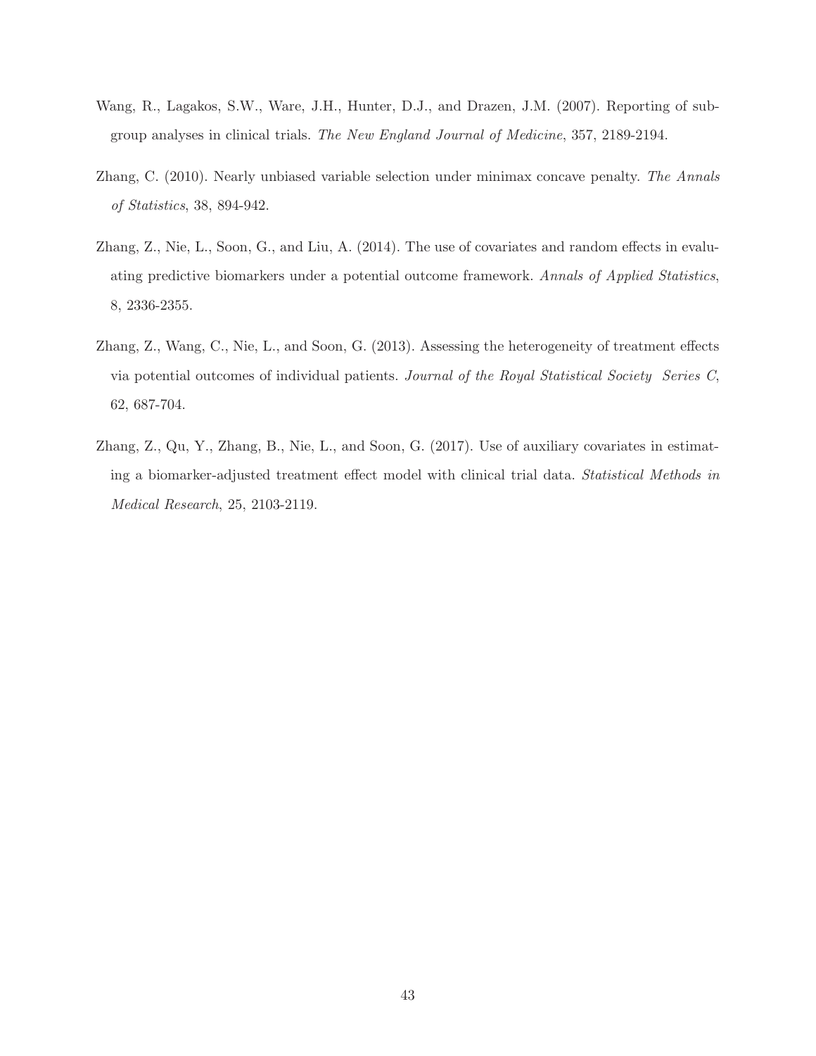Wang, R., Lagakos, S.W., Ware, J.H., Hunter, D.J., and Drazen, J.M. (2007). Reporting of subgroup analyses in clinical trials. *The New England Journal of Medicine*, 357, 2189-2194.

Zhang, C. (2010). Nearly unbiased variable selection under minimax concave penalty. *The Annals of Statistics*, 38, 894-942.

Zhang, Z., Nie, L., Soon, G., and Liu, A. (2014). The use of covariates and random effects in evaluating predictive biomarkers under a potential outcome framework. *Annals of Applied Statistics*, 8, 2336-2355.

Zhang, Z., Wang, C., Nie, L., and Soon, G. (2013). Assessing the heterogeneity of treatment effects via potential outcomes of individual patients. *Journal of the Royal Statistical Society Series C*, 62, 687-704.

Zhang, Z., Qu, Y., Zhang, B., Nie, L., and Soon, G. (2017). Use of auxiliary covariates in estimating a biomarker-adjusted treatment effect model with clinical trial data. *Statistical Methods in Medical Research*, 25, 2103-2119.